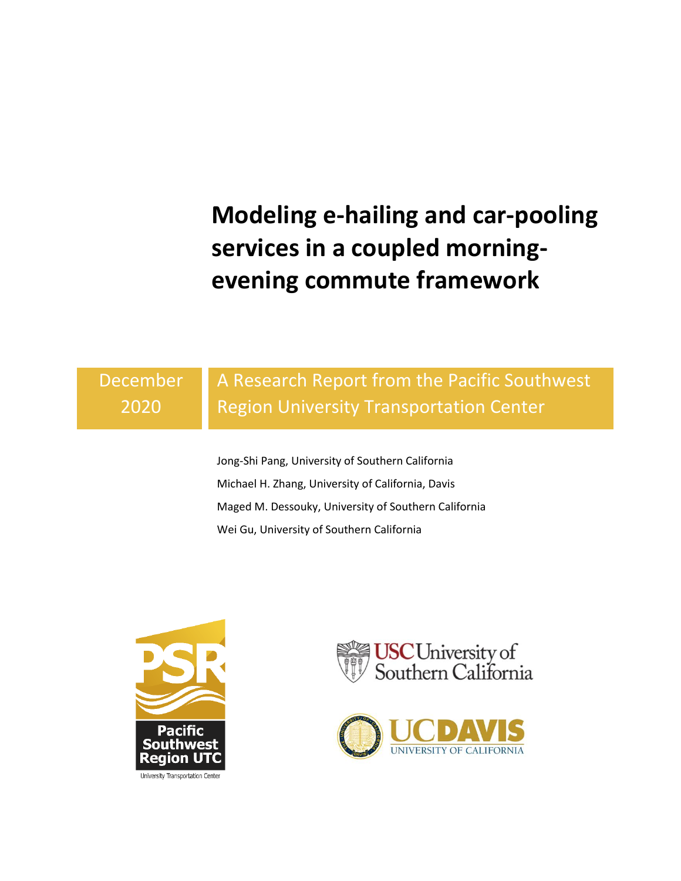# Modeling e-hailing and car-pooling services in a coupled morning-evening commute framework

December 2020

A Research Report from the Pacific Southwest Region University Transportation Center

Jong-Shi Pang, University of Southern California

Michael H. Zhang, University of California, Davis

Maged M. Dessouky, University of Southern California

Wei Gu, University of Southern California

Pacific Southwest Region UTC

University Transportation Center

USC University of Southern California

UC DAVIS UNIVERSITY OF CALIFORNIA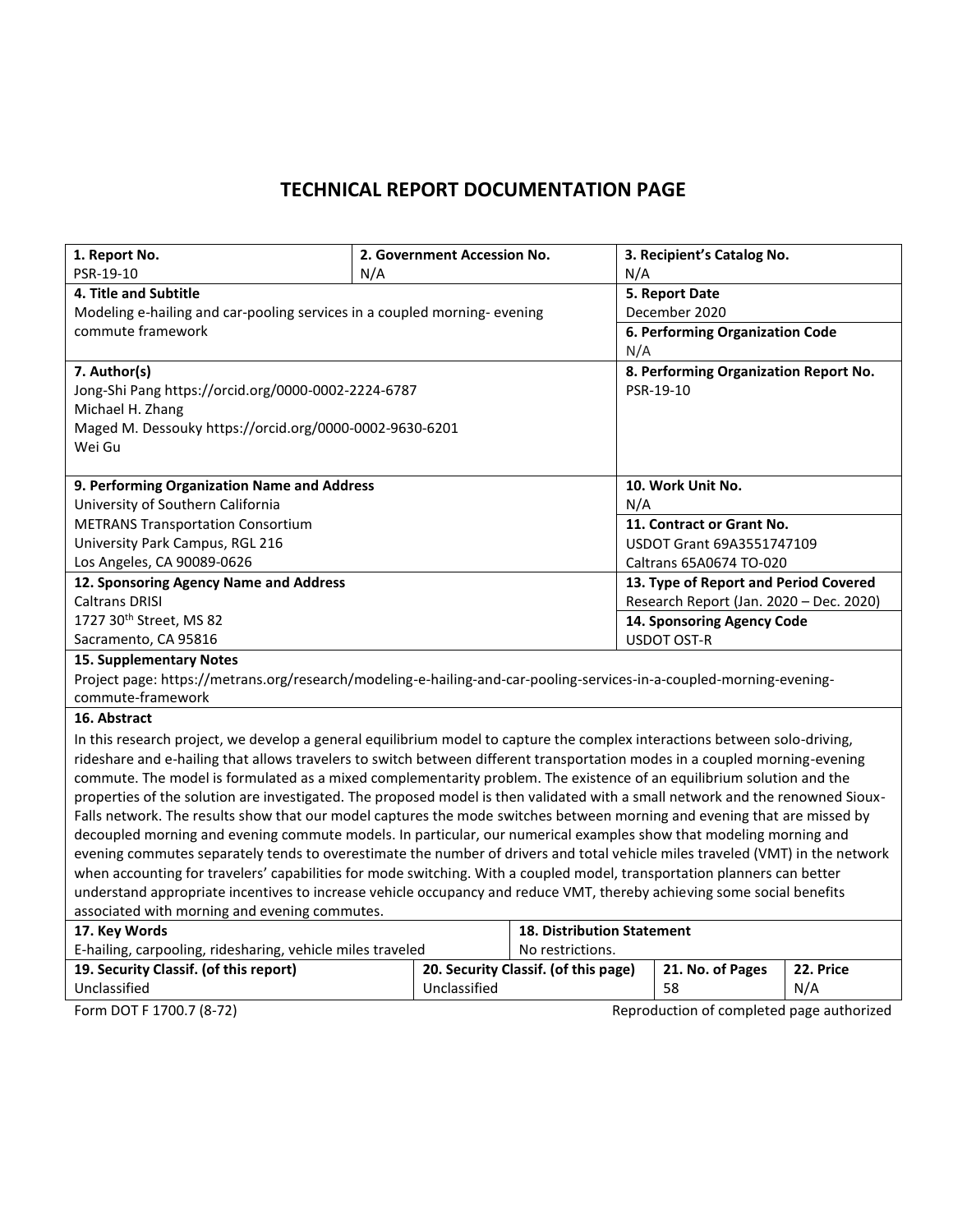# TECHNICAL REPORT DOCUMENTATION PAGE

| **1. Report No.** | **2. Government Accession No.** | **3. Recipient's Catalog No.** |
|---|---|---|
| PSR-19-10 | N/A | N/A |
| **4. Title and Subtitle** | | **5. Report Date** |
| Modeling e-hailing and car-pooling services in a coupled morning- evening commute framework | | December 2020 |
| | | **6. Performing Organization Code** |
| | | N/A |
| **7. Author(s)** | | **8. Performing Organization Report No.** |
| Jong-Shi Pang https://orcid.org/0000-0002-2224-6787<br>Michael H. Zhang<br>Maged M. Dessouky https://orcid.org/0000-0002-9630-6201<br>Wei Gu | | PSR-19-10 |
| **9. Performing Organization Name and Address** | | **10. Work Unit No.** |
| University of Southern California<br>METRANS Transportation Consortium<br>University Park Campus, RGL 216<br>Los Angeles, CA 90089-0626 | | N/A |
| | | **11. Contract or Grant No.** |
| | | USDOT Grant 69A3551747109<br>Caltrans 65A0674 TO-020 |
| **12. Sponsoring Agency Name and Address** | | **13. Type of Report and Period Covered** |
| Caltrans DRISI<br>1727 30th Street, MS 82<br>Sacramento, CA 95816 | | Research Report (Jan. 2020 – Dec. 2020) |
| | | **14. Sponsoring Agency Code** |
| | | USDOT OST-R |

**15. Supplementary Notes**

Project page: https://metrans.org/research/modeling-e-hailing-and-car-pooling-services-in-a-coupled-morning-evening-commute-framework

**16. Abstract**

In this research project, we develop a general equilibrium model to capture the complex interactions between solo-driving, rideshare and e-hailing that allows travelers to switch between different transportation modes in a coupled morning-evening commute. The model is formulated as a mixed complementarity problem. The existence of an equilibrium solution and the properties of the solution are investigated. The proposed model is then validated with a small network and the renowned Sioux-Falls network. The results show that our model captures the mode switches between morning and evening that are missed by decoupled morning and evening commute models. In particular, our numerical examples show that modeling morning and evening commutes separately tends to overestimate the number of drivers and total vehicle miles traveled (VMT) in the network when accounting for travelers' capabilities for mode switching. With a coupled model, transportation planners can better understand appropriate incentives to increase vehicle occupancy and reduce VMT, thereby achieving some social benefits associated with morning and evening commutes.

| **17. Key Words** | **18. Distribution Statement** | | |
|---|---|---|---|
| E-hailing, carpooling, ridesharing, vehicle miles traveled | No restrictions. | | |
| **19. Security Classif. (of this report)** | **20. Security Classif. (of this page)** | **21. No. of Pages** | **22. Price** |
| Unclassified | Unclassified | 58 | N/A |

Form DOT F 1700.7 (8-72) Reproduction of completed page authorized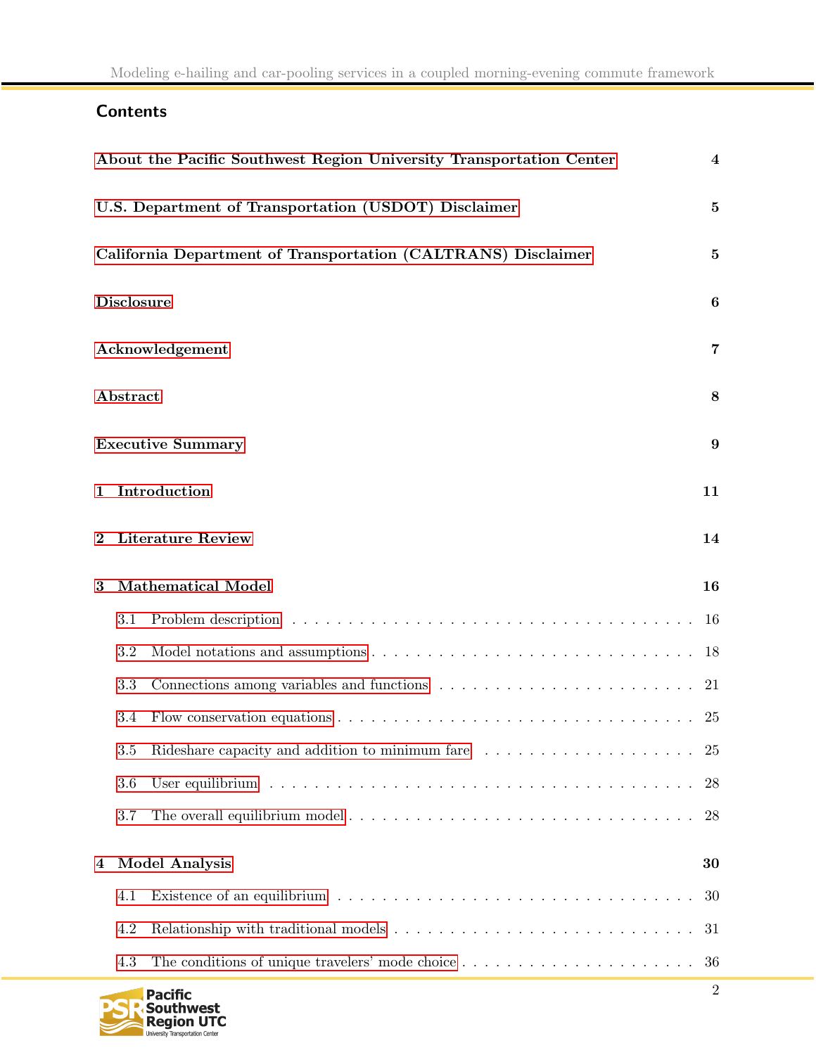## Contents

About the Pacific Southwest Region University Transportation Center 4

U.S. Department of Transportation (USDOT) Disclaimer 5

California Department of Transportation (CALTRANS) Disclaimer 5

Disclosure 6

Acknowledgement 7

Abstract 8

Executive Summary 9

1 Introduction 11

2 Literature Review 14

3 Mathematical Model 16

- 3.1 Problem description . . . . . . . . . . . . . . . . . . . . . . . . . . . . . . . . . . . . 16
- 3.2 Model notations and assumptions . . . . . . . . . . . . . . . . . . . . . . . . . . . . 18
- 3.3 Connections among variables and functions . . . . . . . . . . . . . . . . . . . . . . . 21
- 3.4 Flow conservation equations . . . . . . . . . . . . . . . . . . . . . . . . . . . . . . . 25
- 3.5 Rideshare capacity and addition to minimum fare . . . . . . . . . . . . . . . . . . . 25
- 3.6 User equilibrium . . . . . . . . . . . . . . . . . . . . . . . . . . . . . . . . . . . . . . 28
- 3.7 The overall equilibrium model . . . . . . . . . . . . . . . . . . . . . . . . . . . . . . 28

4 Model Analysis 30

- 4.1 Existence of an equilibrium . . . . . . . . . . . . . . . . . . . . . . . . . . . . . . . . 30
- 4.2 Relationship with traditional models . . . . . . . . . . . . . . . . . . . . . . . . . . 31
- 4.3 The conditions of unique travelers' mode choice . . . . . . . . . . . . . . . . . . . . 36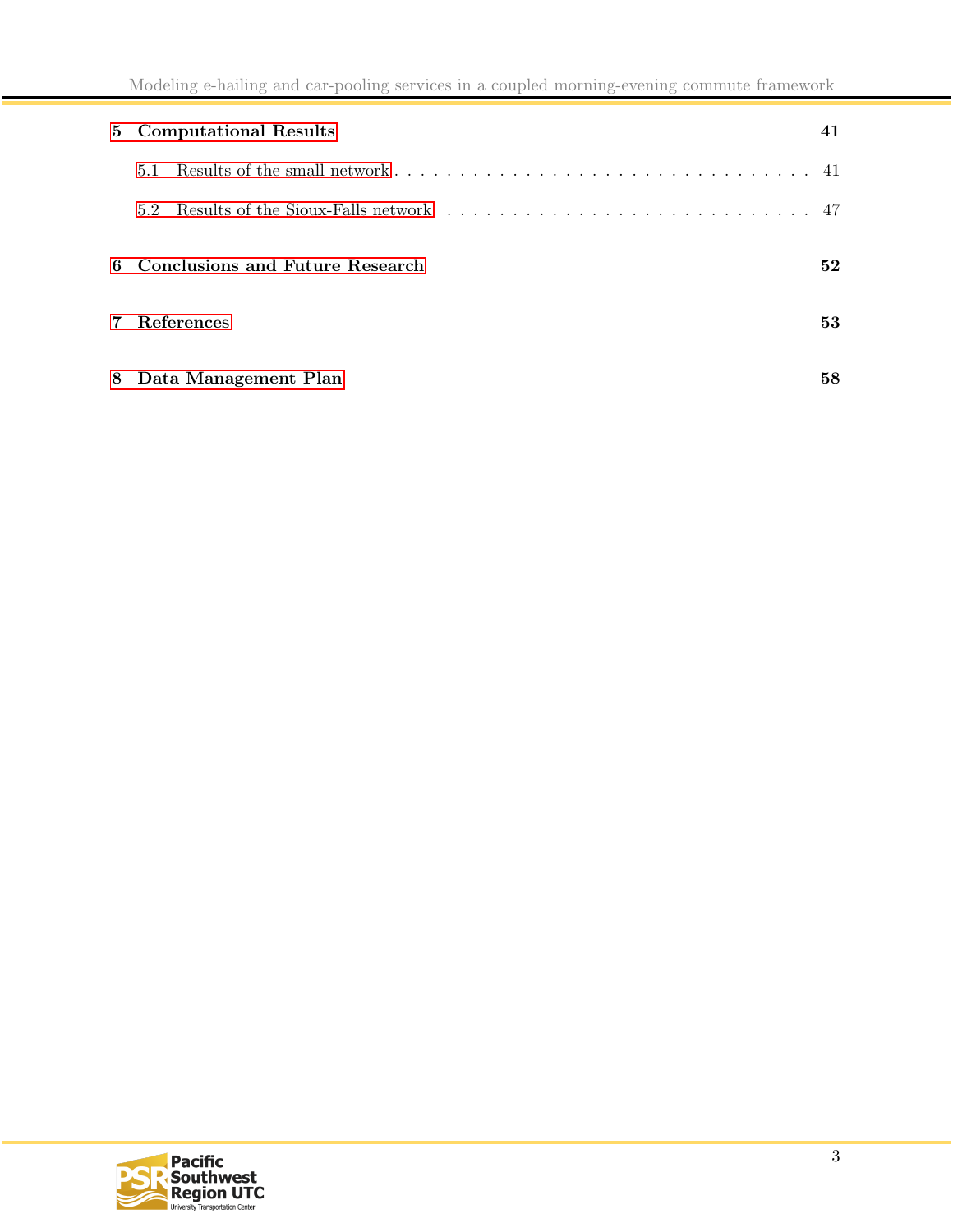5 Computational Results ... 41

- 5.1 Results of the small network ... 41
- 5.2 Results of the Sioux-Falls network ... 47

6 Conclusions and Future Research ... 52

7 References ... 53

8 Data Management Plan ... 58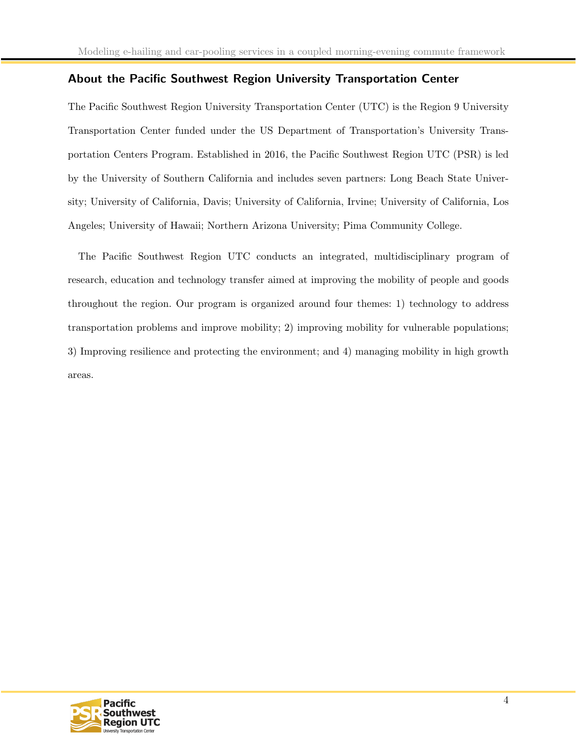## About the Pacific Southwest Region University Transportation Center

The Pacific Southwest Region University Transportation Center (UTC) is the Region 9 University Transportation Center funded under the US Department of Transportation's University Transportation Centers Program. Established in 2016, the Pacific Southwest Region UTC (PSR) is led by the University of Southern California and includes seven partners: Long Beach State University; University of California, Davis; University of California, Irvine; University of California, Los Angeles; University of Hawaii; Northern Arizona University; Pima Community College.

The Pacific Southwest Region UTC conducts an integrated, multidisciplinary program of research, education and technology transfer aimed at improving the mobility of people and goods throughout the region. Our program is organized around four themes: 1) technology to address transportation problems and improve mobility; 2) improving mobility for vulnerable populations; 3) Improving resilience and protecting the environment; and 4) managing mobility in high growth areas.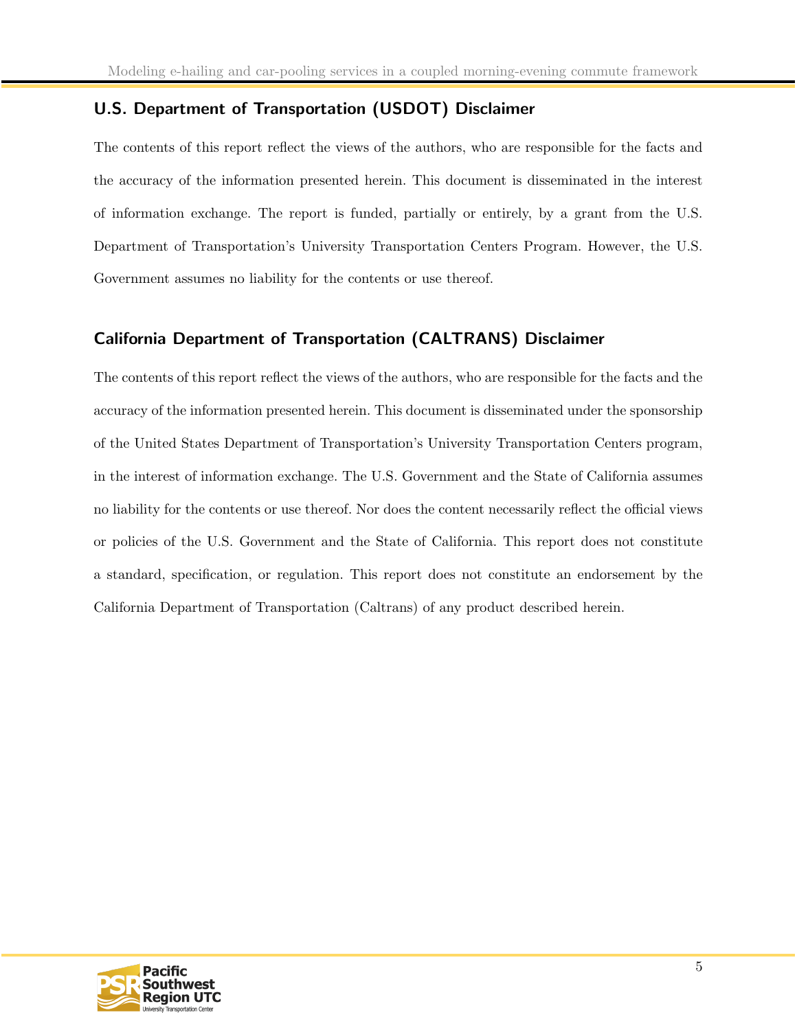## U.S. Department of Transportation (USDOT) Disclaimer

The contents of this report reflect the views of the authors, who are responsible for the facts and the accuracy of the information presented herein. This document is disseminated in the interest of information exchange. The report is funded, partially or entirely, by a grant from the U.S. Department of Transportation's University Transportation Centers Program. However, the U.S. Government assumes no liability for the contents or use thereof.

## California Department of Transportation (CALTRANS) Disclaimer

The contents of this report reflect the views of the authors, who are responsible for the facts and the accuracy of the information presented herein. This document is disseminated under the sponsorship of the United States Department of Transportation's University Transportation Centers program, in the interest of information exchange. The U.S. Government and the State of California assumes no liability for the contents or use thereof. Nor does the content necessarily reflect the official views or policies of the U.S. Government and the State of California. This report does not constitute a standard, specification, or regulation. This report does not constitute an endorsement by the California Department of Transportation (Caltrans) of any product described herein.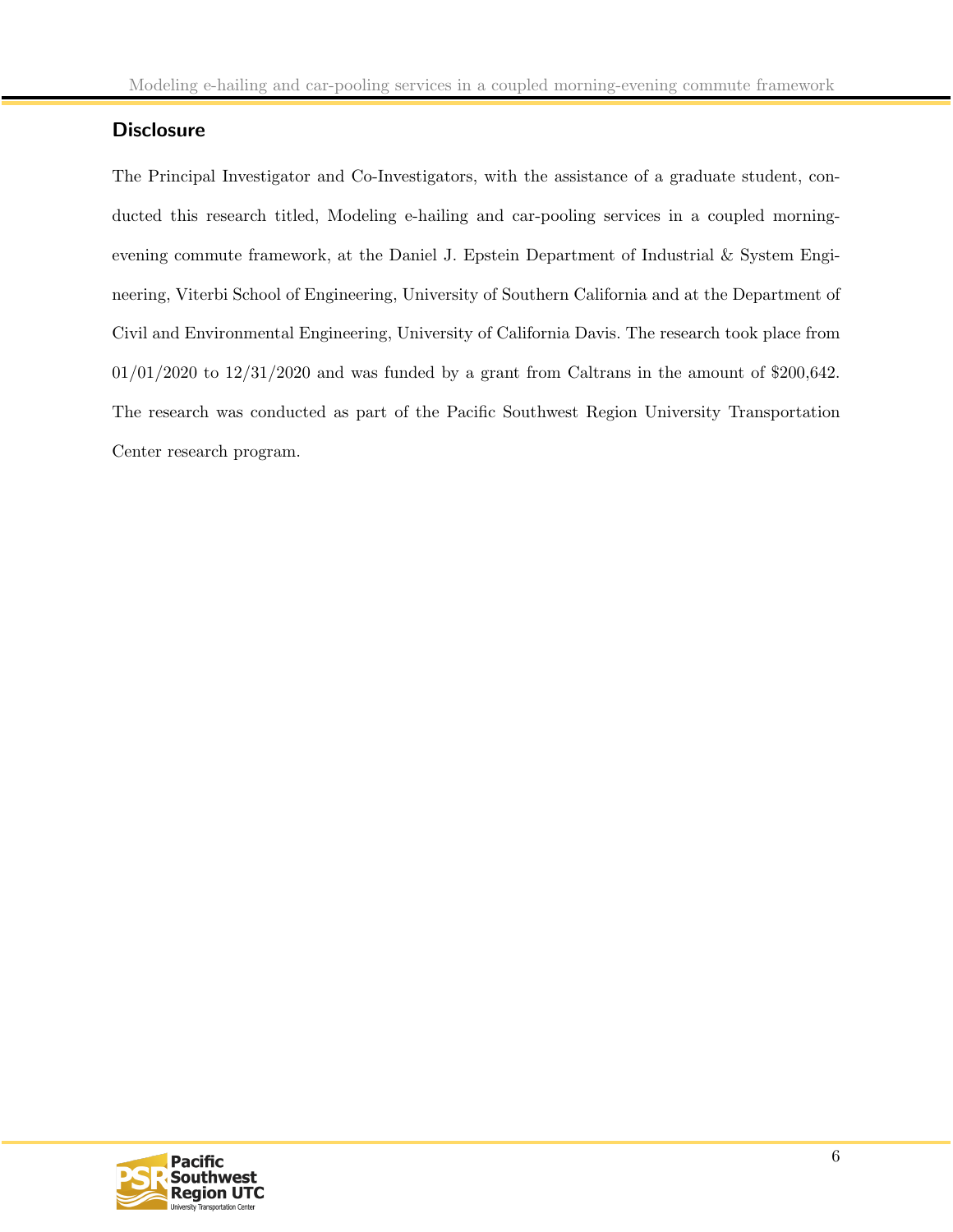## Disclosure

The Principal Investigator and Co-Investigators, with the assistance of a graduate student, conducted this research titled, Modeling e-hailing and car-pooling services in a coupled morning-evening commute framework, at the Daniel J. Epstein Department of Industrial & System Engineering, Viterbi School of Engineering, University of Southern California and at the Department of Civil and Environmental Engineering, University of California Davis. The research took place from 01/01/2020 to 12/31/2020 and was funded by a grant from Caltrans in the amount of $200,642. The research was conducted as part of the Pacific Southwest Region University Transportation Center research program.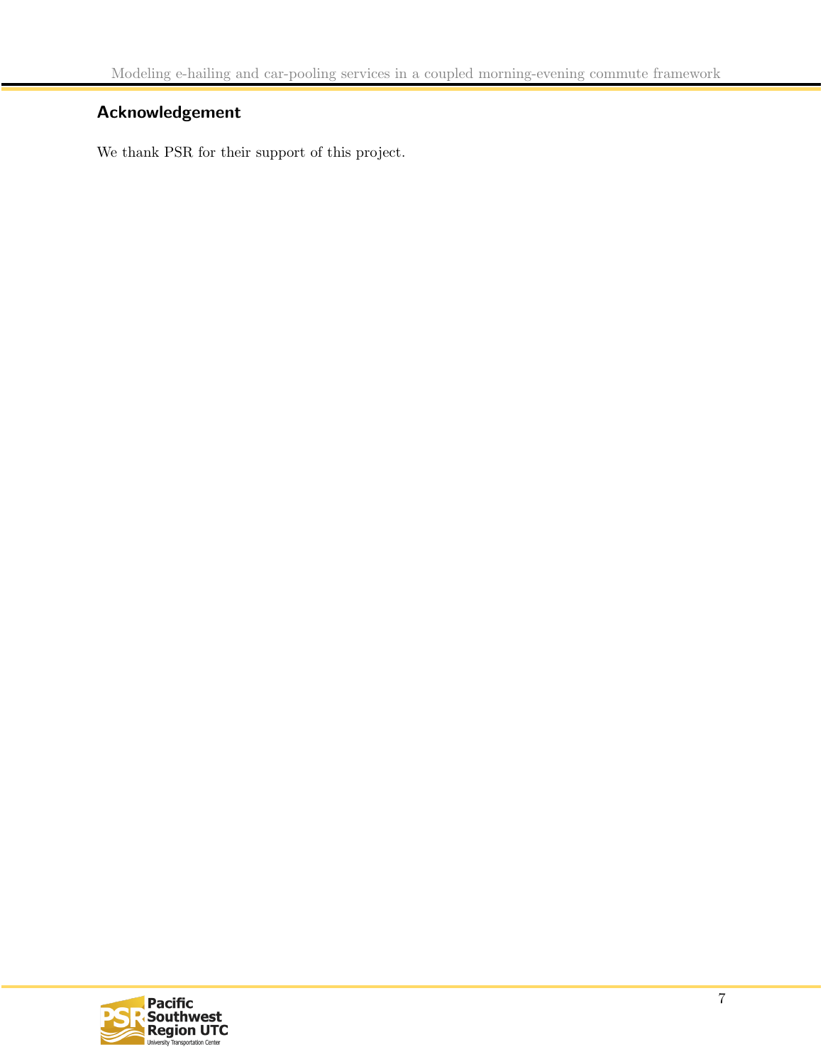## Acknowledgement

We thank PSR for their support of this project.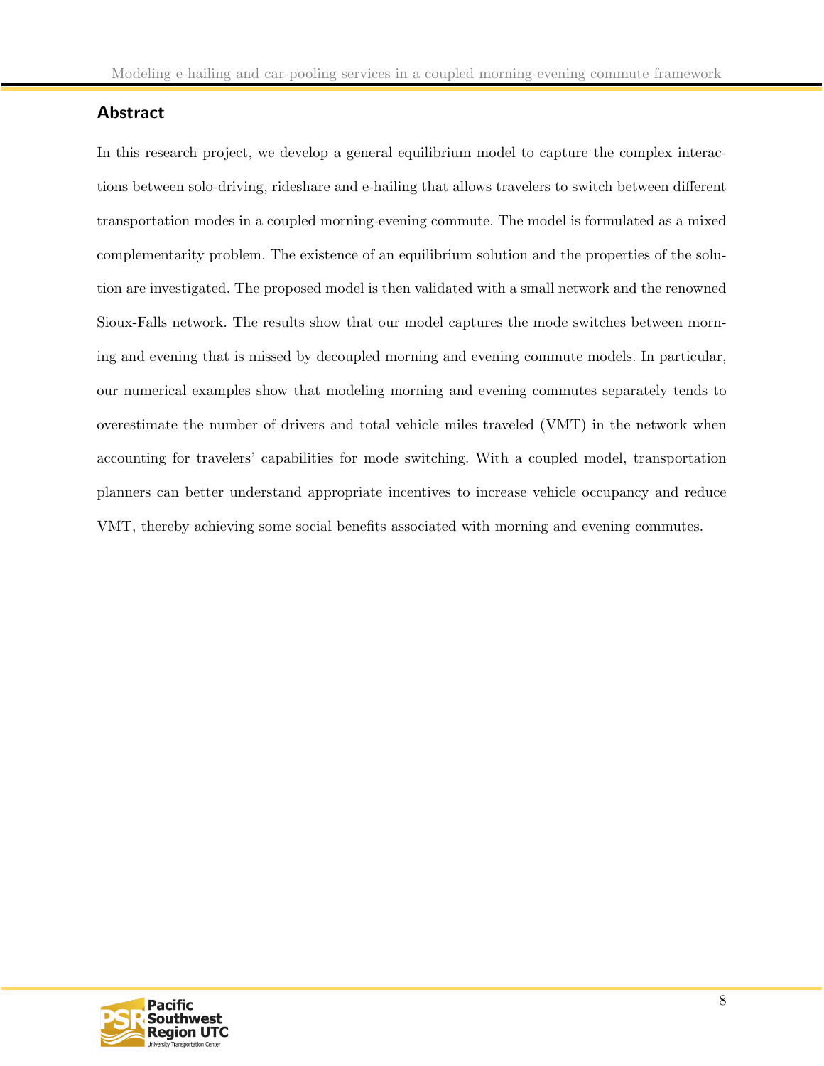## Abstract

In this research project, we develop a general equilibrium model to capture the complex interactions between solo-driving, rideshare and e-hailing that allows travelers to switch between different transportation modes in a coupled morning-evening commute. The model is formulated as a mixed complementarity problem. The existence of an equilibrium solution and the properties of the solution are investigated. The proposed model is then validated with a small network and the renowned Sioux-Falls network. The results show that our model captures the mode switches between morning and evening that is missed by decoupled morning and evening commute models. In particular, our numerical examples show that modeling morning and evening commutes separately tends to overestimate the number of drivers and total vehicle miles traveled (VMT) in the network when accounting for travelers' capabilities for mode switching. With a coupled model, transportation planners can better understand appropriate incentives to increase vehicle occupancy and reduce VMT, thereby achieving some social benefits associated with morning and evening commutes.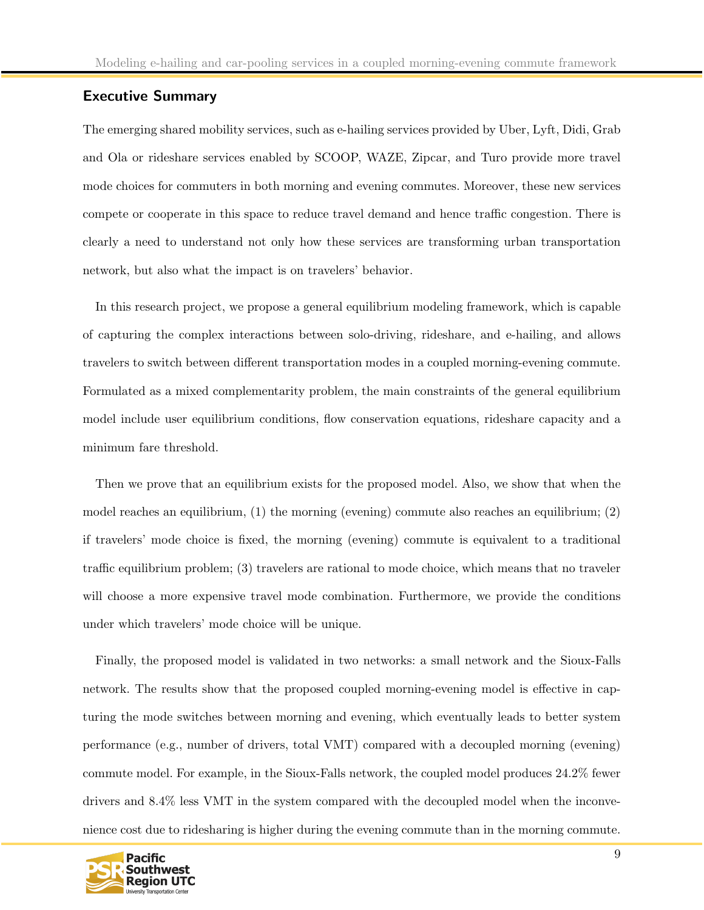## Executive Summary

The emerging shared mobility services, such as e-hailing services provided by Uber, Lyft, Didi, Grab and Ola or rideshare services enabled by SCOOP, WAZE, Zipcar, and Turo provide more travel mode choices for commuters in both morning and evening commutes. Moreover, these new services compete or cooperate in this space to reduce travel demand and hence traffic congestion. There is clearly a need to understand not only how these services are transforming urban transportation network, but also what the impact is on travelers' behavior.

In this research project, we propose a general equilibrium modeling framework, which is capable of capturing the complex interactions between solo-driving, rideshare, and e-hailing, and allows travelers to switch between different transportation modes in a coupled morning-evening commute. Formulated as a mixed complementarity problem, the main constraints of the general equilibrium model include user equilibrium conditions, flow conservation equations, rideshare capacity and a minimum fare threshold.

Then we prove that an equilibrium exists for the proposed model. Also, we show that when the model reaches an equilibrium, (1) the morning (evening) commute also reaches an equilibrium; (2) if travelers' mode choice is fixed, the morning (evening) commute is equivalent to a traditional traffic equilibrium problem; (3) travelers are rational to mode choice, which means that no traveler will choose a more expensive travel mode combination. Furthermore, we provide the conditions under which travelers' mode choice will be unique.

Finally, the proposed model is validated in two networks: a small network and the Sioux-Falls network. The results show that the proposed coupled morning-evening model is effective in capturing the mode switches between morning and evening, which eventually leads to better system performance (e.g., number of drivers, total VMT) compared with a decoupled morning (evening) commute model. For example, in the Sioux-Falls network, the coupled model produces 24.2% fewer drivers and 8.4% less VMT in the system compared with the decoupled model when the inconvenience cost due to ridesharing is higher during the evening commute than in the morning commute.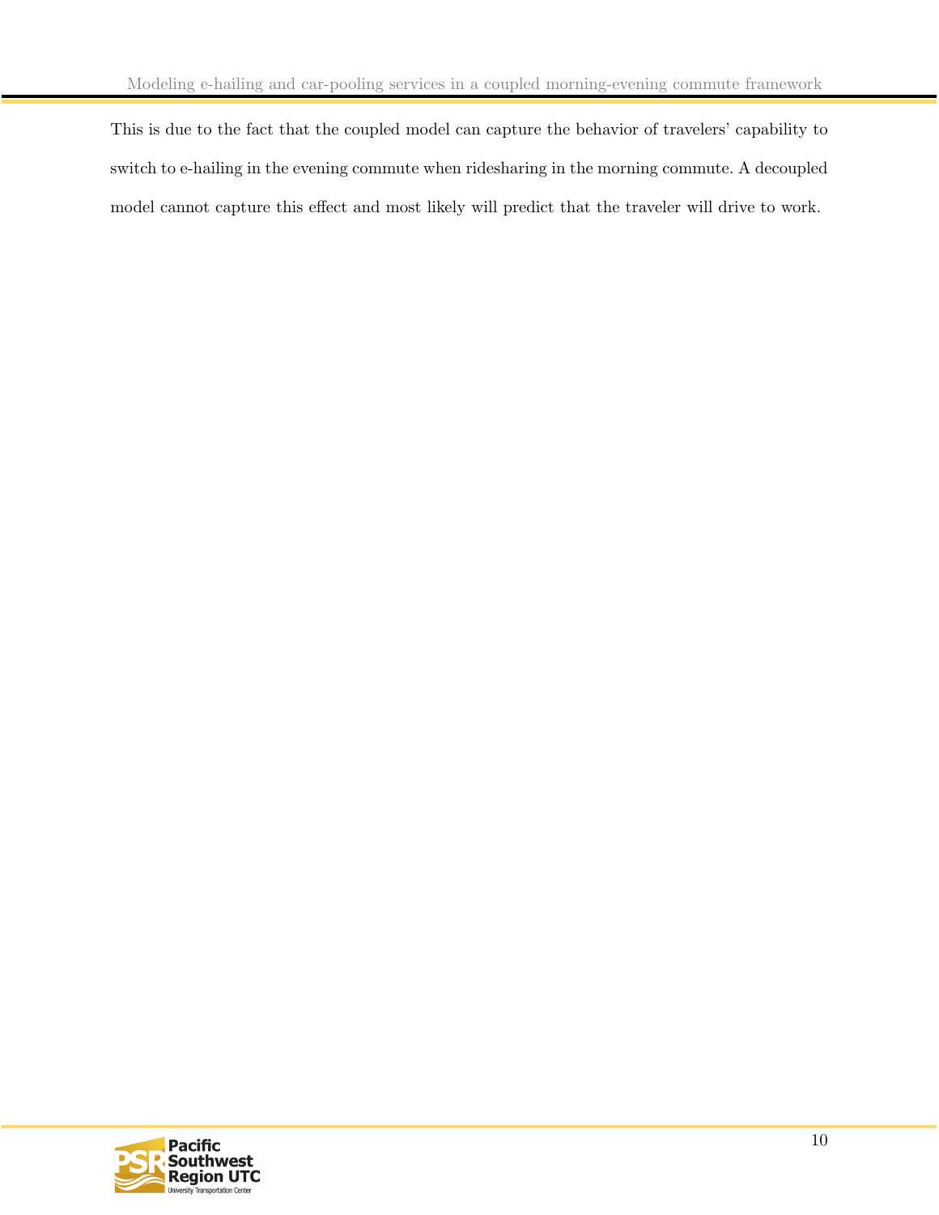This is due to the fact that the coupled model can capture the behavior of travelers' capability to switch to e-hailing in the evening commute when ridesharing in the morning commute. A decoupled model cannot capture this effect and most likely will predict that the traveler will drive to work.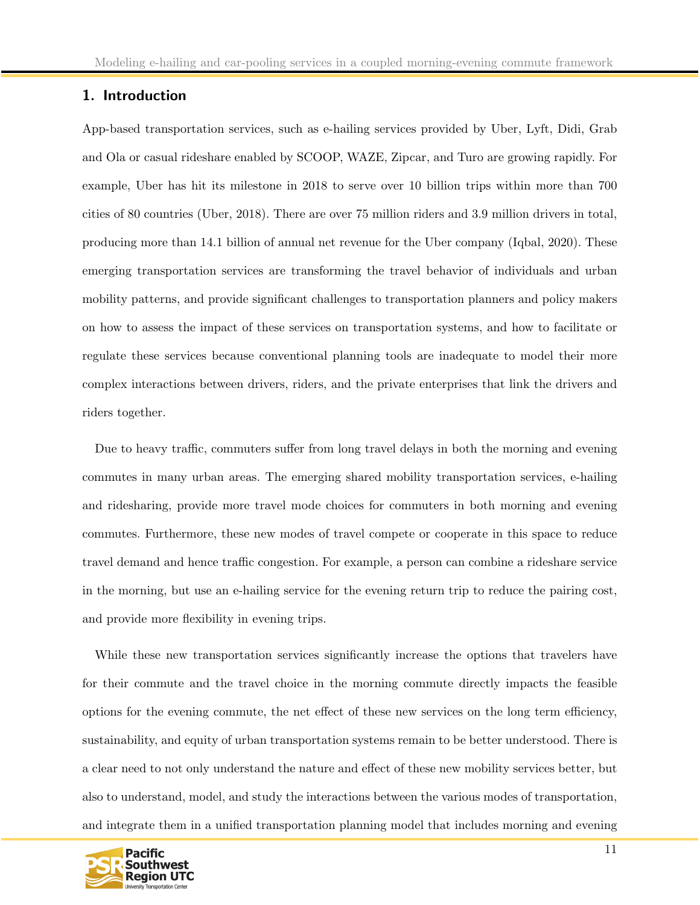## 1. Introduction

App-based transportation services, such as e-hailing services provided by Uber, Lyft, Didi, Grab and Ola or casual rideshare enabled by SCOOP, WAZE, Zipcar, and Turo are growing rapidly. For example, Uber has hit its milestone in 2018 to serve over 10 billion trips within more than 700 cities of 80 countries (Uber, 2018). There are over 75 million riders and 3.9 million drivers in total, producing more than 14.1 billion of annual net revenue for the Uber company (Iqbal, 2020). These emerging transportation services are transforming the travel behavior of individuals and urban mobility patterns, and provide significant challenges to transportation planners and policy makers on how to assess the impact of these services on transportation systems, and how to facilitate or regulate these services because conventional planning tools are inadequate to model their more complex interactions between drivers, riders, and the private enterprises that link the drivers and riders together.

Due to heavy traffic, commuters suffer from long travel delays in both the morning and evening commutes in many urban areas. The emerging shared mobility transportation services, e-hailing and ridesharing, provide more travel mode choices for commuters in both morning and evening commutes. Furthermore, these new modes of travel compete or cooperate in this space to reduce travel demand and hence traffic congestion. For example, a person can combine a rideshare service in the morning, but use an e-hailing service for the evening return trip to reduce the pairing cost, and provide more flexibility in evening trips.

While these new transportation services significantly increase the options that travelers have for their commute and the travel choice in the morning commute directly impacts the feasible options for the evening commute, the net effect of these new services on the long term efficiency, sustainability, and equity of urban transportation systems remain to be better understood. There is a clear need to not only understand the nature and effect of these new mobility services better, but also to understand, model, and study the interactions between the various modes of transportation, and integrate them in a unified transportation planning model that includes morning and evening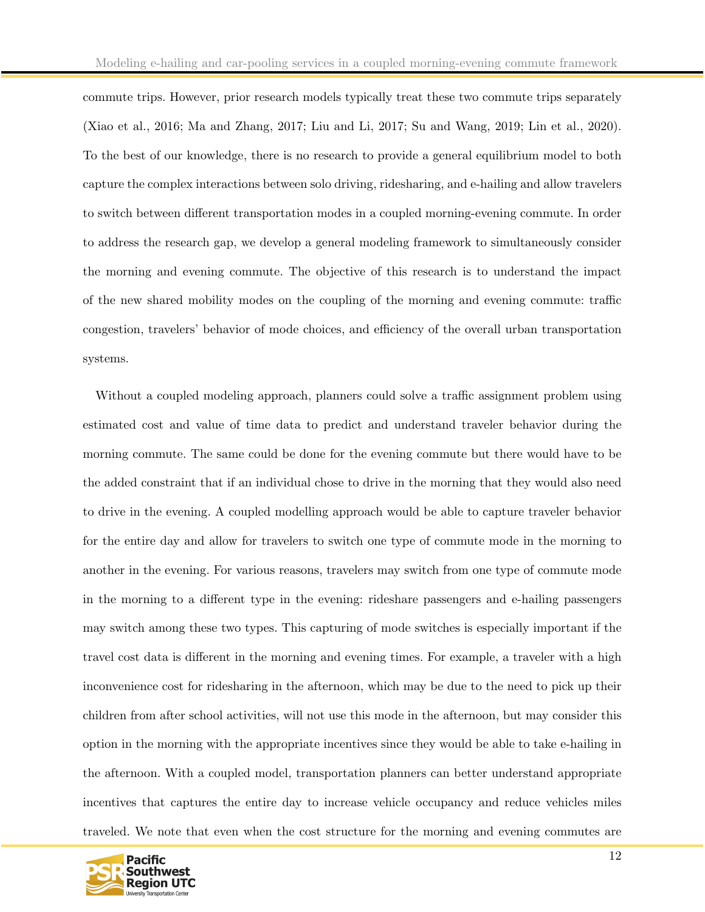commute trips. However, prior research models typically treat these two commute trips separately (Xiao et al., 2016; Ma and Zhang, 2017; Liu and Li, 2017; Su and Wang, 2019; Lin et al., 2020). To the best of our knowledge, there is no research to provide a general equilibrium model to both capture the complex interactions between solo driving, ridesharing, and e-hailing and allow travelers to switch between different transportation modes in a coupled morning-evening commute. In order to address the research gap, we develop a general modeling framework to simultaneously consider the morning and evening commute. The objective of this research is to understand the impact of the new shared mobility modes on the coupling of the morning and evening commute: traffic congestion, travelers' behavior of mode choices, and efficiency of the overall urban transportation systems.

Without a coupled modeling approach, planners could solve a traffic assignment problem using estimated cost and value of time data to predict and understand traveler behavior during the morning commute. The same could be done for the evening commute but there would have to be the added constraint that if an individual chose to drive in the morning that they would also need to drive in the evening. A coupled modelling approach would be able to capture traveler behavior for the entire day and allow for travelers to switch one type of commute mode in the morning to another in the evening. For various reasons, travelers may switch from one type of commute mode in the morning to a different type in the evening: rideshare passengers and e-hailing passengers may switch among these two types. This capturing of mode switches is especially important if the travel cost data is different in the morning and evening times. For example, a traveler with a high inconvenience cost for ridesharing in the afternoon, which may be due to the need to pick up their children from after school activities, will not use this mode in the afternoon, but may consider this option in the morning with the appropriate incentives since they would be able to take e-hailing in the afternoon. With a coupled model, transportation planners can better understand appropriate incentives that captures the entire day to increase vehicle occupancy and reduce vehicles miles traveled. We note that even when the cost structure for the morning and evening commutes are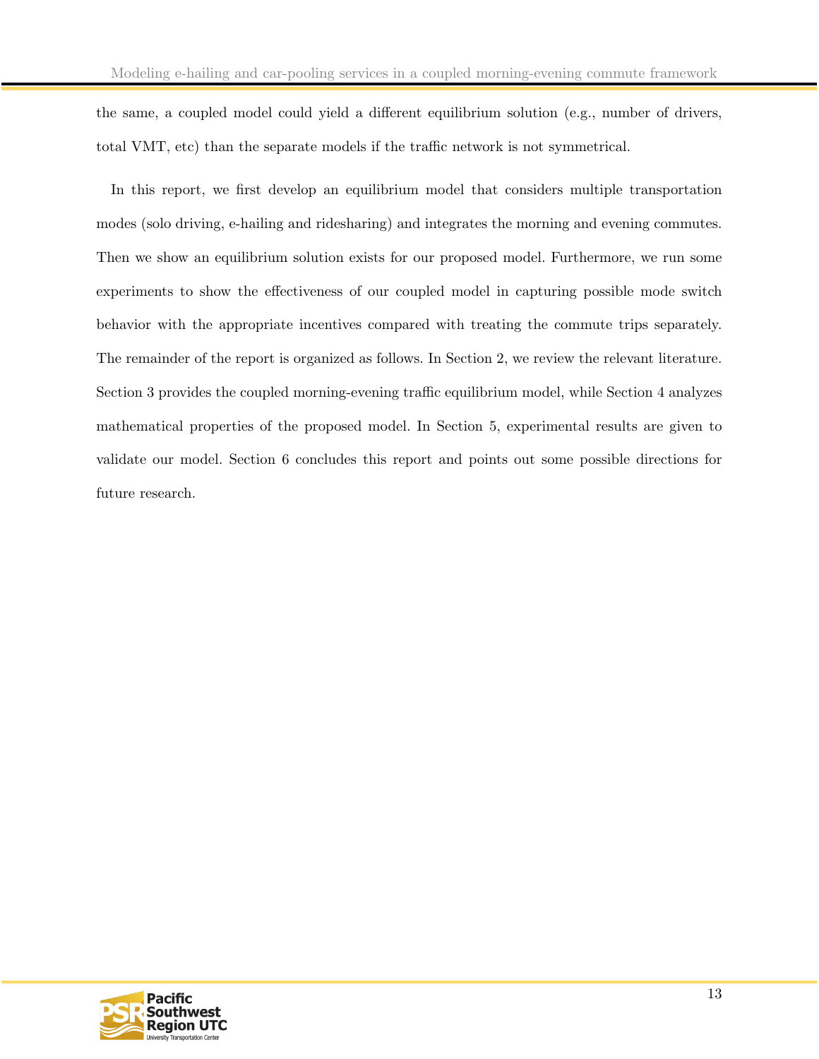the same, a coupled model could yield a different equilibrium solution (e.g., number of drivers, total VMT, etc) than the separate models if the traffic network is not symmetrical.

In this report, we first develop an equilibrium model that considers multiple transportation modes (solo driving, e-hailing and ridesharing) and integrates the morning and evening commutes. Then we show an equilibrium solution exists for our proposed model. Furthermore, we run some experiments to show the effectiveness of our coupled model in capturing possible mode switch behavior with the appropriate incentives compared with treating the commute trips separately. The remainder of the report is organized as follows. In Section 2, we review the relevant literature. Section 3 provides the coupled morning-evening traffic equilibrium model, while Section 4 analyzes mathematical properties of the proposed model. In Section 5, experimental results are given to validate our model. Section 6 concludes this report and points out some possible directions for future research.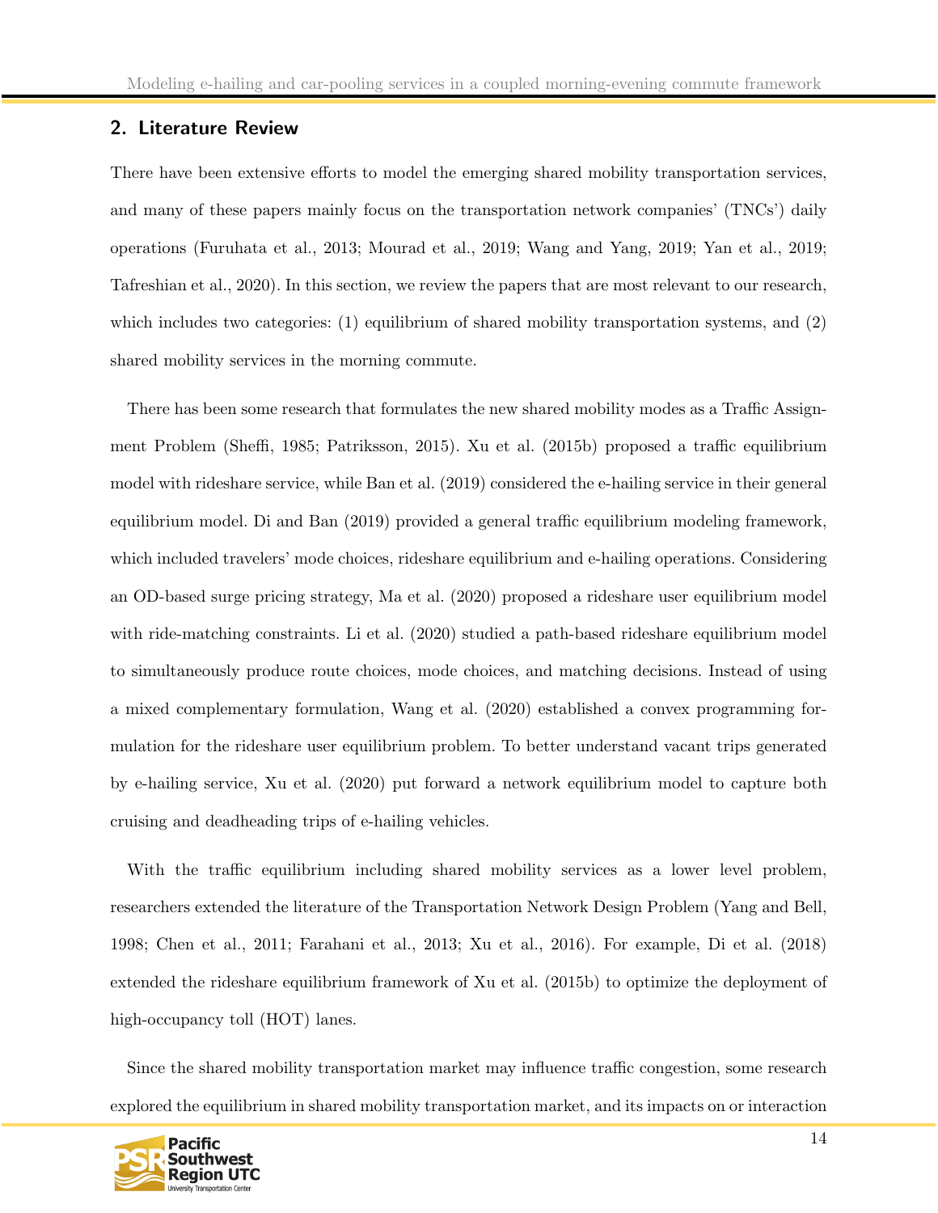## 2. Literature Review

There have been extensive efforts to model the emerging shared mobility transportation services, and many of these papers mainly focus on the transportation network companies' (TNCs') daily operations (Furuhata et al., 2013; Mourad et al., 2019; Wang and Yang, 2019; Yan et al., 2019; Tafreshian et al., 2020). In this section, we review the papers that are most relevant to our research, which includes two categories: (1) equilibrium of shared mobility transportation systems, and (2) shared mobility services in the morning commute.

There has been some research that formulates the new shared mobility modes as a Traffic Assignment Problem (Sheffi, 1985; Patriksson, 2015). Xu et al. (2015b) proposed a traffic equilibrium model with rideshare service, while Ban et al. (2019) considered the e-hailing service in their general equilibrium model. Di and Ban (2019) provided a general traffic equilibrium modeling framework, which included travelers' mode choices, rideshare equilibrium and e-hailing operations. Considering an OD-based surge pricing strategy, Ma et al. (2020) proposed a rideshare user equilibrium model with ride-matching constraints. Li et al. (2020) studied a path-based rideshare equilibrium model to simultaneously produce route choices, mode choices, and matching decisions. Instead of using a mixed complementary formulation, Wang et al. (2020) established a convex programming formulation for the rideshare user equilibrium problem. To better understand vacant trips generated by e-hailing service, Xu et al. (2020) put forward a network equilibrium model to capture both cruising and deadheading trips of e-hailing vehicles.

With the traffic equilibrium including shared mobility services as a lower level problem, researchers extended the literature of the Transportation Network Design Problem (Yang and Bell, 1998; Chen et al., 2011; Farahani et al., 2013; Xu et al., 2016). For example, Di et al. (2018) extended the rideshare equilibrium framework of Xu et al. (2015b) to optimize the deployment of high-occupancy toll (HOT) lanes.

Since the shared mobility transportation market may influence traffic congestion, some research explored the equilibrium in shared mobility transportation market, and its impacts on or interaction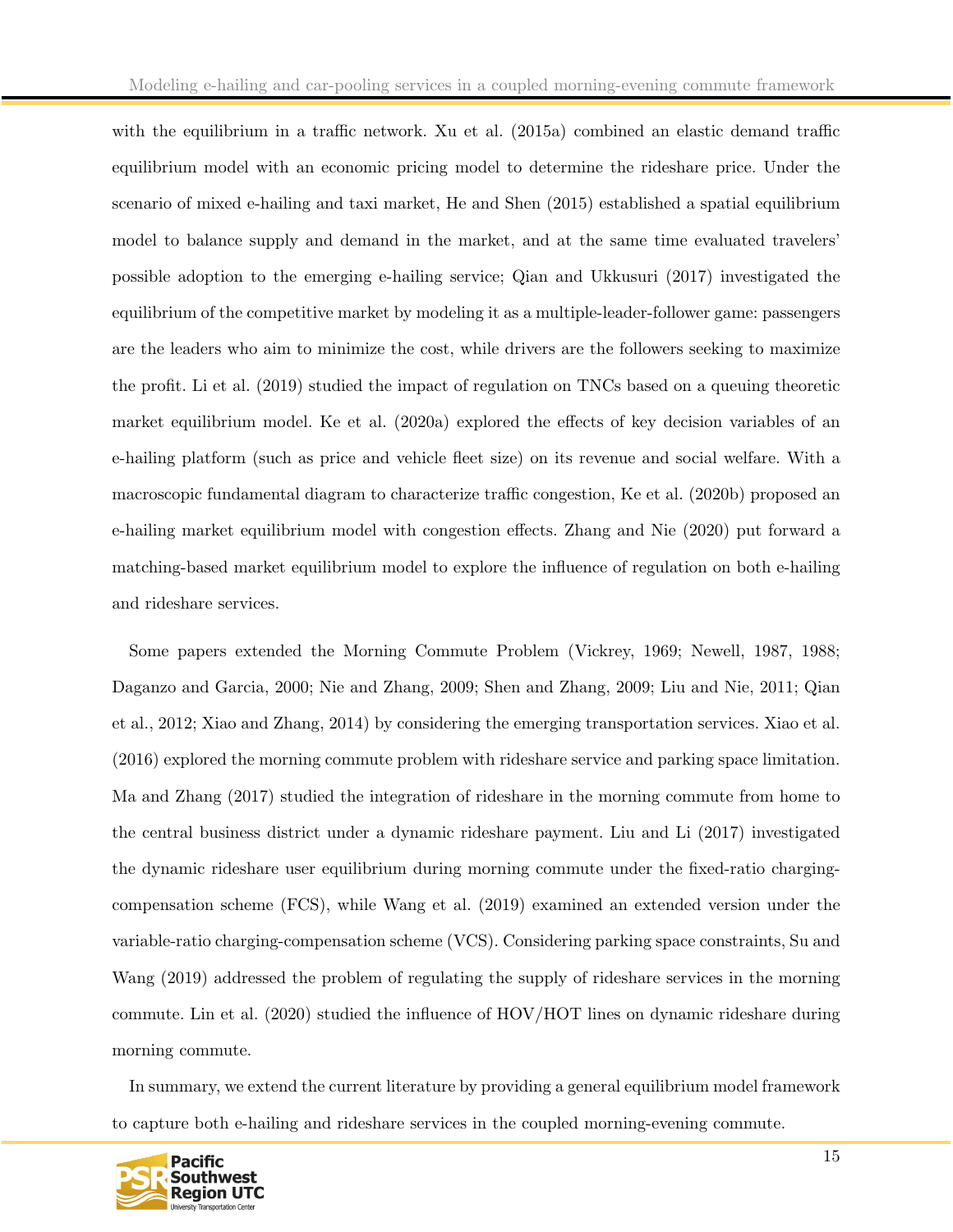with the equilibrium in a traffic network. Xu et al. (2015a) combined an elastic demand traffic equilibrium model with an economic pricing model to determine the rideshare price. Under the scenario of mixed e-hailing and taxi market, He and Shen (2015) established a spatial equilibrium model to balance supply and demand in the market, and at the same time evaluated travelers' possible adoption to the emerging e-hailing service; Qian and Ukkusuri (2017) investigated the equilibrium of the competitive market by modeling it as a multiple-leader-follower game: passengers are the leaders who aim to minimize the cost, while drivers are the followers seeking to maximize the profit. Li et al. (2019) studied the impact of regulation on TNCs based on a queuing theoretic market equilibrium model. Ke et al. (2020a) explored the effects of key decision variables of an e-hailing platform (such as price and vehicle fleet size) on its revenue and social welfare. With a macroscopic fundamental diagram to characterize traffic congestion, Ke et al. (2020b) proposed an e-hailing market equilibrium model with congestion effects. Zhang and Nie (2020) put forward a matching-based market equilibrium model to explore the influence of regulation on both e-hailing and rideshare services.

Some papers extended the Morning Commute Problem (Vickrey, 1969; Newell, 1987, 1988; Daganzo and Garcia, 2000; Nie and Zhang, 2009; Shen and Zhang, 2009; Liu and Nie, 2011; Qian et al., 2012; Xiao and Zhang, 2014) by considering the emerging transportation services. Xiao et al. (2016) explored the morning commute problem with rideshare service and parking space limitation. Ma and Zhang (2017) studied the integration of rideshare in the morning commute from home to the central business district under a dynamic rideshare payment. Liu and Li (2017) investigated the dynamic rideshare user equilibrium during morning commute under the fixed-ratio charging-compensation scheme (FCS), while Wang et al. (2019) examined an extended version under the variable-ratio charging-compensation scheme (VCS). Considering parking space constraints, Su and Wang (2019) addressed the problem of regulating the supply of rideshare services in the morning commute. Lin et al. (2020) studied the influence of HOV/HOT lines on dynamic rideshare during morning commute.

In summary, we extend the current literature by providing a general equilibrium model framework to capture both e-hailing and rideshare services in the coupled morning-evening commute.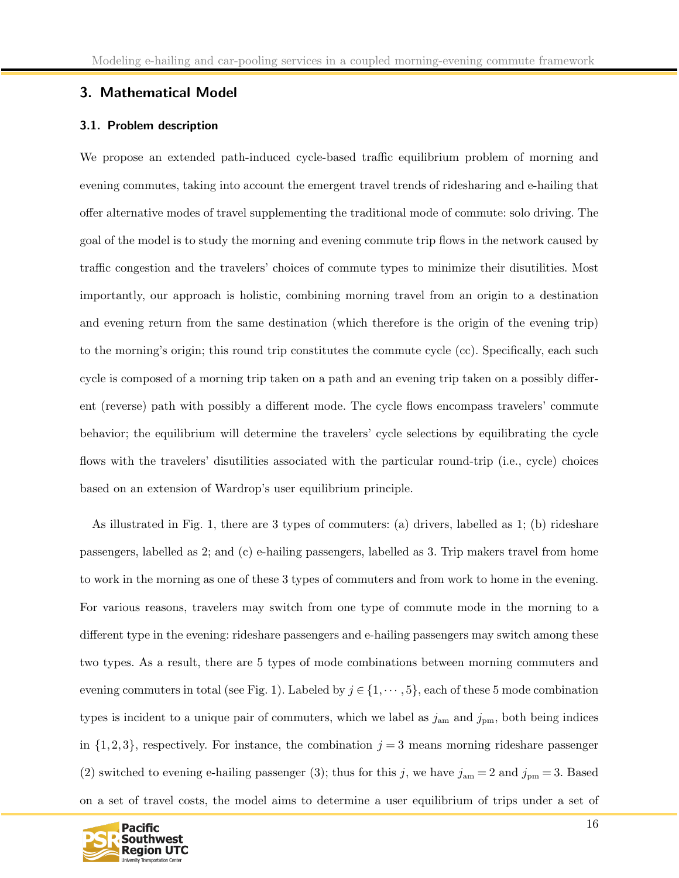## 3. Mathematical Model

### 3.1. Problem description

We propose an extended path-induced cycle-based traffic equilibrium problem of morning and evening commutes, taking into account the emergent travel trends of ridesharing and e-hailing that offer alternative modes of travel supplementing the traditional mode of commute: solo driving. The goal of the model is to study the morning and evening commute trip flows in the network caused by traffic congestion and the travelers' choices of commute types to minimize their disutilities. Most importantly, our approach is holistic, combining morning travel from an origin to a destination and evening return from the same destination (which therefore is the origin of the evening trip) to the morning's origin; this round trip constitutes the commute cycle (cc). Specifically, each such cycle is composed of a morning trip taken on a path and an evening trip taken on a possibly different (reverse) path with possibly a different mode. The cycle flows encompass travelers' commute behavior; the equilibrium will determine the travelers' cycle selections by equilibrating the cycle flows with the travelers' disutilities associated with the particular round-trip (i.e., cycle) choices based on an extension of Wardrop's user equilibrium principle.

As illustrated in Fig. 1, there are 3 types of commuters: (a) drivers, labelled as 1; (b) rideshare passengers, labelled as 2; and (c) e-hailing passengers, labelled as 3. Trip makers travel from home to work in the morning as one of these 3 types of commuters and from work to home in the evening. For various reasons, travelers may switch from one type of commute mode in the morning to a different type in the evening: rideshare passengers and e-hailing passengers may switch among these two types. As a result, there are 5 types of mode combinations between morning commuters and evening commuters in total (see Fig. 1). Labeled by $j \in \{1, \cdots, 5\}$, each of these 5 mode combination types is incident to a unique pair of commuters, which we label as $j_{\text{am}}$ and $j_{\text{pm}}$, both being indices in $\{1, 2, 3\}$, respectively. For instance, the combination $j = 3$ means morning rideshare passenger (2) switched to evening e-hailing passenger (3); thus for this $j$, we have $j_{\text{am}} = 2$ and $j_{\text{pm}} = 3$. Based on a set of travel costs, the model aims to determine a user equilibrium of trips under a set of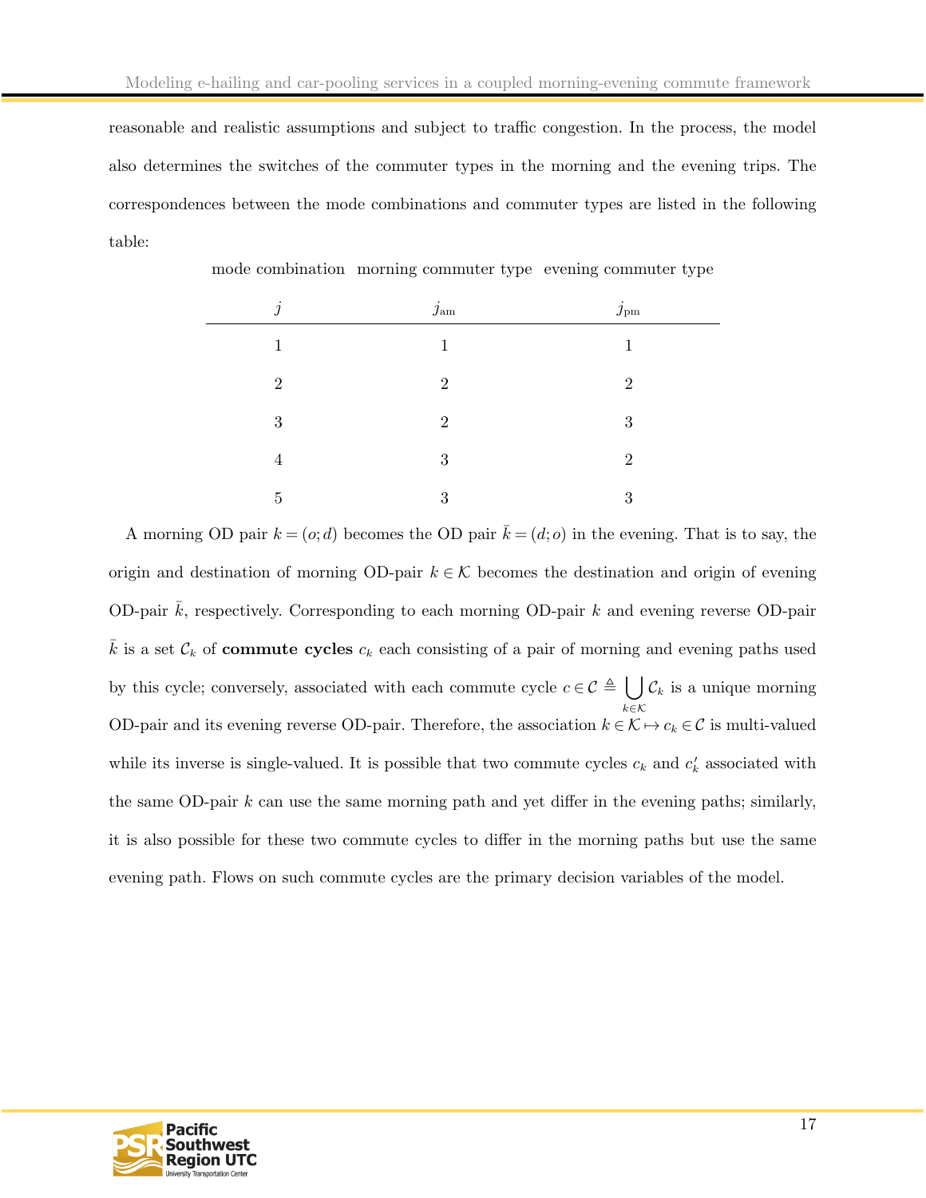reasonable and realistic assumptions and subject to traffic congestion. In the process, the model also determines the switches of the commuter types in the morning and the evening trips. The correspondences between the mode combinations and commuter types are listed in the following table:

| mode combination | morning commuter type | evening commuter type |
|---|---|---|
| $j$ | $j_{\text{am}}$ | $j_{\text{pm}}$ |
| 1 | 1 | 1 |
| 2 | 2 | 2 |
| 3 | 2 | 3 |
| 4 | 3 | 2 |
| 5 | 3 | 3 |

A morning OD pair $k = (o; d)$ becomes the OD pair $\bar{k} = (d; o)$ in the evening. That is to say, the origin and destination of morning OD-pair $k \in \mathcal{K}$ becomes the destination and origin of evening OD-pair $\bar{k}$, respectively. Corresponding to each morning OD-pair $k$ and evening reverse OD-pair $\bar{k}$ is a set $\mathcal{C}_k$ of **commute cycles** $c_k$ each consisting of a pair of morning and evening paths used by this cycle; conversely, associated with each commute cycle $c \in \mathcal{C} \triangleq \bigcup_{k \in \mathcal{K}} \mathcal{C}_k$ is a unique morning OD-pair and its evening reverse OD-pair. Therefore, the association $k \in \mathcal{K} \mapsto c_k \in \mathcal{C}$ is multi-valued while its inverse is single-valued. It is possible that two commute cycles $c_k$ and $c'_k$ associated with the same OD-pair $k$ can use the same morning path and yet differ in the evening paths; similarly, it is also possible for these two commute cycles to differ in the morning paths but use the same evening path. Flows on such commute cycles are the primary decision variables of the model.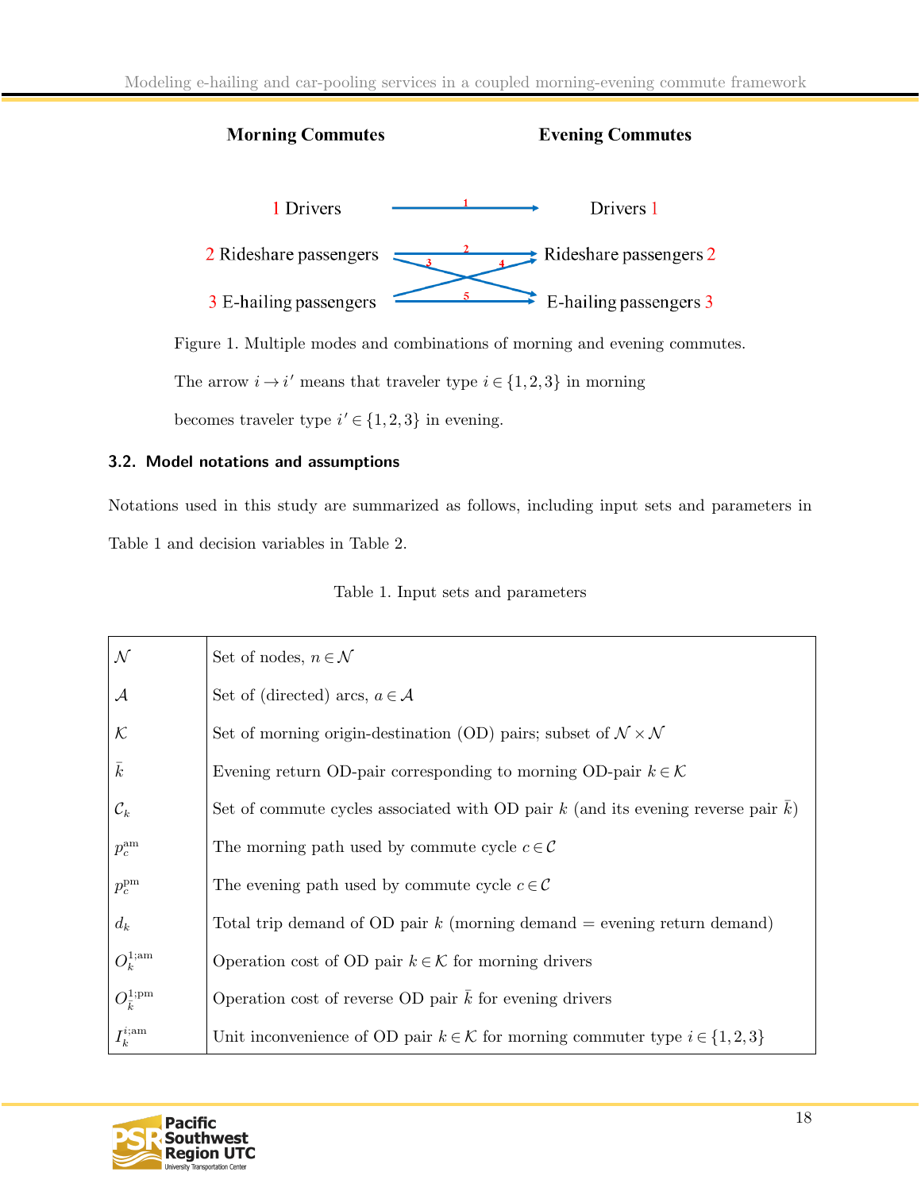**Morning Commutes** **Evening Commutes**

1 Drivers → Drivers 1

2 Rideshare passengers → Rideshare passengers 2

3 E-hailing passengers → E-hailing passengers 3

Figure 1. Multiple modes and combinations of morning and evening commutes. The arrow $i \to i'$ means that traveler type $i \in \{1, 2, 3\}$ in morning becomes traveler type $i' \in \{1, 2, 3\}$ in evening.

### 3.2. Model notations and assumptions

Notations used in this study are summarized as follows, including input sets and parameters in Table 1 and decision variables in Table 2.

Table 1. Input sets and parameters

| | |
|---|---|
| $\mathcal{N}$ | Set of nodes, $n \in \mathcal{N}$ |
| $\mathcal{A}$ | Set of (directed) arcs, $a \in \mathcal{A}$ |
| $\mathcal{K}$ | Set of morning origin-destination (OD) pairs; subset of $\mathcal{N} \times \mathcal{N}$ |
| $\bar{k}$ | Evening return OD-pair corresponding to morning OD-pair $k \in \mathcal{K}$ |
| $\mathcal{C}_k$ | Set of commute cycles associated with OD pair $k$ (and its evening reverse pair $\bar{k}$) |
| $p_c^{\text{am}}$ | The morning path used by commute cycle $c \in \mathcal{C}$ |
| $p_c^{\text{pm}}$ | The evening path used by commute cycle $c \in \mathcal{C}$ |
| $d_k$ | Total trip demand of OD pair $k$ (morning demand = evening return demand) |
| $O_k^{1;\text{am}}$ | Operation cost of OD pair $k \in \mathcal{K}$ for morning drivers |
| $O_{\bar{k}}^{1;\text{pm}}$ | Operation cost of reverse OD pair $\bar{k}$ for evening drivers |
| $I_k^{i;\text{am}}$ | Unit inconvenience of OD pair $k \in \mathcal{K}$ for morning commuter type $i \in \{1, 2, 3\}$ |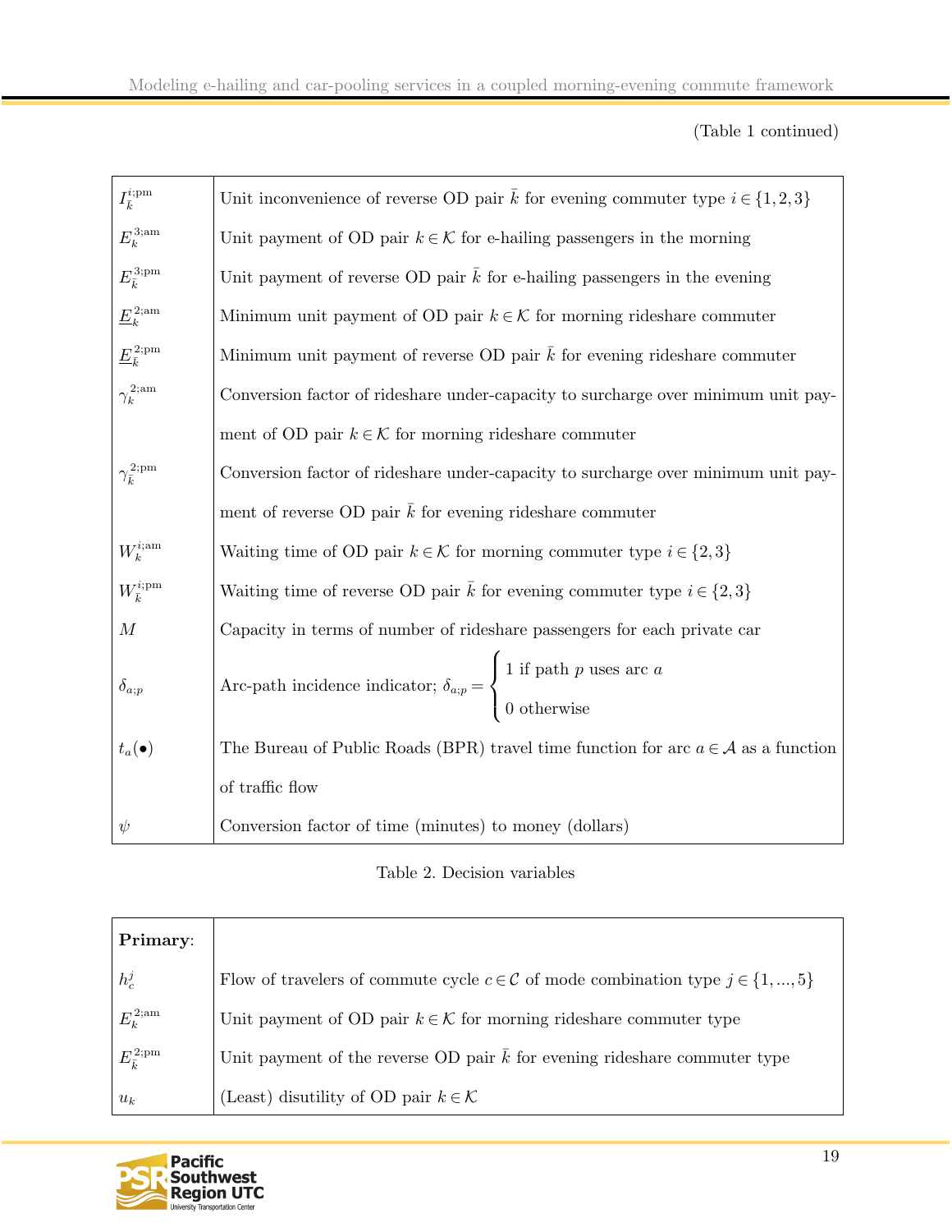(Table 1 continued)

| | |
|---|---|
| $I_{\bar{k}}^{i;\text{pm}}$ | Unit inconvenience of reverse OD pair $\bar{k}$ for evening commuter type $i \in \{1, 2, 3\}$ |
| $E_k^{3;\text{am}}$ | Unit payment of OD pair $k \in \mathcal{K}$ for e-hailing passengers in the morning |
| $E_{\bar{k}}^{3;\text{pm}}$ | Unit payment of reverse OD pair $\bar{k}$ for e-hailing passengers in the evening |
| $\underline{E}_k^{2;\text{am}}$ | Minimum unit payment of OD pair $k \in \mathcal{K}$ for morning rideshare commuter |
| $\underline{E}_{\bar{k}}^{2;\text{pm}}$ | Minimum unit payment of reverse OD pair $\bar{k}$ for evening rideshare commuter |
| $\gamma_k^{2;\text{am}}$ | Conversion factor of rideshare under-capacity to surcharge over minimum unit payment of OD pair $k \in \mathcal{K}$ for morning rideshare commuter |
| $\gamma_{\bar{k}}^{2;\text{pm}}$ | Conversion factor of rideshare under-capacity to surcharge over minimum unit payment of reverse OD pair $\bar{k}$ for evening rideshare commuter |
| $W_k^{i;\text{am}}$ | Waiting time of OD pair $k \in \mathcal{K}$ for morning commuter type $i \in \{2, 3\}$ |
| $W_{\bar{k}}^{i;\text{pm}}$ | Waiting time of reverse OD pair $\bar{k}$ for evening commuter type $i \in \{2, 3\}$ |
| $M$ | Capacity in terms of number of rideshare passengers for each private car |
| $\delta_{a;p}$ | Arc-path incidence indicator; $\delta_{a;p} = \begin{cases} 1 \text{ if path } p \text{ uses arc } a \\ 0 \text{ otherwise} \end{cases}$ |
| $t_a(\bullet)$ | The Bureau of Public Roads (BPR) travel time function for arc $a \in \mathcal{A}$ as a function of traffic flow |
| $\psi$ | Conversion factor of time (minutes) to money (dollars) |

Table 2. Decision variables

| **Primary**: | |
|---|---|
| $h_c^j$ | Flow of travelers of commute cycle $c \in \mathcal{C}$ of mode combination type $j \in \{1, ..., 5\}$ |
| $E_k^{2;\text{am}}$ | Unit payment of OD pair $k \in \mathcal{K}$ for morning rideshare commuter type |
| $E_{\bar{k}}^{2;\text{pm}}$ | Unit payment of the reverse OD pair $\bar{k}$ for evening rideshare commuter type |
| $u_k$ | (Least) disutility of OD pair $k \in \mathcal{K}$ |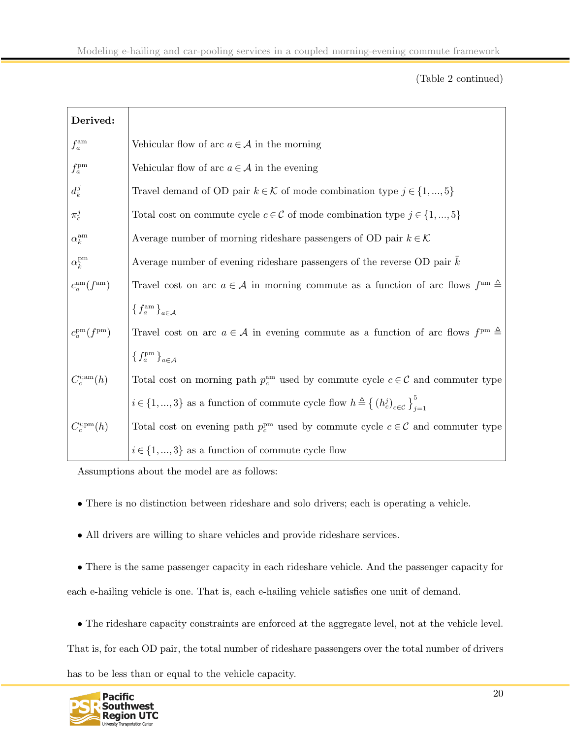(Table 2 continued)

| **Derived:** | |
|---|---|
| $f_a^{\mathrm{am}}$ | Vehicular flow of arc $a \in \mathcal{A}$ in the morning |
| $f_a^{\mathrm{pm}}$ | Vehicular flow of arc $a \in \mathcal{A}$ in the evening |
| $d_k^j$ | Travel demand of OD pair $k \in \mathcal{K}$ of mode combination type $j \in \{1, ..., 5\}$ |
| $\pi_c^j$ | Total cost on commute cycle $c \in \mathcal{C}$ of mode combination type $j \in \{1, ..., 5\}$ |
| $\alpha_k^{\mathrm{am}}$ | Average number of morning rideshare passengers of OD pair $k \in \mathcal{K}$ |
| $\alpha_{\bar{k}}^{\mathrm{pm}}$ | Average number of evening rideshare passengers of the reverse OD pair $\bar{k}$ |
| $c_a^{\mathrm{am}}(f^{\mathrm{am}})$ | Travel cost on arc $a \in \mathcal{A}$ in morning commute as a function of arc flows $f^{\mathrm{am}} \triangleq \{ f_a^{\mathrm{am}} \}_{a \in \mathcal{A}}$ |
| $c_a^{\mathrm{pm}}(f^{\mathrm{pm}})$ | Travel cost on arc $a \in \mathcal{A}$ in evening commute as a function of arc flows $f^{\mathrm{pm}} \triangleq \{ f_a^{\mathrm{pm}} \}_{a \in \mathcal{A}}$ |
| $C_c^{i;\mathrm{am}}(h)$ | Total cost on morning path $p_c^{\mathrm{am}}$ used by commute cycle $c \in \mathcal{C}$ and commuter type $i \in \{1, ..., 3\}$ as a function of commute cycle flow $h \triangleq \{ (h_c^j)_{c \in \mathcal{C}} \}_{j=1}^{5}$ |
| $C_c^{i;\mathrm{pm}}(h)$ | Total cost on evening path $p_c^{\mathrm{pm}}$ used by commute cycle $c \in \mathcal{C}$ and commuter type $i \in \{1, ..., 3\}$ as a function of commute cycle flow |

Assumptions about the model are as follows:

- There is no distinction between rideshare and solo drivers; each is operating a vehicle.
- All drivers are willing to share vehicles and provide rideshare services.
- There is the same passenger capacity in each rideshare vehicle. And the passenger capacity for each e-hailing vehicle is one. That is, each e-hailing vehicle satisfies one unit of demand.
- The rideshare capacity constraints are enforced at the aggregate level, not at the vehicle level. That is, for each OD pair, the total number of rideshare passengers over the total number of drivers has to be less than or equal to the vehicle capacity.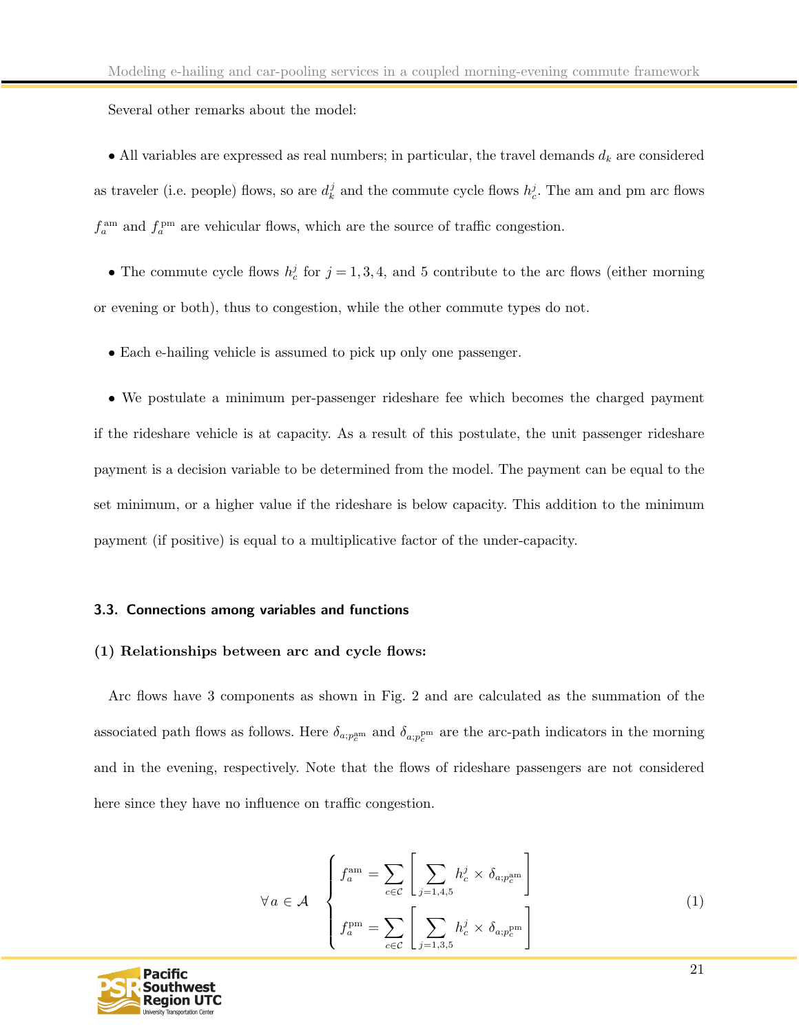Several other remarks about the model:

- All variables are expressed as real numbers; in particular, the travel demands $d_k$ are considered as traveler (i.e. people) flows, so are $d_k^j$ and the commute cycle flows $h_c^j$. The am and pm arc flows $f_a^{\text{am}}$ and $f_a^{\text{pm}}$ are vehicular flows, which are the source of traffic congestion.

- The commute cycle flows $h_c^j$ for $j = 1, 3, 4$, and $5$ contribute to the arc flows (either morning or evening or both), thus to congestion, while the other commute types do not.

- Each e-hailing vehicle is assumed to pick up only one passenger.

- We postulate a minimum per-passenger rideshare fee which becomes the charged payment if the rideshare vehicle is at capacity. As a result of this postulate, the unit passenger rideshare payment is a decision variable to be determined from the model. The payment can be equal to the set minimum, or a higher value if the rideshare is below capacity. This addition to the minimum payment (if positive) is equal to a multiplicative factor of the under-capacity.

### 3.3. Connections among variables and functions

**(1) Relationships between arc and cycle flows:**

Arc flows have 3 components as shown in Fig. 2 and are calculated as the summation of the associated path flows as follows. Here $\delta_{a;p_c^{\text{am}}}$ and $\delta_{a;p_c^{\text{pm}}}$ are the arc-path indicators in the morning and in the evening, respectively. Note that the flows of rideshare passengers are not considered here since they have no influence on traffic congestion.

$$
\forall\, a \in \mathcal{A} \quad \begin{cases} f_a^{\text{am}} = \displaystyle\sum_{c \in \mathcal{C}} \left[ \sum_{j=1,4,5} h_c^j \times \delta_{a;p_c^{\text{am}}} \right] \\ f_a^{\text{pm}} = \displaystyle\sum_{c \in \mathcal{C}} \left[ \sum_{j=1,3,5} h_c^j \times \delta_{a;p_c^{\text{pm}}} \right] \end{cases} \tag{1}
$$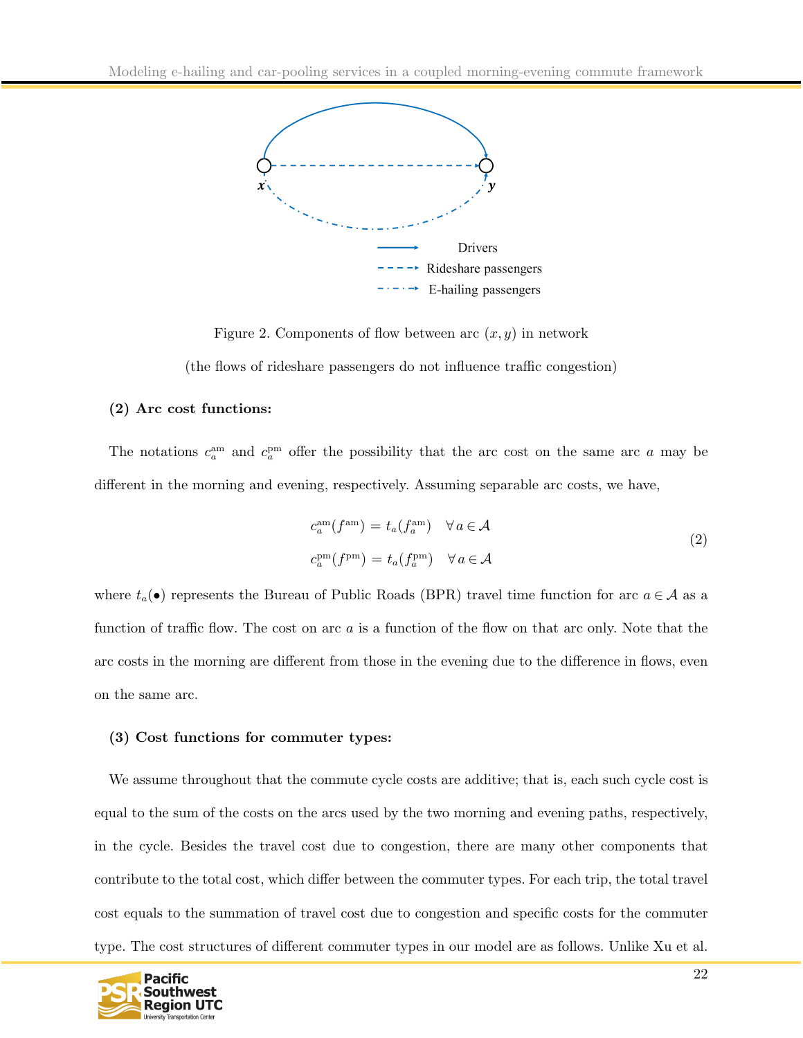Figure 2. Components of flow between arc $(x, y)$ in network

(the flows of rideshare passengers do not influence traffic congestion)

**(2) Arc cost functions:**

The notations $c_a^{\text{am}}$ and $c_a^{\text{pm}}$ offer the possibility that the arc cost on the same arc $a$ may be different in the morning and evening, respectively. Assuming separable arc costs, we have,

$$
\begin{aligned}
c_a^{\text{am}}(f^{\text{am}}) &= t_a(f_a^{\text{am}}) \quad \forall\, a \in \mathcal{A} \\
c_a^{\text{pm}}(f^{\text{pm}}) &= t_a(f_a^{\text{pm}}) \quad \forall\, a \in \mathcal{A}
\end{aligned}
\tag{2}
$$

where $t_a(\bullet)$ represents the Bureau of Public Roads (BPR) travel time function for arc $a \in \mathcal{A}$ as a function of traffic flow. The cost on arc $a$ is a function of the flow on that arc only. Note that the arc costs in the morning are different from those in the evening due to the difference in flows, even on the same arc.

**(3) Cost functions for commuter types:**

We assume throughout that the commute cycle costs are additive; that is, each such cycle cost is equal to the sum of the costs on the arcs used by the two morning and evening paths, respectively, in the cycle. Besides the travel cost due to congestion, there are many other components that contribute to the total cost, which differ between the commuter types. For each trip, the total travel cost equals to the summation of travel cost due to congestion and specific costs for the commuter type. The cost structures of different commuter types in our model are as follows. Unlike Xu et al.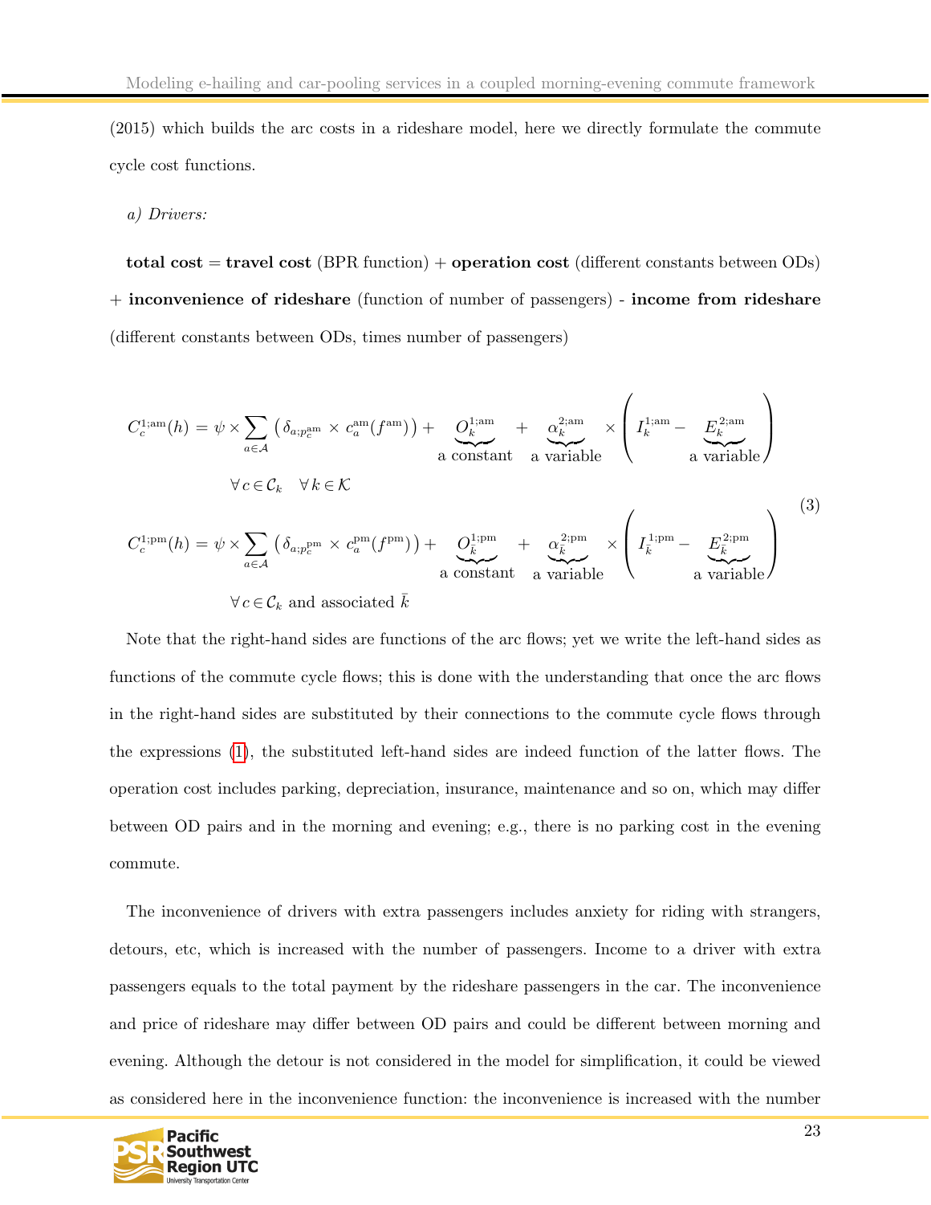(2015) which builds the arc costs in a rideshare model, here we directly formulate the commute cycle cost functions.

*a) Drivers:*

**total cost** = **travel cost** (BPR function) + **operation cost** (different constants between ODs) + **inconvenience of rideshare** (function of number of passengers) - **income from rideshare** (different constants between ODs, times number of passengers)

$$
\begin{aligned}
C_c^{1;\mathrm{am}}(h) &= \psi \times \sum_{a \in \mathcal{A}} \left( \delta_{a;p_c^{\mathrm{am}}} \times c_a^{\mathrm{am}}(f^{\mathrm{am}}) \right) + \underbrace{O_k^{1;\mathrm{am}}}_{\text{a constant}} + \underbrace{\alpha_k^{2;\mathrm{am}}}_{\text{a variable}} \times \left( I_k^{1;\mathrm{am}} - \underbrace{E_k^{2;\mathrm{am}}}_{\text{a variable}} \right) \\
&\quad \forall\, c \in \mathcal{C}_k \quad \forall\, k \in \mathcal{K} \\
C_c^{1;\mathrm{pm}}(h) &= \psi \times \sum_{a \in \mathcal{A}} \left( \delta_{a;p_c^{\mathrm{pm}}} \times c_a^{\mathrm{pm}}(f^{\mathrm{pm}}) \right) + \underbrace{O_{\bar{k}}^{1;\mathrm{pm}}}_{\text{a constant}} + \underbrace{\alpha_{\bar{k}}^{2;\mathrm{pm}}}_{\text{a variable}} \times \left( I_{\bar{k}}^{1;\mathrm{pm}} - \underbrace{E_{\bar{k}}^{2;\mathrm{pm}}}_{\text{a variable}} \right) \\
&\quad \forall\, c \in \mathcal{C}_k \text{ and associated } \bar{k}
\end{aligned}
\tag{3}
$$

Note that the right-hand sides are functions of the arc flows; yet we write the left-hand sides as functions of the commute cycle flows; this is done with the understanding that once the arc flows in the right-hand sides are substituted by their connections to the commute cycle flows through the expressions (1), the substituted left-hand sides are indeed function of the latter flows. The operation cost includes parking, depreciation, insurance, maintenance and so on, which may differ between OD pairs and in the morning and evening; e.g., there is no parking cost in the evening commute.

The inconvenience of drivers with extra passengers includes anxiety for riding with strangers, detours, etc, which is increased with the number of passengers. Income to a driver with extra passengers equals to the total payment by the rideshare passengers in the car. The inconvenience and price of rideshare may differ between OD pairs and could be different between morning and evening. Although the detour is not considered in the model for simplification, it could be viewed as considered here in the inconvenience function: the inconvenience is increased with the number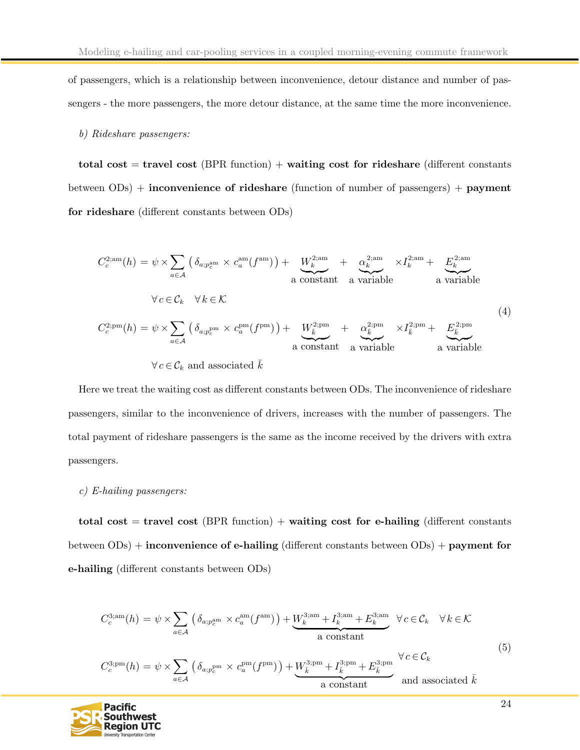of passengers, which is a relationship between inconvenience, detour distance and number of passengers - the more passengers, the more detour distance, at the same time the more inconvenience.

*b) Rideshare passengers:*

**total cost** = **travel cost** (BPR function) + **waiting cost for rideshare** (different constants between ODs) + **inconvenience of rideshare** (function of number of passengers) + **payment for rideshare** (different constants between ODs)

$$
\begin{aligned}
C_c^{2;\mathrm{am}}(h) &= \psi \times \sum_{a\in\mathcal{A}} \left( \delta_{a;p_c^{\mathrm{am}}} \times c_a^{\mathrm{am}}(f^{\mathrm{am}}) \right) + \underbrace{W_k^{2;\mathrm{am}}}_{\text{a constant}} + \underbrace{\alpha_k^{2;\mathrm{am}}}_{\text{a variable}} \times I_k^{2;\mathrm{am}} + \underbrace{E_k^{2;\mathrm{am}}}_{\text{a variable}} \\
&\quad \forall\, c \in \mathcal{C}_k \quad \forall\, k \in \mathcal{K} \\
C_c^{2;\mathrm{pm}}(h) &= \psi \times \sum_{a\in\mathcal{A}} \left( \delta_{a;p_c^{\mathrm{pm}}} \times c_a^{\mathrm{pm}}(f^{\mathrm{pm}}) \right) + \underbrace{W_{\bar{k}}^{2;\mathrm{pm}}}_{\text{a constant}} + \underbrace{\alpha_{\bar{k}}^{2;\mathrm{pm}}}_{\text{a variable}} \times I_{\bar{k}}^{2;\mathrm{pm}} + \underbrace{E_{\bar{k}}^{2;\mathrm{pm}}}_{\text{a variable}} \\
&\quad \forall\, c \in \mathcal{C}_k \text{ and associated } \bar{k}
\end{aligned}
\tag{4}
$$

Here we treat the waiting cost as different constants between ODs. The inconvenience of rideshare passengers, similar to the inconvenience of drivers, increases with the number of passengers. The total payment of rideshare passengers is the same as the income received by the drivers with extra passengers.

*c) E-hailing passengers:*

**total cost** = **travel cost** (BPR function) + **waiting cost for e-hailing** (different constants between ODs) + **inconvenience of e-hailing** (different constants between ODs) + **payment for e-hailing** (different constants between ODs)

$$
\begin{aligned}
C_c^{3;\mathrm{am}}(h) &= \psi \times \sum_{a\in\mathcal{A}} \left( \delta_{a;p_c^{\mathrm{am}}} \times c_a^{\mathrm{am}}(f^{\mathrm{am}}) \right) + \underbrace{W_k^{3;\mathrm{am}} + I_k^{3;\mathrm{am}} + E_k^{3;\mathrm{am}}}_{\text{a constant}} \quad \forall\, c \in \mathcal{C}_k \quad \forall\, k \in \mathcal{K} \\
C_c^{3;\mathrm{pm}}(h) &= \psi \times \sum_{a\in\mathcal{A}} \left( \delta_{a;p_c^{\mathrm{pm}}} \times c_a^{\mathrm{pm}}(f^{\mathrm{pm}}) \right) + \underbrace{W_{\bar{k}}^{3;\mathrm{pm}} + I_{\bar{k}}^{3;\mathrm{pm}} + E_{\bar{k}}^{3;\mathrm{pm}}}_{\text{a constant}} \quad \forall\, c \in \mathcal{C}_k \text{ and associated } \bar{k}
\end{aligned}
\tag{5}
$$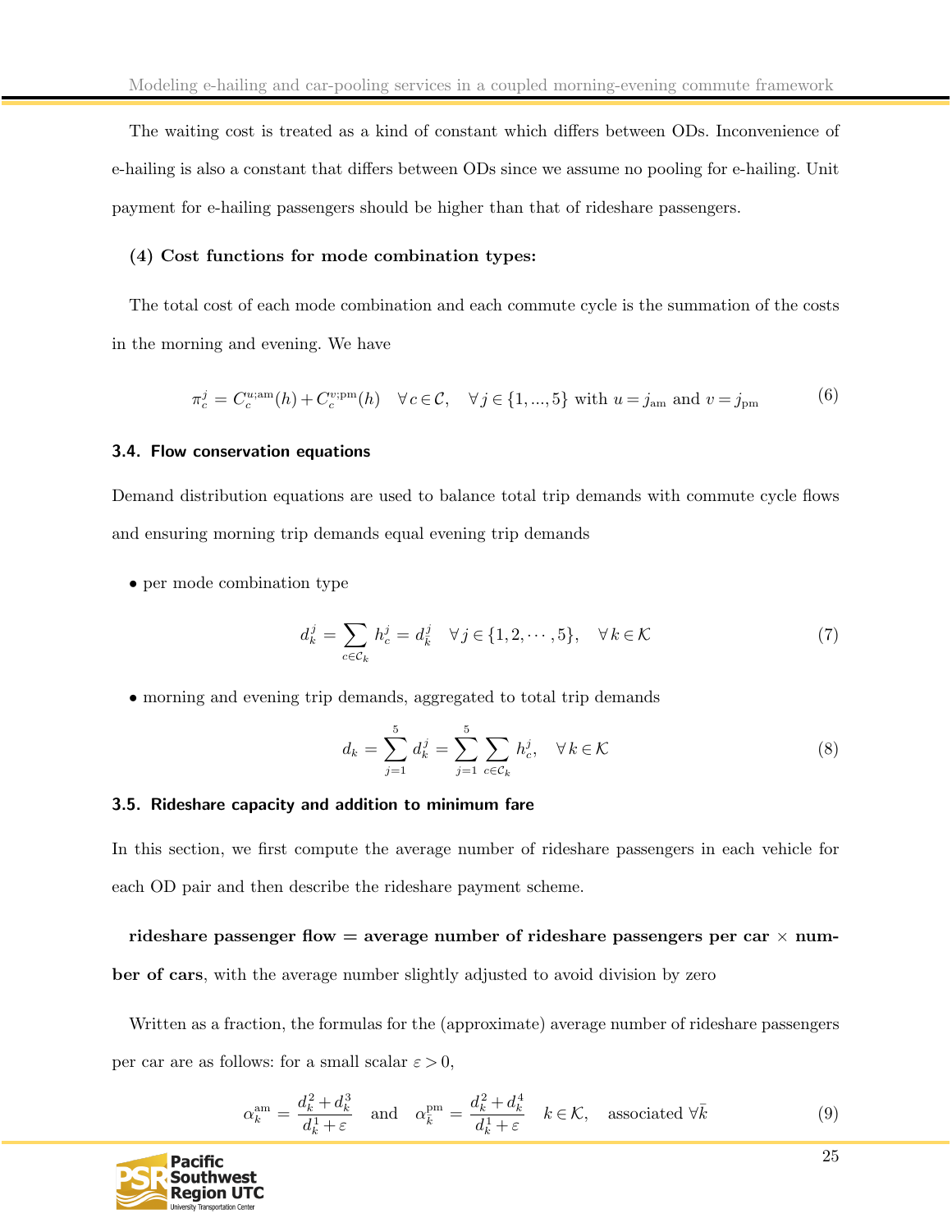The waiting cost is treated as a kind of constant which differs between ODs. Inconvenience of e-hailing is also a constant that differs between ODs since we assume no pooling for e-hailing. Unit payment for e-hailing passengers should be higher than that of rideshare passengers.

**(4) Cost functions for mode combination types:**

The total cost of each mode combination and each commute cycle is the summation of the costs in the morning and evening. We have

$$\pi_c^j = C_c^{u;\mathrm{am}}(h) + C_c^{v;\mathrm{pm}}(h) \quad \forall c \in \mathcal{C}, \quad \forall j \in \{1,...,5\} \text{ with } u = j_{\mathrm{am}} \text{ and } v = j_{\mathrm{pm}} \tag{6}$$

### 3.4. Flow conservation equations

Demand distribution equations are used to balance total trip demands with commute cycle flows and ensuring morning trip demands equal evening trip demands

- per mode combination type

$$d_k^j = \sum_{c \in \mathcal{C}_k} h_c^j = d_{\bar{k}}^j \quad \forall j \in \{1,2,\cdots,5\}, \quad \forall k \in \mathcal{K} \tag{7}$$

- morning and evening trip demands, aggregated to total trip demands

$$d_k = \sum_{j=1}^{5} d_k^j = \sum_{j=1}^{5} \sum_{c \in \mathcal{C}_k} h_c^j, \quad \forall k \in \mathcal{K} \tag{8}$$

### 3.5. Rideshare capacity and addition to minimum fare

In this section, we first compute the average number of rideshare passengers in each vehicle for each OD pair and then describe the rideshare payment scheme.

**rideshare passenger flow = average number of rideshare passengers per car × number of cars**, with the average number slightly adjusted to avoid division by zero

Written as a fraction, the formulas for the (approximate) average number of rideshare passengers per car are as follows: for a small scalar $\varepsilon > 0$,

$$\alpha_k^{\mathrm{am}} = \frac{d_k^2 + d_k^3}{d_k^1 + \varepsilon} \quad \text{and} \quad \alpha_{\bar{k}}^{\mathrm{pm}} = \frac{d_k^2 + d_k^4}{d_k^1 + \varepsilon} \quad k \in \mathcal{K}, \quad \text{associated } \forall \bar{k} \tag{9}$$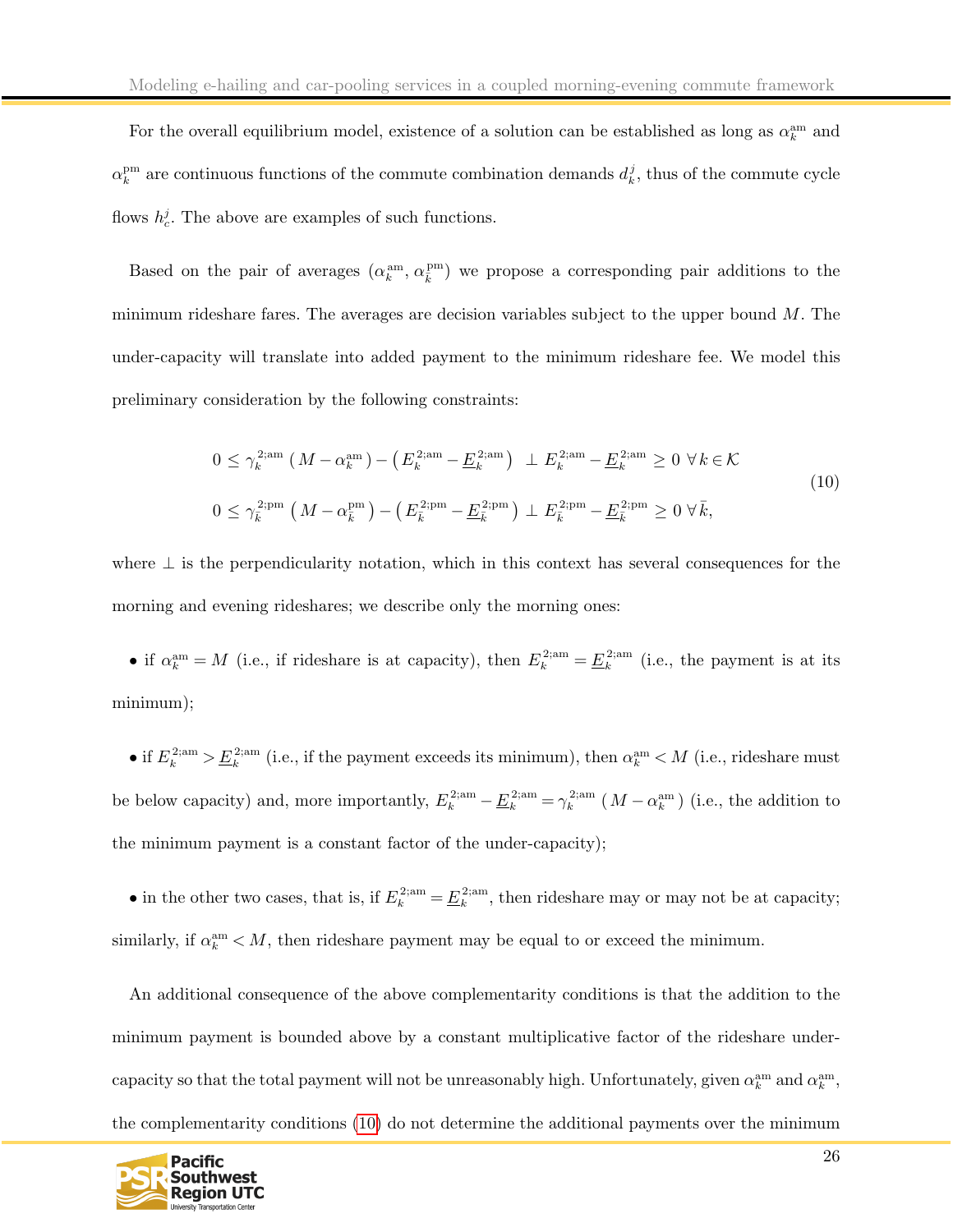For the overall equilibrium model, existence of a solution can be established as long as $\alpha_k^{\text{am}}$ and $\alpha_k^{\text{pm}}$ are continuous functions of the commute combination demands $d_k^j$, thus of the commute cycle flows $h_c^j$. The above are examples of such functions.

Based on the pair of averages ($\alpha_k^{\text{am}}$, $\alpha_{\bar{k}}^{\text{pm}}$) we propose a corresponding pair additions to the minimum rideshare fares. The averages are decision variables subject to the upper bound $M$. The under-capacity will translate into added payment to the minimum rideshare fee. We model this preliminary consideration by the following constraints:

$$
\begin{aligned}
&0 \leq \gamma_k^{2;\text{am}}\left(M - \alpha_k^{\text{am}}\right) - \left(E_k^{2;\text{am}} - \underline{E}_k^{2;\text{am}}\right) \;\perp\; E_k^{2;\text{am}} - \underline{E}_k^{2;\text{am}} \geq 0 \;\forall\, k \in \mathcal{K} \\
&0 \leq \gamma_{\bar{k}}^{2;\text{pm}}\left(M - \alpha_{\bar{k}}^{\text{pm}}\right) - \left(E_{\bar{k}}^{2;\text{pm}} - \underline{E}_{\bar{k}}^{2;\text{pm}}\right) \perp E_{\bar{k}}^{2;\text{pm}} - \underline{E}_{\bar{k}}^{2;\text{pm}} \geq 0 \;\forall\, \bar{k},
\end{aligned}
\tag{10}
$$

where $\perp$ is the perpendicularity notation, which in this context has several consequences for the morning and evening rideshares; we describe only the morning ones:

- if $\alpha_k^{\text{am}} = M$ (i.e., if rideshare is at capacity), then $E_k^{2;\text{am}} = \underline{E}_k^{2;\text{am}}$ (i.e., the payment is at its minimum);

- if $E_k^{2;\text{am}} > \underline{E}_k^{2;\text{am}}$ (i.e., if the payment exceeds its minimum), then $\alpha_k^{\text{am}} < M$ (i.e., rideshare must be below capacity) and, more importantly, $E_k^{2;\text{am}} - \underline{E}_k^{2;\text{am}} = \gamma_k^{2;\text{am}}\left(M - \alpha_k^{\text{am}}\right)$ (i.e., the addition to the minimum payment is a constant factor of the under-capacity);

- in the other two cases, that is, if $E_k^{2;\text{am}} = \underline{E}_k^{2;\text{am}}$, then rideshare may or may not be at capacity; similarly, if $\alpha_k^{\text{am}} < M$, then rideshare payment may be equal to or exceed the minimum.

An additional consequence of the above complementarity conditions is that the addition to the minimum payment is bounded above by a constant multiplicative factor of the rideshare under-capacity so that the total payment will not be unreasonably high. Unfortunately, given $\alpha_k^{\text{am}}$ and $\alpha_k^{\text{am}}$, the complementarity conditions (10) do not determine the additional payments over the minimum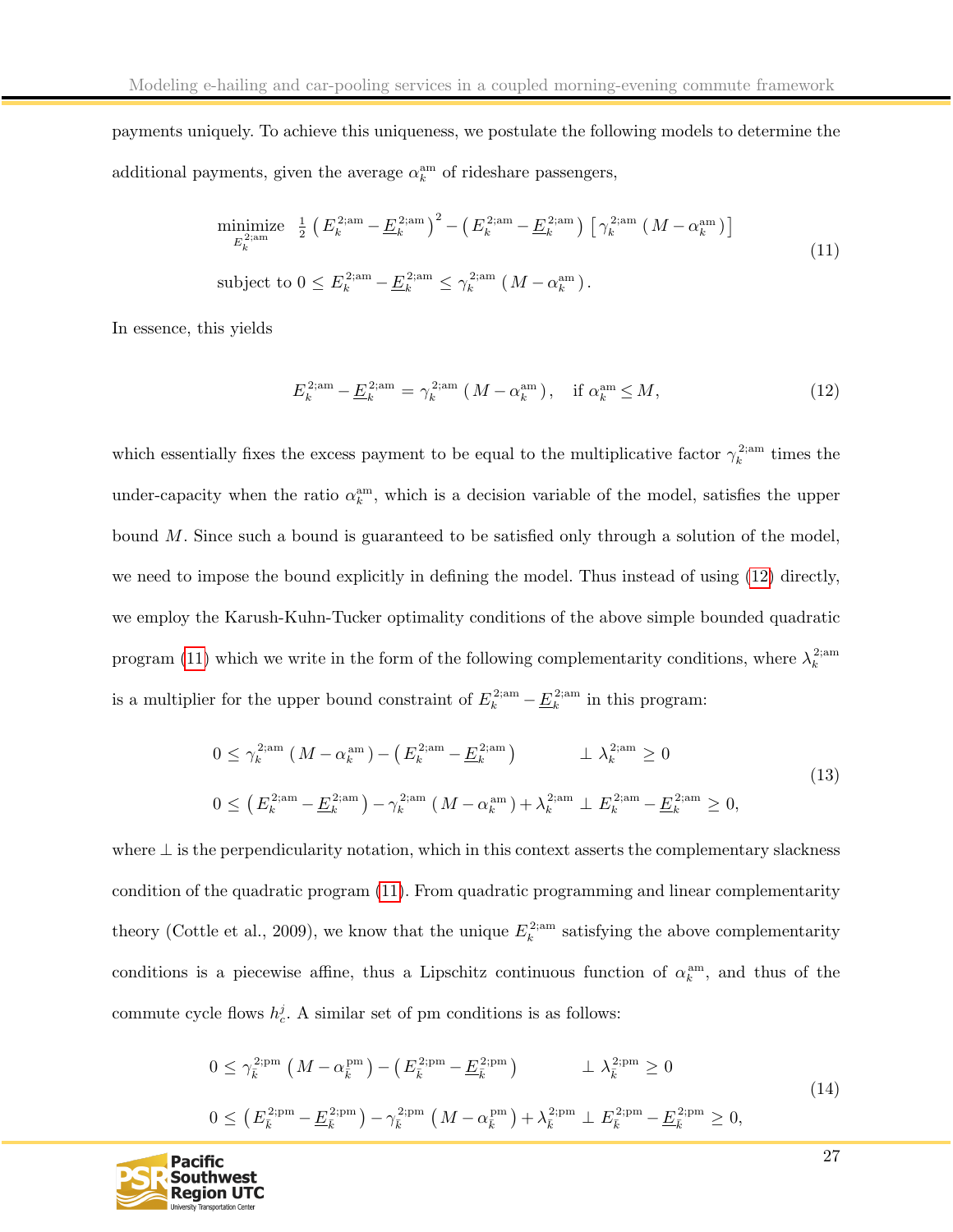payments uniquely. To achieve this uniqueness, we postulate the following models to determine the additional payments, given the average $\alpha_k^{\text{am}}$ of rideshare passengers,

$$
\begin{aligned}
&\underset{E_k^{2;\text{am}}}{\text{minimize}} \quad \tfrac{1}{2}\left(E_k^{2;\text{am}} - \underline{E}_k^{2;\text{am}}\right)^2 - \left(E_k^{2;\text{am}} - \underline{E}_k^{2;\text{am}}\right)\left[\gamma_k^{2;\text{am}}\left(M - \alpha_k^{\text{am}}\right)\right] \\
&\text{subject to } 0 \le E_k^{2;\text{am}} - \underline{E}_k^{2;\text{am}} \le \gamma_k^{2;\text{am}}\left(M - \alpha_k^{\text{am}}\right).
\end{aligned}
\tag{11}
$$

In essence, this yields

$$
E_k^{2;\text{am}} - \underline{E}_k^{2;\text{am}} = \gamma_k^{2;\text{am}}\left(M - \alpha_k^{\text{am}}\right), \quad \text{if } \alpha_k^{\text{am}} \le M, \tag{12}
$$

which essentially fixes the excess payment to be equal to the multiplicative factor $\gamma_k^{2;\text{am}}$ times the under-capacity when the ratio $\alpha_k^{\text{am}}$, which is a decision variable of the model, satisfies the upper bound $M$. Since such a bound is guaranteed to be satisfied only through a solution of the model, we need to impose the bound explicitly in defining the model. Thus instead of using (12) directly, we employ the Karush-Kuhn-Tucker optimality conditions of the above simple bounded quadratic program (11) which we write in the form of the following complementarity conditions, where $\lambda_k^{2;\text{am}}$ is a multiplier for the upper bound constraint of $E_k^{2;\text{am}} - \underline{E}_k^{2;\text{am}}$ in this program:

$$
\begin{aligned}
&0 \le \gamma_k^{2;\text{am}}\left(M - \alpha_k^{\text{am}}\right) - \left(E_k^{2;\text{am}} - \underline{E}_k^{2;\text{am}}\right) \qquad\qquad \perp \ \lambda_k^{2;\text{am}} \ge 0 \\
&0 \le \left(E_k^{2;\text{am}} - \underline{E}_k^{2;\text{am}}\right) - \gamma_k^{2;\text{am}}\left(M - \alpha_k^{\text{am}}\right) + \lambda_k^{2;\text{am}} \ \perp \ E_k^{2;\text{am}} - \underline{E}_k^{2;\text{am}} \ge 0,
\end{aligned}
\tag{13}
$$

where $\perp$ is the perpendicularity notation, which in this context asserts the complementary slackness condition of the quadratic program (11). From quadratic programming and linear complementarity theory (Cottle et al., 2009), we know that the unique $E_k^{2;\text{am}}$ satisfying the above complementarity conditions is a piecewise affine, thus a Lipschitz continuous function of $\alpha_k^{\text{am}}$, and thus of the commute cycle flows $h_c^j$. A similar set of pm conditions is as follows:

$$
\begin{aligned}
&0 \le \gamma_{\bar{k}}^{2;\text{pm}}\left(M - \alpha_{\bar{k}}^{\text{pm}}\right) - \left(E_{\bar{k}}^{2;\text{pm}} - \underline{E}_{\bar{k}}^{2;\text{pm}}\right) \qquad\qquad \perp \ \lambda_{\bar{k}}^{2;\text{pm}} \ge 0 \\
&0 \le \left(E_{\bar{k}}^{2;\text{pm}} - \underline{E}_{\bar{k}}^{2;\text{pm}}\right) - \gamma_{\bar{k}}^{2;\text{pm}}\left(M - \alpha_{\bar{k}}^{\text{pm}}\right) + \lambda_{\bar{k}}^{2;\text{pm}} \ \perp \ E_{\bar{k}}^{2;\text{pm}} - \underline{E}_{\bar{k}}^{2;\text{pm}} \ge 0,
\end{aligned}
\tag{14}
$$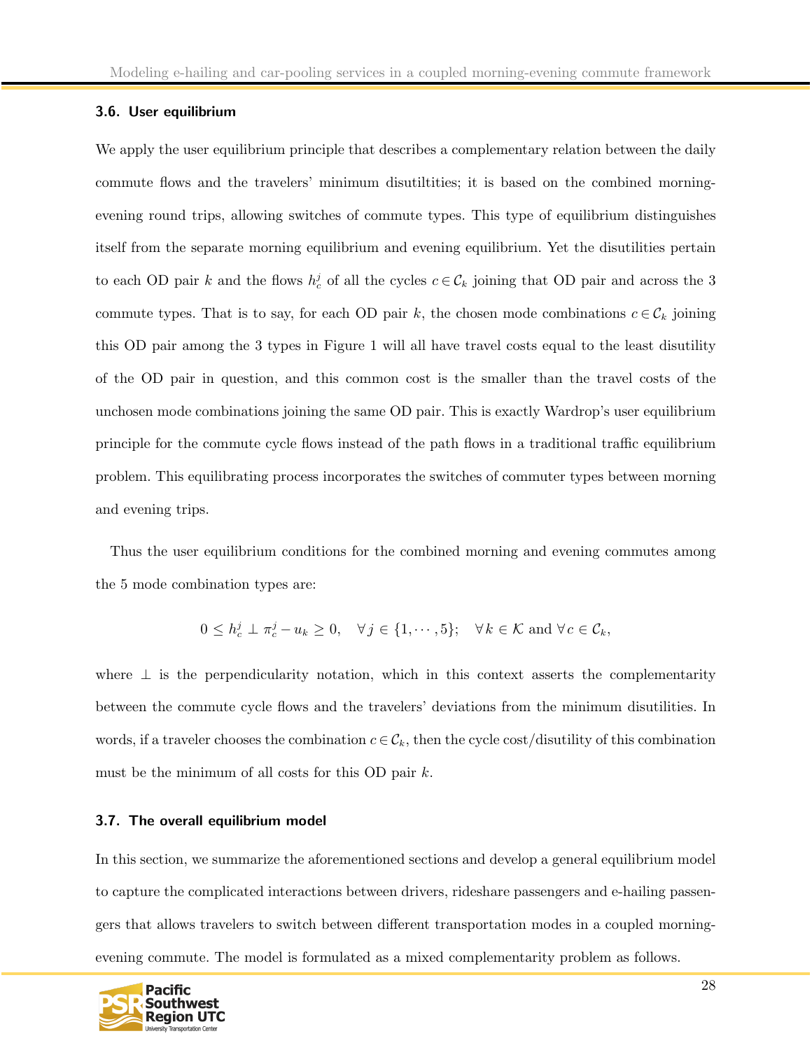### 3.6. User equilibrium

We apply the user equilibrium principle that describes a complementary relation between the daily commute flows and the travelers' minimum disutiltities; it is based on the combined morning-evening round trips, allowing switches of commute types. This type of equilibrium distinguishes itself from the separate morning equilibrium and evening equilibrium. Yet the disutilities pertain to each OD pair $k$ and the flows $h_c^j$ of all the cycles $c \in \mathcal{C}_k$ joining that OD pair and across the 3 commute types. That is to say, for each OD pair $k$, the chosen mode combinations $c \in \mathcal{C}_k$ joining this OD pair among the 3 types in Figure 1 will all have travel costs equal to the least disutility of the OD pair in question, and this common cost is the smaller than the travel costs of the unchosen mode combinations joining the same OD pair. This is exactly Wardrop's user equilibrium principle for the commute cycle flows instead of the path flows in a traditional traffic equilibrium problem. This equilibrating process incorporates the switches of commuter types between morning and evening trips.

Thus the user equilibrium conditions for the combined morning and evening commutes among the 5 mode combination types are:

$$0 \leq h_c^j \perp \pi_c^j - u_k \geq 0, \quad \forall\, j \in \{1, \cdots, 5\}; \quad \forall\, k \in \mathcal{K} \text{ and } \forall\, c \in \mathcal{C}_k,$$

where $\perp$ is the perpendicularity notation, which in this context asserts the complementarity between the commute cycle flows and the travelers' deviations from the minimum disutilities. In words, if a traveler chooses the combination $c \in \mathcal{C}_k$, then the cycle cost/disutility of this combination must be the minimum of all costs for this OD pair $k$.

### 3.7. The overall equilibrium model

In this section, we summarize the aforementioned sections and develop a general equilibrium model to capture the complicated interactions between drivers, rideshare passengers and e-hailing passengers that allows travelers to switch between different transportation modes in a coupled morning-evening commute. The model is formulated as a mixed complementarity problem as follows.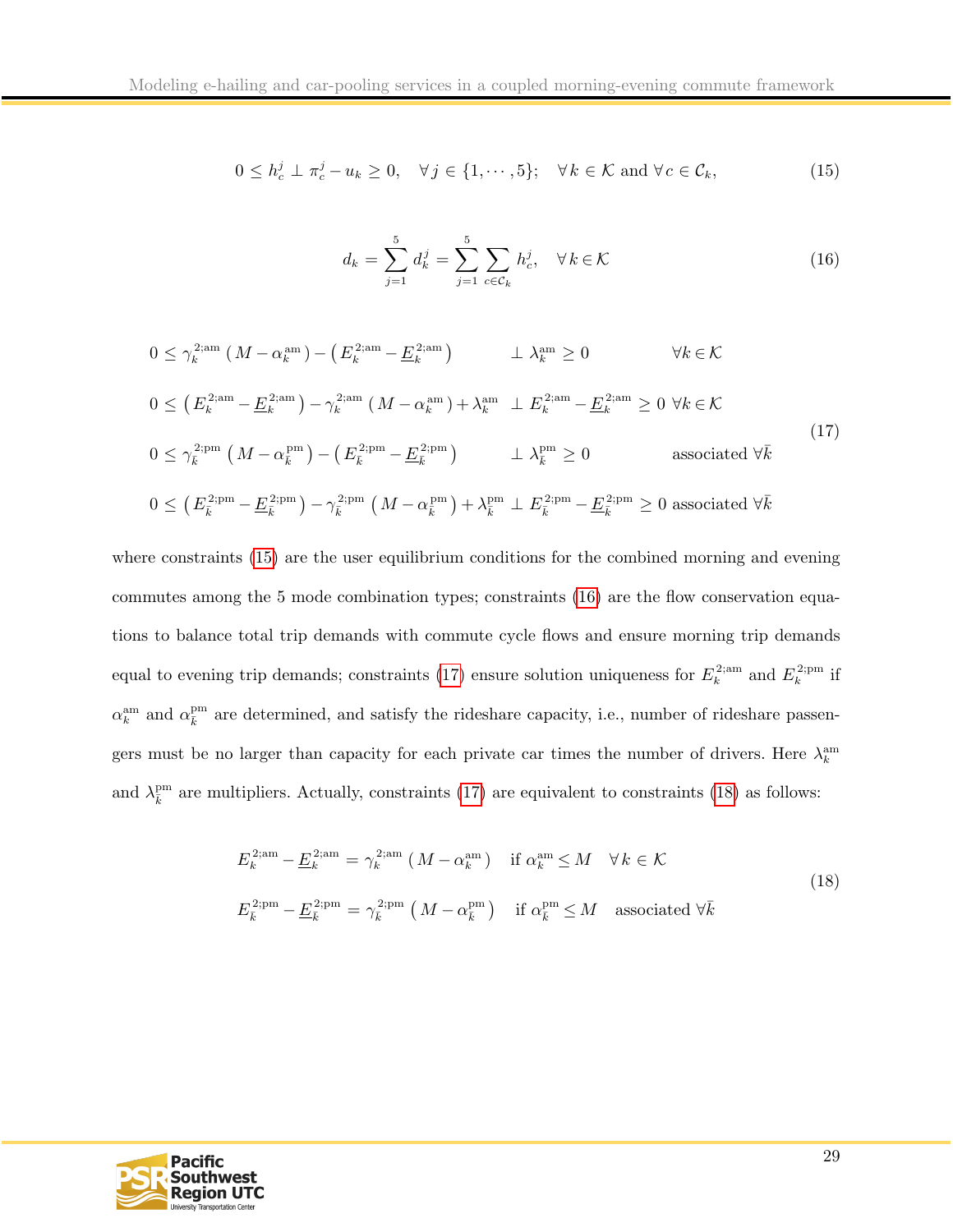$$0 \le h_c^j \perp \pi_c^j - u_k \ge 0, \quad \forall j \in \{1, \cdots, 5\}; \quad \forall k \in \mathcal{K} \text{ and } \forall c \in \mathcal{C}_k, \tag{15}$$

$$d_k = \sum_{j=1}^{5} d_k^j = \sum_{j=1}^{5} \sum_{c \in \mathcal{C}_k} h_c^j, \quad \forall k \in \mathcal{K} \tag{16}$$

$$\begin{aligned}
&0 \le \gamma_k^{2;\text{am}} \left(M - \alpha_k^{\text{am}}\right) - \left(E_k^{2;\text{am}} - \underline{E}_k^{2;\text{am}}\right) && \perp \lambda_k^{\text{am}} \ge 0 && \forall k \in \mathcal{K} \\
&0 \le \left(E_k^{2;\text{am}} - \underline{E}_k^{2;\text{am}}\right) - \gamma_k^{2;\text{am}} \left(M - \alpha_k^{\text{am}}\right) + \lambda_k^{\text{am}} && \perp E_k^{2;\text{am}} - \underline{E}_k^{2;\text{am}} \ge 0 && \forall k \in \mathcal{K} \\
&0 \le \gamma_{\bar{k}}^{2;\text{pm}} \left(M - \alpha_{\bar{k}}^{\text{pm}}\right) - \left(E_{\bar{k}}^{2;\text{pm}} - \underline{E}_{\bar{k}}^{2;\text{pm}}\right) && \perp \lambda_{\bar{k}}^{\text{pm}} \ge 0 && \text{associated } \forall \bar{k} \\
&0 \le \left(E_{\bar{k}}^{2;\text{pm}} - \underline{E}_{\bar{k}}^{2;\text{pm}}\right) - \gamma_{\bar{k}}^{2;\text{pm}} \left(M - \alpha_{\bar{k}}^{\text{pm}}\right) + \lambda_{\bar{k}}^{\text{pm}} && \perp E_{\bar{k}}^{2;\text{pm}} - \underline{E}_{\bar{k}}^{2;\text{pm}} \ge 0 && \text{associated } \forall \bar{k}
\end{aligned} \tag{17}$$

where constraints (15) are the user equilibrium conditions for the combined morning and evening commutes among the 5 mode combination types; constraints (16) are the flow conservation equations to balance total trip demands with commute cycle flows and ensure morning trip demands equal to evening trip demands; constraints (17) ensure solution uniqueness for $E_k^{2;\text{am}}$ and $E_k^{2;\text{pm}}$ if $\alpha_k^{\text{am}}$ and $\alpha_{\bar{k}}^{\text{pm}}$ are determined, and satisfy the rideshare capacity, i.e., number of rideshare passengers must be no larger than capacity for each private car times the number of drivers. Here $\lambda_k^{\text{am}}$ and $\lambda_{\bar{k}}^{\text{pm}}$ are multipliers. Actually, constraints (17) are equivalent to constraints (18) as follows:

$$\begin{aligned}
&E_k^{2;\text{am}} - \underline{E}_k^{2;\text{am}} = \gamma_k^{2;\text{am}} \left(M - \alpha_k^{\text{am}}\right) \quad \text{if } \alpha_k^{\text{am}} \le M \quad \forall k \in \mathcal{K} \\
&E_{\bar{k}}^{2;\text{pm}} - \underline{E}_{\bar{k}}^{2;\text{pm}} = \gamma_{\bar{k}}^{2;\text{pm}} \left(M - \alpha_{\bar{k}}^{\text{pm}}\right) \quad \text{if } \alpha_{\bar{k}}^{\text{pm}} \le M \quad \text{associated } \forall \bar{k}
\end{aligned} \tag{18}$$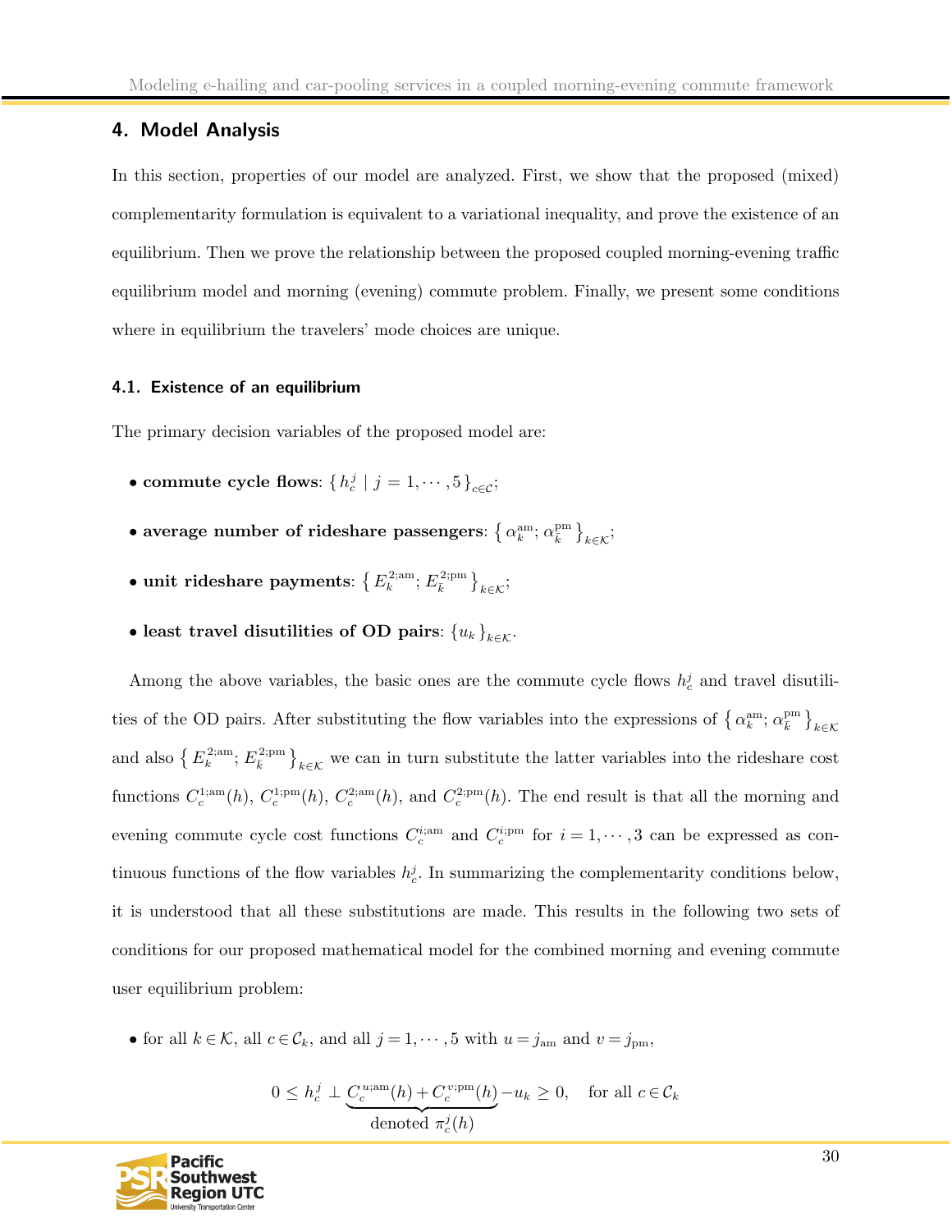## 4. Model Analysis

In this section, properties of our model are analyzed. First, we show that the proposed (mixed) complementarity formulation is equivalent to a variational inequality, and prove the existence of an equilibrium. Then we prove the relationship between the proposed coupled morning-evening traffic equilibrium model and morning (evening) commute problem. Finally, we present some conditions where in equilibrium the travelers' mode choices are unique.

### 4.1. Existence of an equilibrium

The primary decision variables of the proposed model are:

- **commute cycle flows**: $\{ h_c^j \mid j = 1, \cdots, 5 \}_{c \in \mathcal{C}}$;
- **average number of rideshare passengers**: $\{ \alpha_k^{\text{am}}; \alpha_{\bar{k}}^{\text{pm}} \}_{k \in \mathcal{K}}$;
- **unit rideshare payments**: $\{ E_k^{2;\text{am}}; E_{\bar{k}}^{2;\text{pm}} \}_{k \in \mathcal{K}}$;
- **least travel disutilities of OD pairs**: $\{ u_k \}_{k \in \mathcal{K}}$.

Among the above variables, the basic ones are the commute cycle flows $h_c^j$ and travel disutilities of the OD pairs. After substituting the flow variables into the expressions of $\{ \alpha_k^{\text{am}}; \alpha_{\bar{k}}^{\text{pm}} \}_{k \in \mathcal{K}}$ and also $\{ E_k^{2;\text{am}}; E_{\bar{k}}^{2;\text{pm}} \}_{k \in \mathcal{K}}$ we can in turn substitute the latter variables into the rideshare cost functions $C_c^{1;\text{am}}(h)$, $C_c^{1;\text{pm}}(h)$, $C_c^{2;\text{am}}(h)$, and $C_c^{2;\text{pm}}(h)$. The end result is that all the morning and evening commute cycle cost functions $C_c^{i;\text{am}}$ and $C_c^{i;\text{pm}}$ for $i = 1, \cdots, 3$ can be expressed as continuous functions of the flow variables $h_c^j$. In summarizing the complementarity conditions below, it is understood that all these substitutions are made. This results in the following two sets of conditions for our proposed mathematical model for the combined morning and evening commute user equilibrium problem:

- for all $k \in \mathcal{K}$, all $c \in \mathcal{C}_k$, and all $j = 1, \cdots, 5$ with $u = j_{\text{am}}$ and $v = j_{\text{pm}}$,

$$0 \le h_c^j \perp \underbrace{C_c^{u;\text{am}}(h) + C_c^{v;\text{pm}}(h)}_{\text{denoted } \pi_c^j(h)} - u_k \ge 0, \quad \text{for all } c \in \mathcal{C}_k$$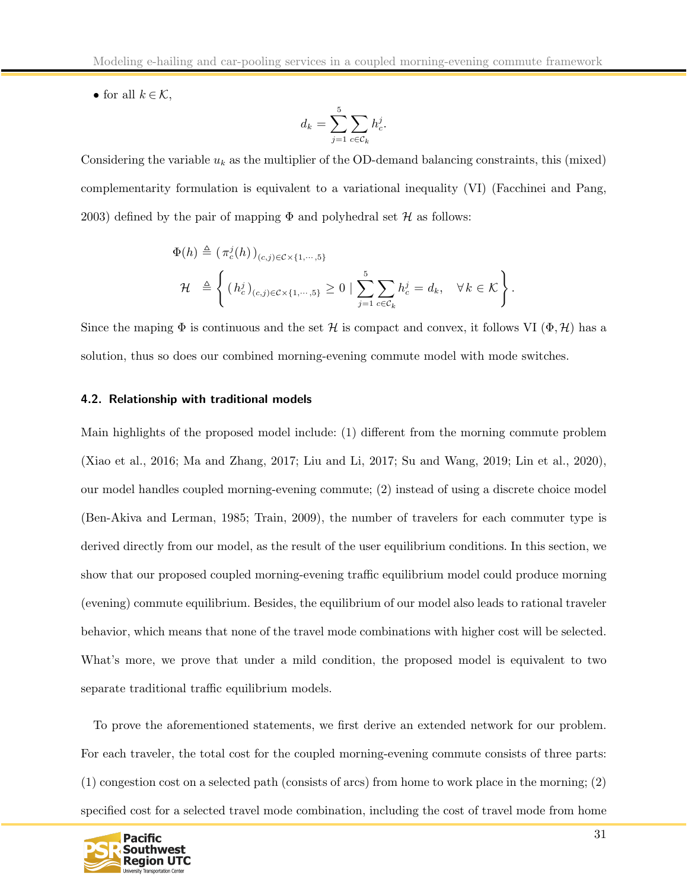- for all $k \in \mathcal{K}$,

$$d_k = \sum_{j=1}^{5} \sum_{c \in \mathcal{C}_k} h_c^j.$$

Considering the variable $u_k$ as the multiplier of the OD-demand balancing constraints, this (mixed) complementarity formulation is equivalent to a variational inequality (VI) (Facchinei and Pang, 2003) defined by the pair of mapping $\Phi$ and polyhedral set $\mathcal{H}$ as follows:

$$\begin{aligned}
\Phi(h) &\triangleq \left( \pi_c^j(h) \right)_{(c,j) \in \mathcal{C} \times \{1,\cdots,5\}} \\
\mathcal{H} &\triangleq \left\{ \left( h_c^j \right)_{(c,j) \in \mathcal{C} \times \{1,\cdots,5\}} \geq 0 \mid \sum_{j=1}^{5} \sum_{c \in \mathcal{C}_k} h_c^j = d_k, \quad \forall k \in \mathcal{K} \right\}.
\end{aligned}$$

Since the maping $\Phi$ is continuous and the set $\mathcal{H}$ is compact and convex, it follows VI $(\Phi, \mathcal{H})$ has a solution, thus so does our combined morning-evening commute model with mode switches.

### 4.2. Relationship with traditional models

Main highlights of the proposed model include: (1) different from the morning commute problem (Xiao et al., 2016; Ma and Zhang, 2017; Liu and Li, 2017; Su and Wang, 2019; Lin et al., 2020), our model handles coupled morning-evening commute; (2) instead of using a discrete choice model (Ben-Akiva and Lerman, 1985; Train, 2009), the number of travelers for each commuter type is derived directly from our model, as the result of the user equilibrium conditions. In this section, we show that our proposed coupled morning-evening traffic equilibrium model could produce morning (evening) commute equilibrium. Besides, the equilibrium of our model also leads to rational traveler behavior, which means that none of the travel mode combinations with higher cost will be selected. What's more, we prove that under a mild condition, the proposed model is equivalent to two separate traditional traffic equilibrium models.

To prove the aforementioned statements, we first derive an extended network for our problem. For each traveler, the total cost for the coupled morning-evening commute consists of three parts: (1) congestion cost on a selected path (consists of arcs) from home to work place in the morning; (2) specified cost for a selected travel mode combination, including the cost of travel mode from home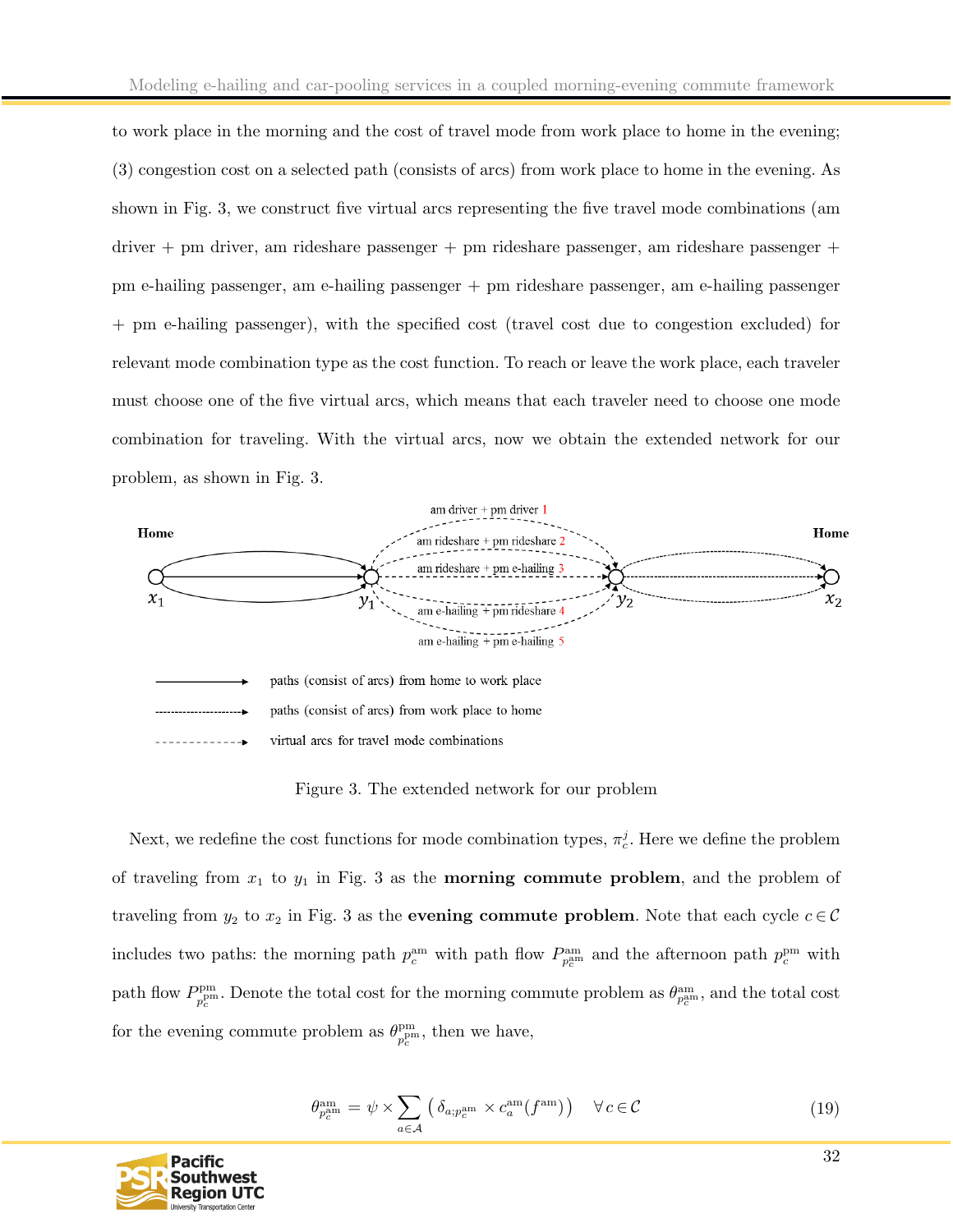to work place in the morning and the cost of travel mode from work place to home in the evening; (3) congestion cost on a selected path (consists of arcs) from work place to home in the evening. As shown in Fig. 3, we construct five virtual arcs representing the five travel mode combinations (am driver + pm driver, am rideshare passenger + pm rideshare passenger, am rideshare passenger + pm e-hailing passenger, am e-hailing passenger + pm rideshare passenger, am e-hailing passenger + pm e-hailing passenger), with the specified cost (travel cost due to congestion excluded) for relevant mode combination type as the cost function. To reach or leave the work place, each traveler must choose one of the five virtual arcs, which means that each traveler need to choose one mode combination for traveling. With the virtual arcs, now we obtain the extended network for our problem, as shown in Fig. 3.

Figure 3. The extended network for our problem

Next, we redefine the cost functions for mode combination types, $\pi_c^j$. Here we define the problem of traveling from $x_1$ to $y_1$ in Fig. 3 as the **morning commute problem**, and the problem of traveling from $y_2$ to $x_2$ in Fig. 3 as the **evening commute problem**. Note that each cycle $c \in \mathcal{C}$ includes two paths: the morning path $p_c^{\text{am}}$ with path flow $P_{p_c^{\text{am}}}^{\text{am}}$ and the afternoon path $p_c^{\text{pm}}$ with path flow $P_{p_c^{\text{pm}}}^{\text{pm}}$. Denote the total cost for the morning commute problem as $\theta_{p_c^{\text{am}}}^{\text{am}}$, and the total cost for the evening commute problem as $\theta_{p_c^{\text{pm}}}^{\text{pm}}$, then we have,

$$\theta_{p_c^{\text{am}}}^{\text{am}} = \psi \times \sum_{a \in \mathcal{A}} \left( \delta_{a;p_c^{\text{am}}} \times c_a^{\text{am}}(f^{\text{am}}) \right) \quad \forall c \in \mathcal{C} \tag{19}$$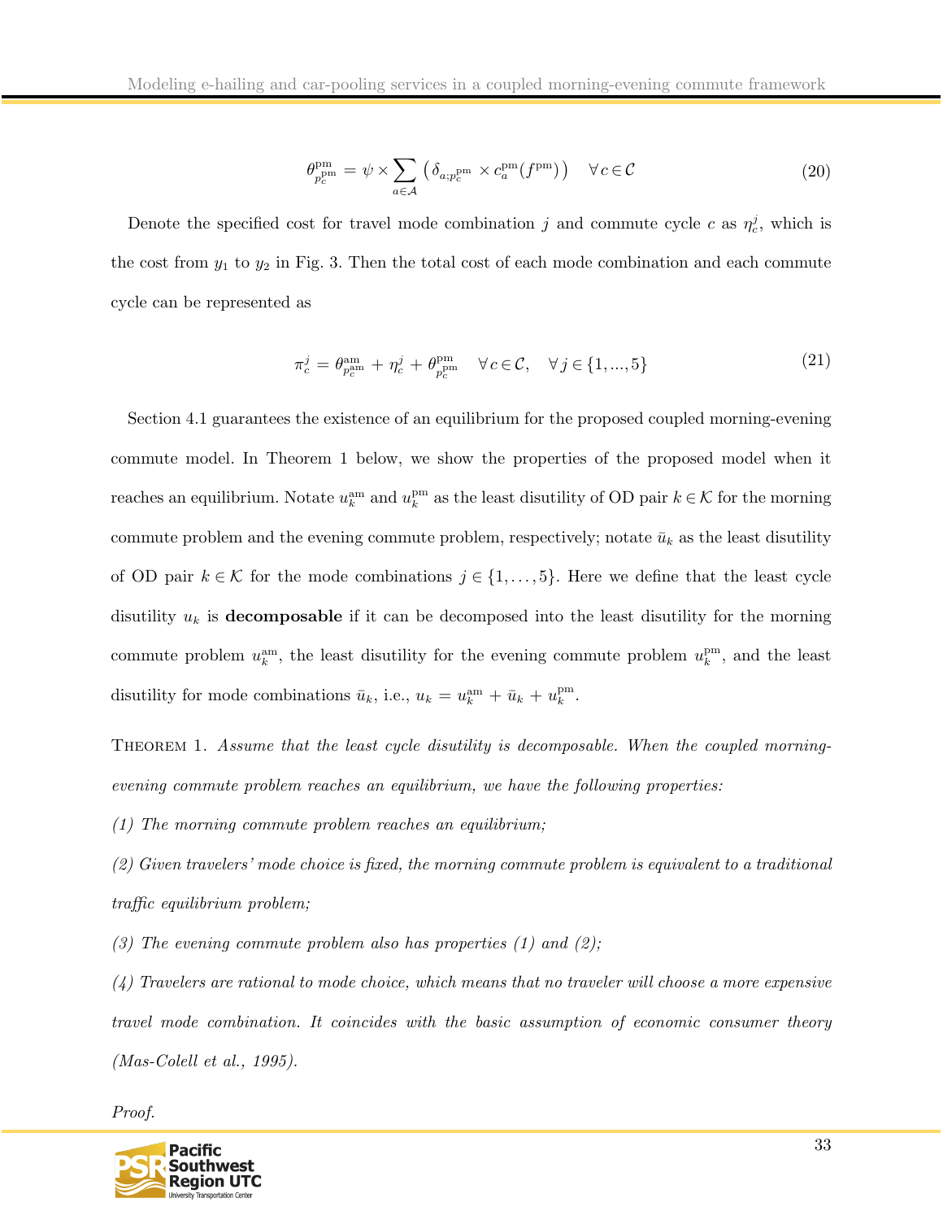$$\theta^{\mathrm{pm}}_{p^{\mathrm{pm}}_c} = \psi \times \sum_{a \in \mathcal{A}} \left( \delta_{a;p^{\mathrm{pm}}_c} \times c^{\mathrm{pm}}_a(f^{\mathrm{pm}}) \right) \quad \forall c \in \mathcal{C} \tag{20}$$

Denote the specified cost for travel mode combination $j$ and commute cycle $c$ as $\eta^j_c$, which is the cost from $y_1$ to $y_2$ in Fig. 3. Then the total cost of each mode combination and each commute cycle can be represented as

$$\pi^j_c = \theta^{\mathrm{am}}_{p^{\mathrm{am}}_c} + \eta^j_c + \theta^{\mathrm{pm}}_{p^{\mathrm{pm}}_c} \quad \forall c \in \mathcal{C}, \quad \forall j \in \{1, ..., 5\} \tag{21}$$

Section 4.1 guarantees the existence of an equilibrium for the proposed coupled morning-evening commute model. In Theorem 1 below, we show the properties of the proposed model when it reaches an equilibrium. Notate $u^{\mathrm{am}}_k$ and $u^{\mathrm{pm}}_k$ as the least disutility of OD pair $k \in \mathcal{K}$ for the morning commute problem and the evening commute problem, respectively; notate $\bar{u}_k$ as the least disutility of OD pair $k \in \mathcal{K}$ for the mode combinations $j \in \{1, \ldots, 5\}$. Here we define that the least cycle disutility $u_k$ is **decomposable** if it can be decomposed into the least disutility for the morning commute problem $u^{\mathrm{am}}_k$, the least disutility for the evening commute problem $u^{\mathrm{pm}}_k$, and the least disutility for mode combinations $\bar{u}_k$, i.e., $u_k = u^{\mathrm{am}}_k + \bar{u}_k + u^{\mathrm{pm}}_k$.

THEOREM 1. *Assume that the least cycle disutility is decomposable. When the coupled morning-evening commute problem reaches an equilibrium, we have the following properties:*

*(1) The morning commute problem reaches an equilibrium;*

*(2) Given travelers' mode choice is fixed, the morning commute problem is equivalent to a traditional traffic equilibrium problem;*

*(3) The evening commute problem also has properties (1) and (2);*

*(4) Travelers are rational to mode choice, which means that no traveler will choose a more expensive travel mode combination. It coincides with the basic assumption of economic consumer theory (Mas-Colell et al., 1995).*

*Proof.*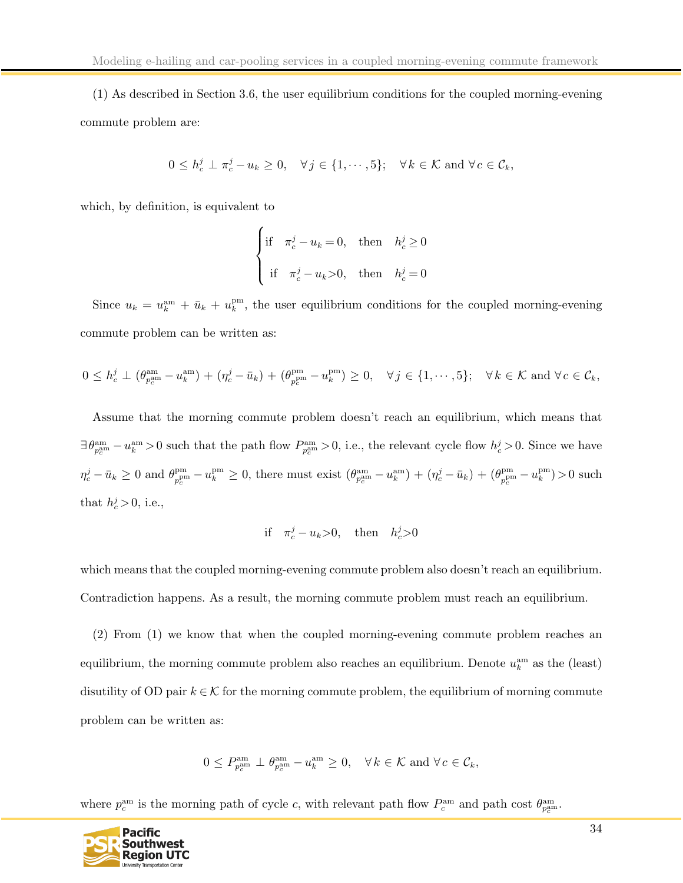(1) As described in Section 3.6, the user equilibrium conditions for the coupled morning-evening commute problem are:

$$0 \leq h_c^j \perp \pi_c^j - u_k \geq 0, \quad \forall j \in \{1, \cdots, 5\}; \quad \forall k \in \mathcal{K} \text{ and } \forall c \in \mathcal{C}_k,$$

which, by definition, is equivalent to

$$\begin{cases} \text{if} \quad \pi_c^j - u_k = 0, \quad \text{then} \quad h_c^j \geq 0 \\ \text{if} \quad \pi_c^j - u_k > 0, \quad \text{then} \quad h_c^j = 0 \end{cases}$$

Since $u_k = u_k^{\text{am}} + \bar{u}_k + u_k^{\text{pm}}$, the user equilibrium conditions for the coupled morning-evening commute problem can be written as:

$$0 \leq h_c^j \perp (\theta_{p_c^{\text{am}}}^{\text{am}} - u_k^{\text{am}}) + (\eta_c^j - \bar{u}_k) + (\theta_{p_c^{\text{pm}}}^{\text{pm}} - u_k^{\text{pm}}) \geq 0, \quad \forall j \in \{1, \cdots, 5\}; \quad \forall k \in \mathcal{K} \text{ and } \forall c \in \mathcal{C}_k,$$

Assume that the morning commute problem doesn't reach an equilibrium, which means that $\exists \theta_{p_c^{\text{am}}}^{\text{am}} - u_k^{\text{am}} > 0$ such that the path flow $P_{p_c^{\text{am}}}^{\text{am}} > 0$, i.e., the relevant cycle flow $h_c^j > 0$. Since we have $\eta_c^j - \bar{u}_k \geq 0$ and $\theta_{p_c^{\text{pm}}}^{\text{pm}} - u_k^{\text{pm}} \geq 0$, there must exist $(\theta_{p_c^{\text{am}}}^{\text{am}} - u_k^{\text{am}}) + (\eta_c^j - \bar{u}_k) + (\theta_{p_c^{\text{pm}}}^{\text{pm}} - u_k^{\text{pm}}) > 0$ such that $h_c^j > 0$, i.e.,

$$\text{if} \quad \pi_c^j - u_k > 0, \quad \text{then} \quad h_c^j > 0$$

which means that the coupled morning-evening commute problem also doesn't reach an equilibrium. Contradiction happens. As a result, the morning commute problem must reach an equilibrium.

(2) From (1) we know that when the coupled morning-evening commute problem reaches an equilibrium, the morning commute problem also reaches an equilibrium. Denote $u_k^{\text{am}}$ as the (least) disutility of OD pair $k \in \mathcal{K}$ for the morning commute problem, the equilibrium of morning commute problem can be written as:

$$0 \leq P_{p_c^{\text{am}}}^{\text{am}} \perp \theta_{p_c^{\text{am}}}^{\text{am}} - u_k^{\text{am}} \geq 0, \quad \forall k \in \mathcal{K} \text{ and } \forall c \in \mathcal{C}_k,$$

where $p_c^{\text{am}}$ is the morning path of cycle $c$, with relevant path flow $P_c^{\text{am}}$ and path cost $\theta_{p_c^{\text{am}}}^{\text{am}}$.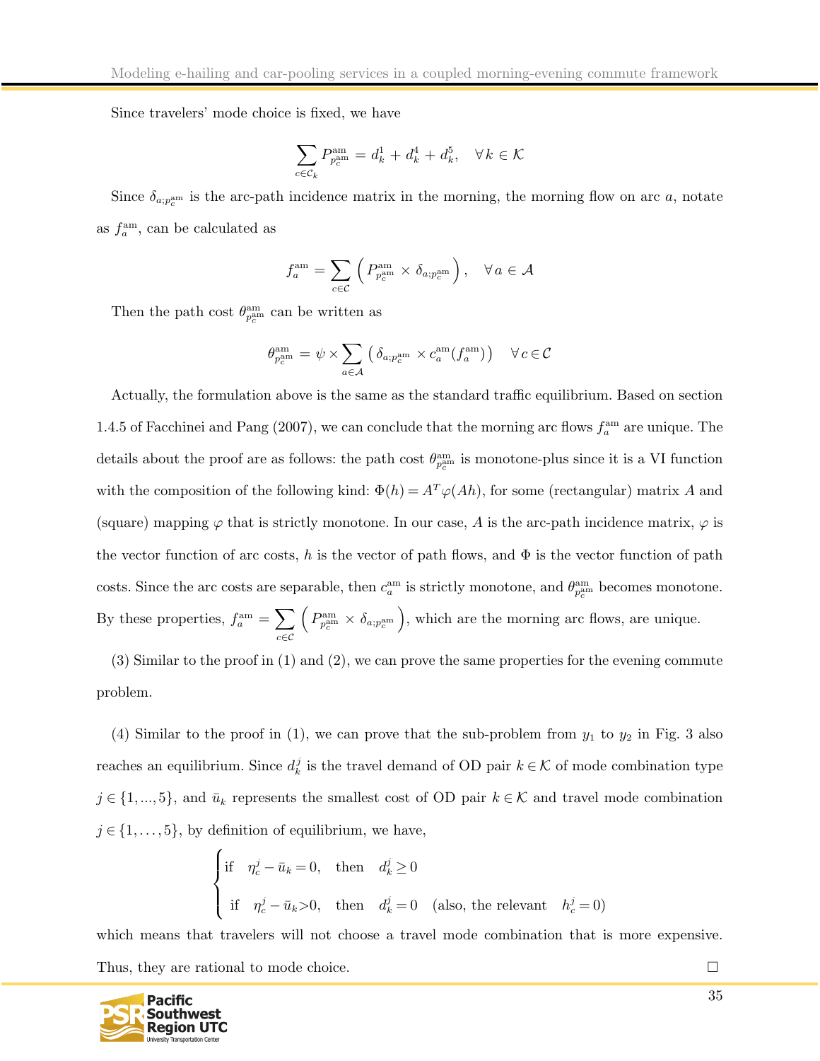Since travelers' mode choice is fixed, we have

$$\sum_{c \in \mathcal{C}_k} P^{\text{am}}_{p^{\text{am}}_c} = d^1_k + d^4_k + d^5_k, \quad \forall k \in \mathcal{K}$$

Since $\delta_{a;p^{\text{am}}_c}$ is the arc-path incidence matrix in the morning, the morning flow on arc $a$, notate as $f^{\text{am}}_a$, can be calculated as

$$f^{\text{am}}_a = \sum_{c \in \mathcal{C}} \left( P^{\text{am}}_{p^{\text{am}}_c} \times \delta_{a;p^{\text{am}}_c} \right), \quad \forall a \in \mathcal{A}$$

Then the path cost $\theta^{\text{am}}_{p^{\text{am}}_c}$ can be written as

$$\theta^{\text{am}}_{p^{\text{am}}_c} = \psi \times \sum_{a \in \mathcal{A}} \left( \delta_{a;p^{\text{am}}_c} \times c^{\text{am}}_a(f^{\text{am}}_a) \right) \quad \forall c \in \mathcal{C}$$

Actually, the formulation above is the same as the standard traffic equilibrium. Based on section 1.4.5 of Facchinei and Pang (2007), we can conclude that the morning arc flows $f^{\text{am}}_a$ are unique. The details about the proof are as follows: the path cost $\theta^{\text{am}}_{p^{\text{am}}_c}$ is monotone-plus since it is a VI function with the composition of the following kind: $\Phi(h) = A^T \varphi(Ah)$, for some (rectangular) matrix $A$ and (square) mapping $\varphi$ that is strictly monotone. In our case, $A$ is the arc-path incidence matrix, $\varphi$ is the vector function of arc costs, $h$ is the vector of path flows, and $\Phi$ is the vector function of path costs. Since the arc costs are separable, then $c^{\text{am}}_a$ is strictly monotone, and $\theta^{\text{am}}_{p^{\text{am}}_c}$ becomes monotone. By these properties, $f^{\text{am}}_a = \sum_{c \in \mathcal{C}} \left( P^{\text{am}}_{p^{\text{am}}_c} \times \delta_{a;p^{\text{am}}_c} \right)$, which are the morning arc flows, are unique.

(3) Similar to the proof in (1) and (2), we can prove the same properties for the evening commute problem.

(4) Similar to the proof in (1), we can prove that the sub-problem from $y_1$ to $y_2$ in Fig. 3 also reaches an equilibrium. Since $d^j_k$ is the travel demand of OD pair $k \in \mathcal{K}$ of mode combination type $j \in \{1, ..., 5\}$, and $\bar{u}_k$ represents the smallest cost of OD pair $k \in \mathcal{K}$ and travel mode combination $j \in \{1, \ldots, 5\}$, by definition of equilibrium, we have,

$$\begin{cases} \text{if} \quad \eta^j_c - \bar{u}_k = 0, \quad \text{then} \quad d^j_k \geq 0 \\ \text{if} \quad \eta^j_c - \bar{u}_k > 0, \quad \text{then} \quad d^j_k = 0 \quad \text{(also, the relevant} \quad h^j_c = 0) \end{cases}$$

which means that travelers will not choose a travel mode combination that is more expensive. Thus, they are rational to mode choice. □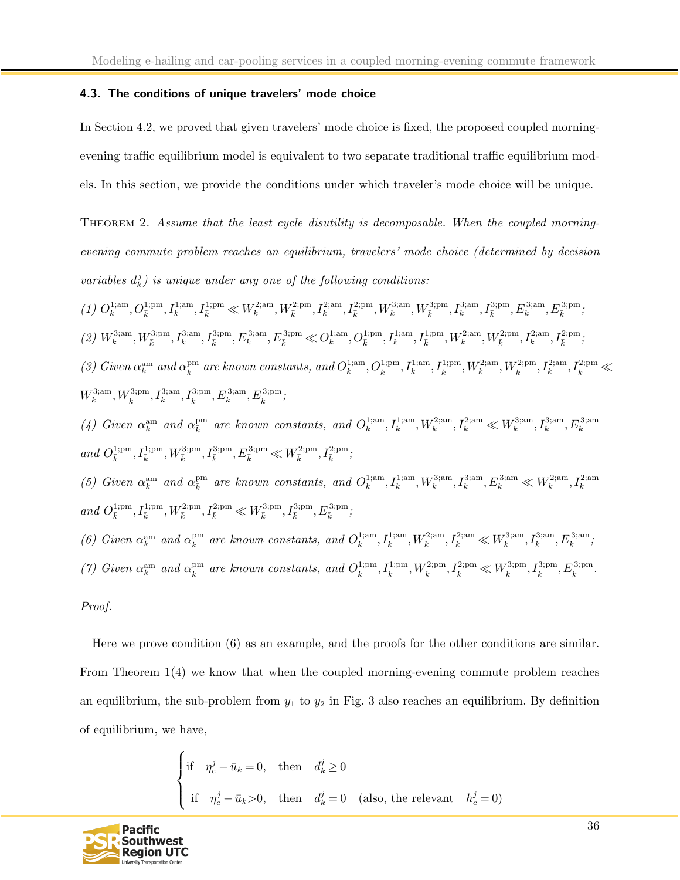### 4.3. The conditions of unique travelers' mode choice

In Section 4.2, we proved that given travelers' mode choice is fixed, the proposed coupled morning-evening traffic equilibrium model is equivalent to two separate traditional traffic equilibrium models. In this section, we provide the conditions under which traveler's mode choice will be unique.

Theorem 2. *Assume that the least cycle disutility is decomposable. When the coupled morning-evening commute problem reaches an equilibrium, travelers' mode choice (determined by decision variables $d_k^j$) is unique under any one of the following conditions:*

*(1)* $O_k^{1;\mathrm{am}}, O_{\bar{k}}^{1;\mathrm{pm}}, I_k^{1;\mathrm{am}}, I_{\bar{k}}^{1;\mathrm{pm}} \ll W_k^{2;\mathrm{am}}, W_{\bar{k}}^{2;\mathrm{pm}}, I_k^{2;\mathrm{am}}, I_{\bar{k}}^{2;\mathrm{pm}}, W_k^{3;\mathrm{am}}, W_{\bar{k}}^{3;\mathrm{pm}}, I_k^{3;\mathrm{am}}, I_{\bar{k}}^{3;\mathrm{pm}}, E_k^{3;\mathrm{am}}, E_{\bar{k}}^{3;\mathrm{pm}}$*;*

*(2)* $W_k^{3;\mathrm{am}}, W_{\bar{k}}^{3;\mathrm{pm}}, I_k^{3;\mathrm{am}}, I_{\bar{k}}^{3;\mathrm{pm}}, E_k^{3;\mathrm{am}}, E_{\bar{k}}^{3;\mathrm{pm}} \ll O_k^{1;\mathrm{am}}, O_{\bar{k}}^{1;\mathrm{pm}}, I_k^{1;\mathrm{am}}, I_{\bar{k}}^{1;\mathrm{pm}}, W_k^{2;\mathrm{am}}, W_{\bar{k}}^{2;\mathrm{pm}}, I_k^{2;\mathrm{am}}, I_{\bar{k}}^{2;\mathrm{pm}}$*;*

*(3) Given* $\alpha_k^{\mathrm{am}}$ *and* $\alpha_{\bar{k}}^{\mathrm{pm}}$ *are known constants, and* $O_k^{1;\mathrm{am}}, O_{\bar{k}}^{1;\mathrm{pm}}, I_k^{1;\mathrm{am}}, I_{\bar{k}}^{1;\mathrm{pm}}, W_k^{2;\mathrm{am}}, W_{\bar{k}}^{2;\mathrm{pm}}, I_k^{2;\mathrm{am}}, I_{\bar{k}}^{2;\mathrm{pm}} \ll W_k^{3;\mathrm{am}}, W_{\bar{k}}^{3;\mathrm{pm}}, I_k^{3;\mathrm{am}}, I_{\bar{k}}^{3;\mathrm{pm}}, E_k^{3;\mathrm{am}}, E_{\bar{k}}^{3;\mathrm{pm}}$*;*

*(4) Given* $\alpha_k^{\mathrm{am}}$ *and* $\alpha_{\bar{k}}^{\mathrm{pm}}$ *are known constants, and* $O_k^{1;\mathrm{am}}, I_k^{1;\mathrm{am}}, W_k^{2;\mathrm{am}}, I_k^{2;\mathrm{am}} \ll W_k^{3;\mathrm{am}}, I_k^{3;\mathrm{am}}, E_k^{3;\mathrm{am}}$ *and* $O_{\bar{k}}^{1;\mathrm{pm}}, I_{\bar{k}}^{1;\mathrm{pm}}, W_{\bar{k}}^{3;\mathrm{pm}}, I_{\bar{k}}^{3;\mathrm{pm}}, E_{\bar{k}}^{3;\mathrm{pm}} \ll W_{\bar{k}}^{2;\mathrm{pm}}, I_{\bar{k}}^{2;\mathrm{pm}}$*;*

*(5) Given* $\alpha_k^{\mathrm{am}}$ *and* $\alpha_{\bar{k}}^{\mathrm{pm}}$ *are known constants, and* $O_k^{1;\mathrm{am}}, I_k^{1;\mathrm{am}}, W_k^{3;\mathrm{am}}, I_k^{3;\mathrm{am}}, E_k^{3;\mathrm{am}} \ll W_k^{2;\mathrm{am}}, I_k^{2;\mathrm{am}}$ *and* $O_{\bar{k}}^{1;\mathrm{pm}}, I_{\bar{k}}^{1;\mathrm{pm}}, W_{\bar{k}}^{2;\mathrm{pm}}, I_{\bar{k}}^{2;\mathrm{pm}} \ll W_{\bar{k}}^{3;\mathrm{pm}}, I_{\bar{k}}^{3;\mathrm{pm}}, E_{\bar{k}}^{3;\mathrm{pm}}$*;*

*(6) Given* $\alpha_k^{\mathrm{am}}$ *and* $\alpha_{\bar{k}}^{\mathrm{pm}}$ *are known constants, and* $O_k^{1;\mathrm{am}}, I_k^{1;\mathrm{am}}, W_k^{2;\mathrm{am}}, I_k^{2;\mathrm{am}} \ll W_k^{3;\mathrm{am}}, I_k^{3;\mathrm{am}}, E_k^{3;\mathrm{am}}$*;*

*(7) Given* $\alpha_k^{\mathrm{am}}$ *and* $\alpha_{\bar{k}}^{\mathrm{pm}}$ *are known constants, and* $O_{\bar{k}}^{1;\mathrm{pm}}, I_{\bar{k}}^{1;\mathrm{pm}}, W_{\bar{k}}^{2;\mathrm{pm}}, I_{\bar{k}}^{2;\mathrm{pm}} \ll W_{\bar{k}}^{3;\mathrm{pm}}, I_{\bar{k}}^{3;\mathrm{pm}}, E_{\bar{k}}^{3;\mathrm{pm}}$*.*

*Proof.*

Here we prove condition (6) as an example, and the proofs for the other conditions are similar. From Theorem 1(4) we know that when the coupled morning-evening commute problem reaches an equilibrium, the sub-problem from $y_1$ to $y_2$ in Fig. 3 also reaches an equilibrium. By definition of equilibrium, we have,

$$
\begin{cases}
\text{if} \quad \eta_c^j - \bar{u}_k = 0, \quad \text{then} \quad d_k^j \geq 0 \\
\text{if} \quad \eta_c^j - \bar{u}_k > 0, \quad \text{then} \quad d_k^j = 0 \quad (\text{also, the relevant} \quad h_c^j = 0)
\end{cases}
$$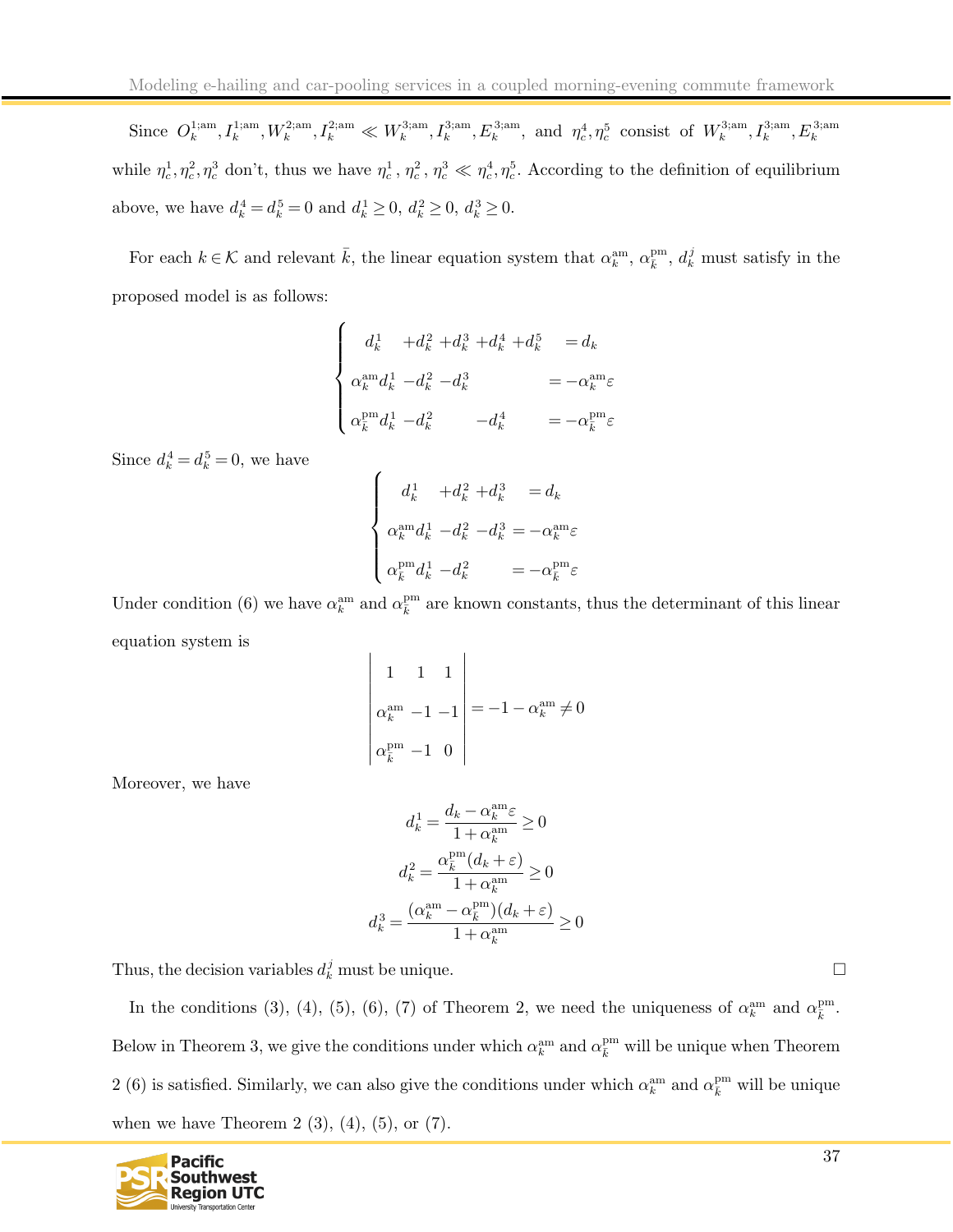Since $O_k^{1;\text{am}}, I_k^{1;\text{am}}, W_k^{2;\text{am}}, I_k^{2;\text{am}} \ll W_k^{3;\text{am}}, I_k^{3;\text{am}}, E_k^{3;\text{am}}$, and $\eta_c^4, \eta_c^5$ consist of $W_k^{3;\text{am}}, I_k^{3;\text{am}}, E_k^{3;\text{am}}$ while $\eta_c^1, \eta_c^2, \eta_c^3$ don't, thus we have $\eta_c^1$, $\eta_c^2$, $\eta_c^3 \ll \eta_c^4, \eta_c^5$. According to the definition of equilibrium above, we have $d_k^4 = d_k^5 = 0$ and $d_k^1 \geq 0$, $d_k^2 \geq 0$, $d_k^3 \geq 0$.

For each $k \in \mathcal{K}$ and relevant $\bar{k}$, the linear equation system that $\alpha_k^{\text{am}}$, $\alpha_{\bar{k}}^{\text{pm}}$, $d_k^j$ must satisfy in the proposed model is as follows:

$$
\begin{cases}
d_k^1 + d_k^2 + d_k^3 + d_k^4 + d_k^5 = d_k \\
\alpha_k^{\text{am}} d_k^1 - d_k^2 - d_k^3 = -\alpha_k^{\text{am}} \varepsilon \\
\alpha_{\bar{k}}^{\text{pm}} d_k^1 - d_k^2 - d_k^4 = -\alpha_{\bar{k}}^{\text{pm}} \varepsilon
\end{cases}
$$

Since $d_k^4 = d_k^5 = 0$, we have

$$
\begin{cases}
d_k^1 + d_k^2 + d_k^3 = d_k \\
\alpha_k^{\text{am}} d_k^1 - d_k^2 - d_k^3 = -\alpha_k^{\text{am}} \varepsilon \\
\alpha_{\bar{k}}^{\text{pm}} d_k^1 - d_k^2 = -\alpha_{\bar{k}}^{\text{pm}} \varepsilon
\end{cases}
$$

Under condition (6) we have $\alpha_k^{\text{am}}$ and $\alpha_{\bar{k}}^{\text{pm}}$ are known constants, thus the determinant of this linear equation system is

$$
\begin{vmatrix}
1 & 1 & 1 \\
\alpha_k^{\text{am}} & -1 & -1 \\
\alpha_{\bar{k}}^{\text{pm}} & -1 & 0
\end{vmatrix}
= -1 - \alpha_k^{\text{am}} \neq 0
$$

Moreover, we have

$$
d_k^1 = \frac{d_k - \alpha_k^{\text{am}} \varepsilon}{1 + \alpha_k^{\text{am}}} \geq 0
$$

$$
d_k^2 = \frac{\alpha_{\bar{k}}^{\text{pm}} (d_k + \varepsilon)}{1 + \alpha_k^{\text{am}}} \geq 0
$$

$$
d_k^3 = \frac{(\alpha_k^{\text{am}} - \alpha_{\bar{k}}^{\text{pm}})(d_k + \varepsilon)}{1 + \alpha_k^{\text{am}}} \geq 0
$$

Thus, the decision variables $d_k^j$ must be unique. □

In the conditions (3), (4), (5), (6), (7) of Theorem 2, we need the uniqueness of $\alpha_k^{\text{am}}$ and $\alpha_{\bar{k}}^{\text{pm}}$. Below in Theorem 3, we give the conditions under which $\alpha_k^{\text{am}}$ and $\alpha_{\bar{k}}^{\text{pm}}$ will be unique when Theorem 2 (6) is satisfied. Similarly, we can also give the conditions under which $\alpha_k^{\text{am}}$ and $\alpha_{\bar{k}}^{\text{pm}}$ will be unique when we have Theorem 2 (3), (4), (5), or (7).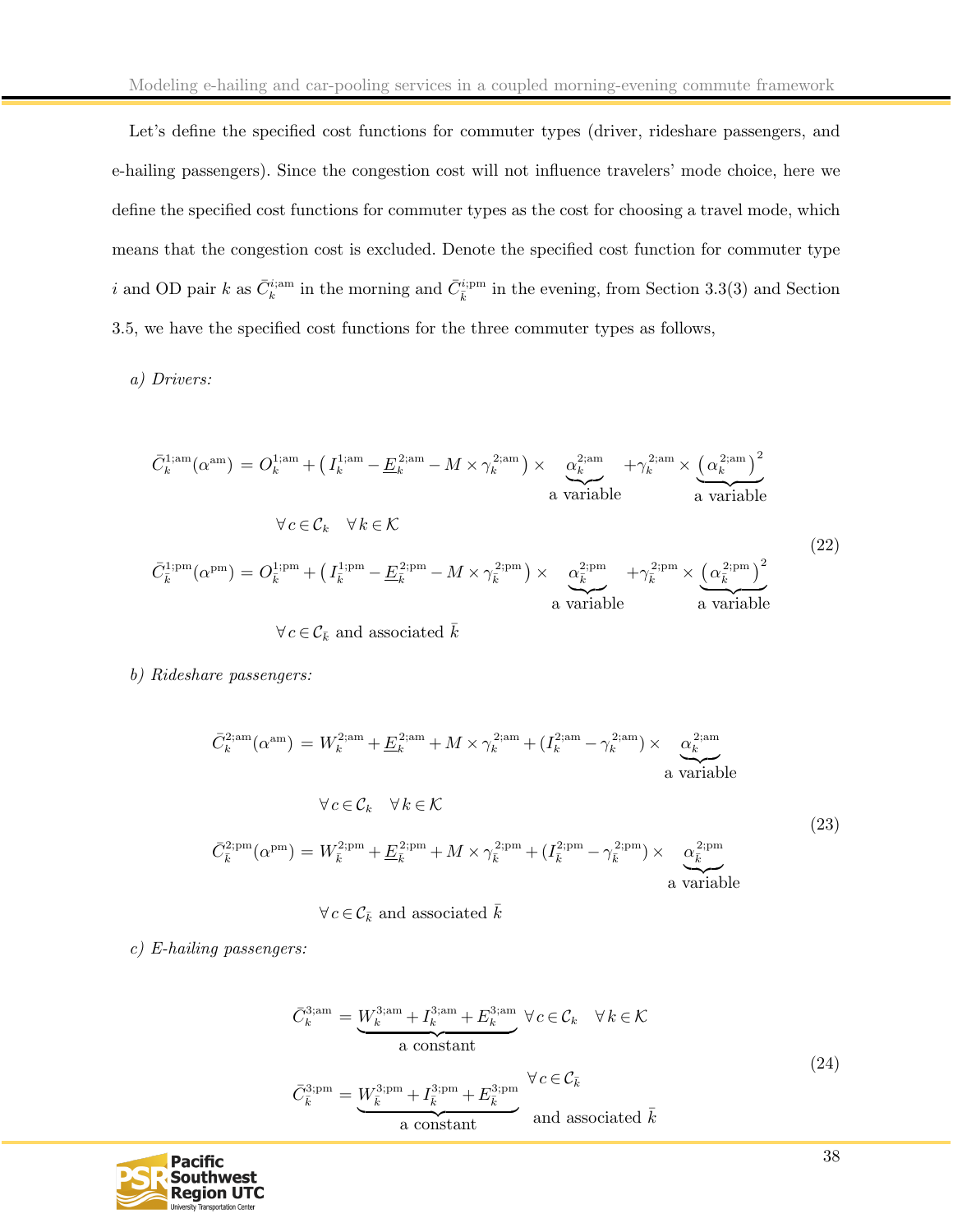Let's define the specified cost functions for commuter types (driver, rideshare passengers, and e-hailing passengers). Since the congestion cost will not influence travelers' mode choice, here we define the specified cost functions for commuter types as the cost for choosing a travel mode, which means that the congestion cost is excluded. Denote the specified cost function for commuter type $i$ and OD pair $k$ as $\bar{C}_k^{i;\text{am}}$ in the morning and $\bar{C}_{\bar{k}}^{i;\text{pm}}$ in the evening, from Section 3.3(3) and Section 3.5, we have the specified cost functions for the three commuter types as follows,

*a) Drivers:*

$$
\begin{aligned}
\bar{C}_k^{1;\text{am}}(\alpha^{\text{am}}) &= O_k^{1;\text{am}} + \left(I_k^{1;\text{am}} - \underline{E}_k^{2;\text{am}} - M \times \gamma_k^{2;\text{am}}\right) \times \underbrace{\alpha_k^{2;\text{am}}}_{\text{a variable}} + \gamma_k^{2;\text{am}} \times \underbrace{\left(\alpha_k^{2;\text{am}}\right)^2}_{\text{a variable}} \\
&\qquad \forall c \in \mathcal{C}_k \quad \forall k \in \mathcal{K} \\
\bar{C}_{\bar{k}}^{1;\text{pm}}(\alpha^{\text{pm}}) &= O_{\bar{k}}^{1;\text{pm}} + \left(I_{\bar{k}}^{1;\text{pm}} - \underline{E}_{\bar{k}}^{2;\text{pm}} - M \times \gamma_{\bar{k}}^{2;\text{pm}}\right) \times \underbrace{\alpha_{\bar{k}}^{2;\text{pm}}}_{\text{a variable}} + \gamma_{\bar{k}}^{2;\text{pm}} \times \underbrace{\left(\alpha_{\bar{k}}^{2;\text{pm}}\right)^2}_{\text{a variable}} \\
&\qquad \forall c \in \mathcal{C}_{\bar{k}} \text{ and associated } \bar{k}
\end{aligned}
\tag{22}
$$

*b) Rideshare passengers:*

$$
\begin{aligned}
\bar{C}_k^{2;\text{am}}(\alpha^{\text{am}}) &= W_k^{2;\text{am}} + \underline{E}_k^{2;\text{am}} + M \times \gamma_k^{2;\text{am}} + (I_k^{2;\text{am}} - \gamma_k^{2;\text{am}}) \times \underbrace{\alpha_k^{2;\text{am}}}_{\text{a variable}} \\
&\qquad \forall c \in \mathcal{C}_k \quad \forall k \in \mathcal{K} \\
\bar{C}_{\bar{k}}^{2;\text{pm}}(\alpha^{\text{pm}}) &= W_{\bar{k}}^{2;\text{pm}} + \underline{E}_{\bar{k}}^{2;\text{pm}} + M \times \gamma_{\bar{k}}^{2;\text{pm}} + (I_{\bar{k}}^{2;\text{pm}} - \gamma_{\bar{k}}^{2;\text{pm}}) \times \underbrace{\alpha_{\bar{k}}^{2;\text{pm}}}_{\text{a variable}} \\
&\qquad \forall c \in \mathcal{C}_{\bar{k}} \text{ and associated } \bar{k}
\end{aligned}
\tag{23}
$$

*c) E-hailing passengers:*

$$
\begin{aligned}
\bar{C}_k^{3;\text{am}} &= \underbrace{W_k^{3;\text{am}} + I_k^{3;\text{am}} + E_k^{3;\text{am}}}_{\text{a constant}} \quad \forall c \in \mathcal{C}_k \quad \forall k \in \mathcal{K} \\
\bar{C}_{\bar{k}}^{3;\text{pm}} &= \underbrace{W_{\bar{k}}^{3;\text{pm}} + I_{\bar{k}}^{3;\text{pm}} + E_{\bar{k}}^{3;\text{pm}}}_{\text{a constant}} \quad \forall c \in \mathcal{C}_{\bar{k}} \text{ and associated } \bar{k}
\end{aligned}
\tag{24}
$$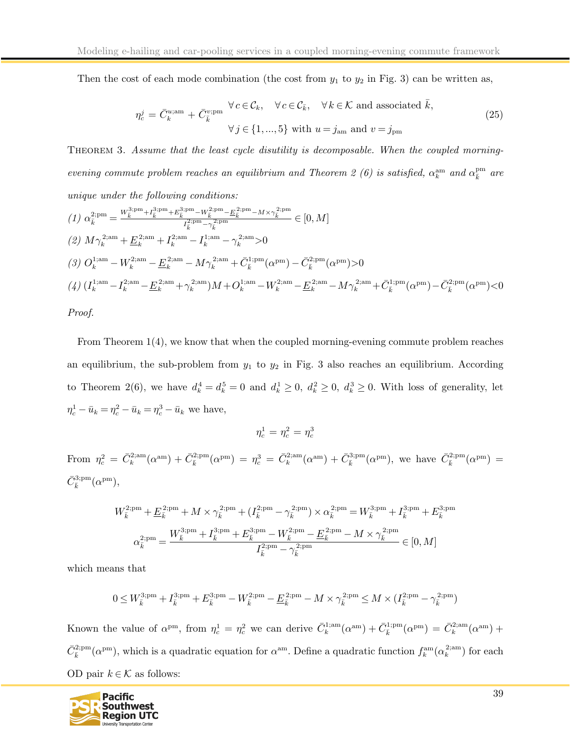Then the cost of each mode combination (the cost from $y_1$ to $y_2$ in Fig. 3) can be written as,

$$\eta_c^j = \bar{C}_k^{u;\mathrm{am}} + \bar{C}_{\bar{k}}^{v;\mathrm{pm}} \quad \begin{array}{l} \forall c \in \mathcal{C}_k, \quad \forall c \in \mathcal{C}_{\bar{k}}, \quad \forall k \in \mathcal{K} \text{ and associated } \bar{k}, \\ \forall j \in \{1, ..., 5\} \text{ with } u = j_{\mathrm{am}} \text{ and } v = j_{\mathrm{pm}} \end{array} \tag{25}$$

THEOREM 3. *Assume that the least cycle disutility is decomposable. When the coupled morning-evening commute problem reaches an equilibrium and Theorem 2 (6) is satisfied, $\alpha_k^{\mathrm{am}}$ and $\alpha_{\bar{k}}^{\mathrm{pm}}$ are unique under the following conditions:*

*(1)* $\alpha_{\bar{k}}^{2;\mathrm{pm}} = \frac{W_{\bar{k}}^{3;\mathrm{pm}} + I_{\bar{k}}^{3;\mathrm{pm}} + E_{\bar{k}}^{3;\mathrm{pm}} - W_{\bar{k}}^{2;\mathrm{pm}} - \underline{E}_{\bar{k}}^{2;\mathrm{pm}} - M \times \gamma_{\bar{k}}^{2;\mathrm{pm}}}{I_{\bar{k}}^{2;\mathrm{pm}} - \gamma_{\bar{k}}^{2;\mathrm{pm}}} \in [0, M]$

*(2)* $M\gamma_k^{2;\mathrm{am}} + \underline{E}_k^{2;\mathrm{am}} + I_k^{2;\mathrm{am}} - I_k^{1;\mathrm{am}} - \gamma_k^{2;\mathrm{am}} > 0$

*(3)* $O_k^{1;\mathrm{am}} - W_k^{2;\mathrm{am}} - \underline{E}_k^{2;\mathrm{am}} - M\gamma_k^{2;\mathrm{am}} + \bar{C}_{\bar{k}}^{1;\mathrm{pm}}(\alpha^{\mathrm{pm}}) - \bar{C}_{\bar{k}}^{2;\mathrm{pm}}(\alpha^{\mathrm{pm}}) > 0$

*(4)* $(I_k^{1;\mathrm{am}} - I_k^{2;\mathrm{am}} - \underline{E}_k^{2;\mathrm{am}} + \gamma_k^{2;\mathrm{am}})M + O_k^{1;\mathrm{am}} - W_k^{2;\mathrm{am}} - \underline{E}_k^{2;\mathrm{am}} - M\gamma_k^{2;\mathrm{am}} + \bar{C}_{\bar{k}}^{1;\mathrm{pm}}(\alpha^{\mathrm{pm}}) - \bar{C}_{\bar{k}}^{2;\mathrm{pm}}(\alpha^{\mathrm{pm}}) < 0$

*Proof.*

From Theorem 1(4), we know that when the coupled morning-evening commute problem reaches an equilibrium, the sub-problem from $y_1$ to $y_2$ in Fig. 3 also reaches an equilibrium. According to Theorem 2(6), we have $d_k^4 = d_k^5 = 0$ and $d_k^1 \geq 0$, $d_k^2 \geq 0$, $d_k^3 \geq 0$. With loss of generality, let $\eta_c^1 - \bar{u}_k = \eta_c^2 - \bar{u}_k = \eta_c^3 - \bar{u}_k$ we have,

$$\eta_c^1 = \eta_c^2 = \eta_c^3$$

From $\eta_c^2 = \bar{C}_k^{2;\mathrm{am}}(\alpha^{\mathrm{am}}) + \bar{C}_{\bar{k}}^{2;\mathrm{pm}}(\alpha^{\mathrm{pm}}) = \eta_c^3 = \bar{C}_k^{2;\mathrm{am}}(\alpha^{\mathrm{am}}) + \bar{C}_{\bar{k}}^{3;\mathrm{pm}}(\alpha^{\mathrm{pm}})$, we have $\bar{C}_{\bar{k}}^{2;\mathrm{pm}}(\alpha^{\mathrm{pm}}) = \bar{C}_{\bar{k}}^{3;\mathrm{pm}}(\alpha^{\mathrm{pm}})$,

$$W_{\bar{k}}^{2;\mathrm{pm}} + \underline{E}_{\bar{k}}^{2;\mathrm{pm}} + M \times \gamma_{\bar{k}}^{2;\mathrm{pm}} + (I_{\bar{k}}^{2;\mathrm{pm}} - \gamma_{\bar{k}}^{2;\mathrm{pm}}) \times \alpha_{\bar{k}}^{2;\mathrm{pm}} = W_{\bar{k}}^{3;\mathrm{pm}} + I_{\bar{k}}^{3;\mathrm{pm}} + E_{\bar{k}}^{3;\mathrm{pm}}$$

$$\alpha_{\bar{k}}^{2;\mathrm{pm}} = \frac{W_{\bar{k}}^{3;\mathrm{pm}} + I_{\bar{k}}^{3;\mathrm{pm}} + E_{\bar{k}}^{3;\mathrm{pm}} - W_{\bar{k}}^{2;\mathrm{pm}} - \underline{E}_{\bar{k}}^{2;\mathrm{pm}} - M \times \gamma_{\bar{k}}^{2;\mathrm{pm}}}{I_{\bar{k}}^{2;\mathrm{pm}} - \gamma_{\bar{k}}^{2;\mathrm{pm}}} \in [0, M]$$

which means that

$$0 \leq W_{\bar{k}}^{3;\mathrm{pm}} + I_{\bar{k}}^{3;\mathrm{pm}} + E_{\bar{k}}^{3;\mathrm{pm}} - W_{\bar{k}}^{2;\mathrm{pm}} - \underline{E}_{\bar{k}}^{2;\mathrm{pm}} - M \times \gamma_{\bar{k}}^{2;\mathrm{pm}} \leq M \times (I_{\bar{k}}^{2;\mathrm{pm}} - \gamma_{\bar{k}}^{2;\mathrm{pm}})$$

Known the value of $\alpha^{\mathrm{pm}}$, from $\eta_c^1 = \eta_c^2$ we can derive $\bar{C}_k^{1;\mathrm{am}}(\alpha^{\mathrm{am}}) + \bar{C}_{\bar{k}}^{1;\mathrm{pm}}(\alpha^{\mathrm{pm}}) = \bar{C}_k^{2;\mathrm{am}}(\alpha^{\mathrm{am}}) + \bar{C}_{\bar{k}}^{2;\mathrm{pm}}(\alpha^{\mathrm{pm}})$, which is a quadratic equation for $\alpha^{\mathrm{am}}$. Define a quadratic function $f_k^{\mathrm{am}}(\alpha_k^{2;\mathrm{am}})$ for each OD pair $k \in \mathcal{K}$ as follows: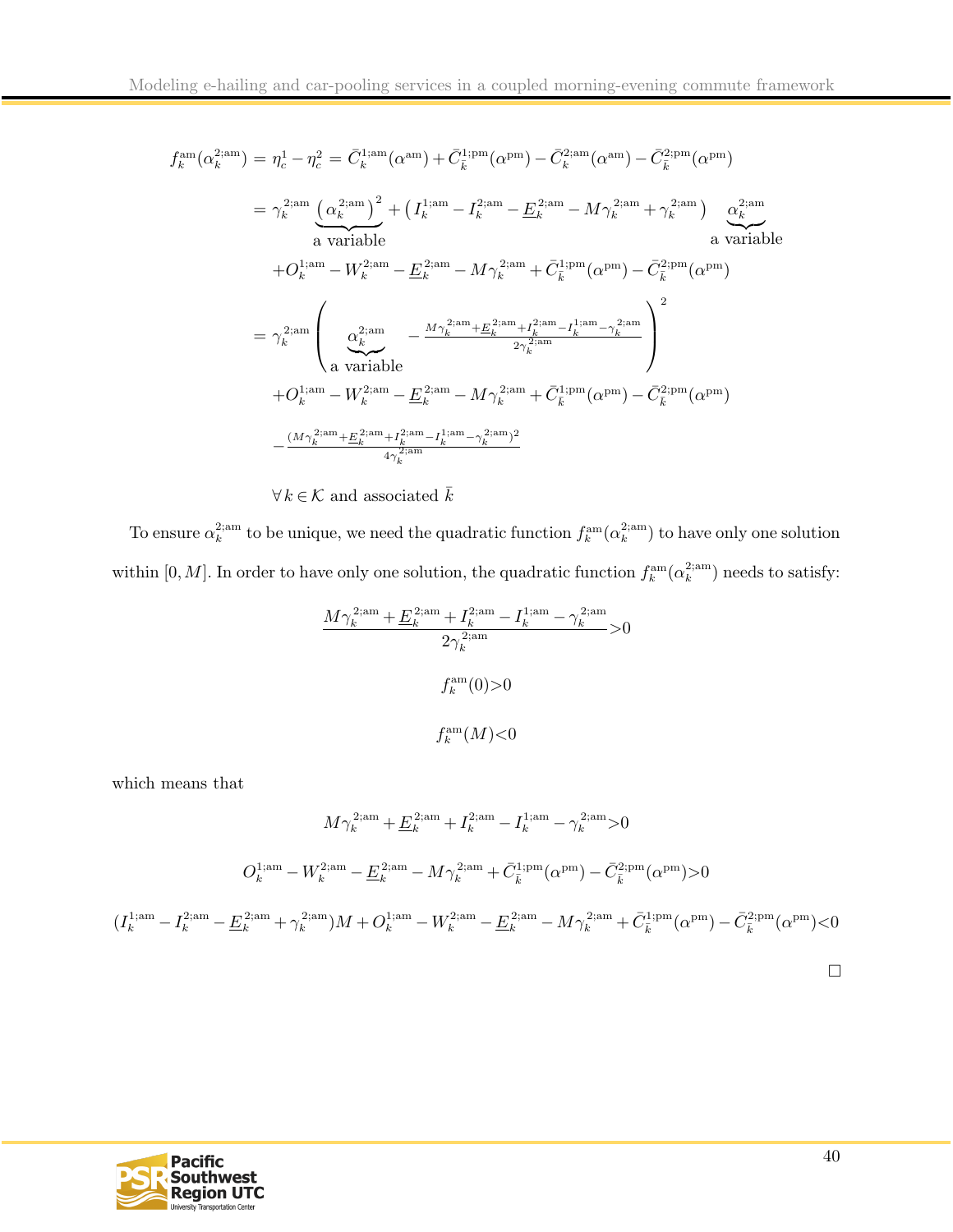$$
\begin{aligned}
f_k^{\mathrm{am}}(\alpha_k^{2;\mathrm{am}}) &= \eta_c^1 - \eta_c^2 = \bar{C}_k^{1;\mathrm{am}}(\alpha^{\mathrm{am}}) + \bar{C}_{\bar{k}}^{1;\mathrm{pm}}(\alpha^{\mathrm{pm}}) - \bar{C}_k^{2;\mathrm{am}}(\alpha^{\mathrm{am}}) - \bar{C}_{\bar{k}}^{2;\mathrm{pm}}(\alpha^{\mathrm{pm}}) \\
&= \gamma_k^{2;\mathrm{am}} \underbrace{\left(\alpha_k^{2;\mathrm{am}}\right)^2}_{\text{a variable}} + \left(I_k^{1;\mathrm{am}} - I_k^{2;\mathrm{am}} - \underline{E}_k^{2;\mathrm{am}} - M\gamma_k^{2;\mathrm{am}} + \gamma_k^{2;\mathrm{am}}\right) \underbrace{\alpha_k^{2;\mathrm{am}}}_{\text{a variable}} \\
&\quad + O_k^{1;\mathrm{am}} - W_k^{2;\mathrm{am}} - \underline{E}_k^{2;\mathrm{am}} - M\gamma_k^{2;\mathrm{am}} + \bar{C}_{\bar{k}}^{1;\mathrm{pm}}(\alpha^{\mathrm{pm}}) - \bar{C}_{\bar{k}}^{2;\mathrm{pm}}(\alpha^{\mathrm{pm}}) \\
&= \gamma_k^{2;\mathrm{am}} \left( \underbrace{\alpha_k^{2;\mathrm{am}}}_{\text{a variable}} - \frac{M\gamma_k^{2;\mathrm{am}} + \underline{E}_k^{2;\mathrm{am}} + I_k^{2;\mathrm{am}} - I_k^{1;\mathrm{am}} - \gamma_k^{2;\mathrm{am}}}{2\gamma_k^{2;\mathrm{am}}} \right)^2 \\
&\quad + O_k^{1;\mathrm{am}} - W_k^{2;\mathrm{am}} - \underline{E}_k^{2;\mathrm{am}} - M\gamma_k^{2;\mathrm{am}} + \bar{C}_{\bar{k}}^{1;\mathrm{pm}}(\alpha^{\mathrm{pm}}) - \bar{C}_{\bar{k}}^{2;\mathrm{pm}}(\alpha^{\mathrm{pm}}) \\
&\quad - \frac{(M\gamma_k^{2;\mathrm{am}} + \underline{E}_k^{2;\mathrm{am}} + I_k^{2;\mathrm{am}} - I_k^{1;\mathrm{am}} - \gamma_k^{2;\mathrm{am}})^2}{4\gamma_k^{2;\mathrm{am}}} \\
&\quad \forall\, k \in \mathcal{K} \text{ and associated } \bar{k}
\end{aligned}
$$

To ensure $\alpha_k^{2;\mathrm{am}}$ to be unique, we need the quadratic function $f_k^{\mathrm{am}}(\alpha_k^{2;\mathrm{am}})$ to have only one solution within $[0, M]$. In order to have only one solution, the quadratic function $f_k^{\mathrm{am}}(\alpha_k^{2;\mathrm{am}})$ needs to satisfy:

$$
\frac{M\gamma_k^{2;\mathrm{am}} + \underline{E}_k^{2;\mathrm{am}} + I_k^{2;\mathrm{am}} - I_k^{1;\mathrm{am}} - \gamma_k^{2;\mathrm{am}}}{2\gamma_k^{2;\mathrm{am}}} > 0
$$

$$
f_k^{\mathrm{am}}(0) > 0
$$

$$
f_k^{\mathrm{am}}(M) < 0
$$

which means that

$$
M\gamma_k^{2;\mathrm{am}} + \underline{E}_k^{2;\mathrm{am}} + I_k^{2;\mathrm{am}} - I_k^{1;\mathrm{am}} - \gamma_k^{2;\mathrm{am}} > 0
$$

$$
O_k^{1;\mathrm{am}} - W_k^{2;\mathrm{am}} - \underline{E}_k^{2;\mathrm{am}} - M\gamma_k^{2;\mathrm{am}} + \bar{C}_{\bar{k}}^{1;\mathrm{pm}}(\alpha^{\mathrm{pm}}) - \bar{C}_{\bar{k}}^{2;\mathrm{pm}}(\alpha^{\mathrm{pm}}) > 0
$$

$$
(I_k^{1;\mathrm{am}} - I_k^{2;\mathrm{am}} - \underline{E}_k^{2;\mathrm{am}} + \gamma_k^{2;\mathrm{am}})M + O_k^{1;\mathrm{am}} - W_k^{2;\mathrm{am}} - \underline{E}_k^{2;\mathrm{am}} - M\gamma_k^{2;\mathrm{am}} + \bar{C}_{\bar{k}}^{1;\mathrm{pm}}(\alpha^{\mathrm{pm}}) - \bar{C}_{\bar{k}}^{2;\mathrm{pm}}(\alpha^{\mathrm{pm}}) < 0
$$

□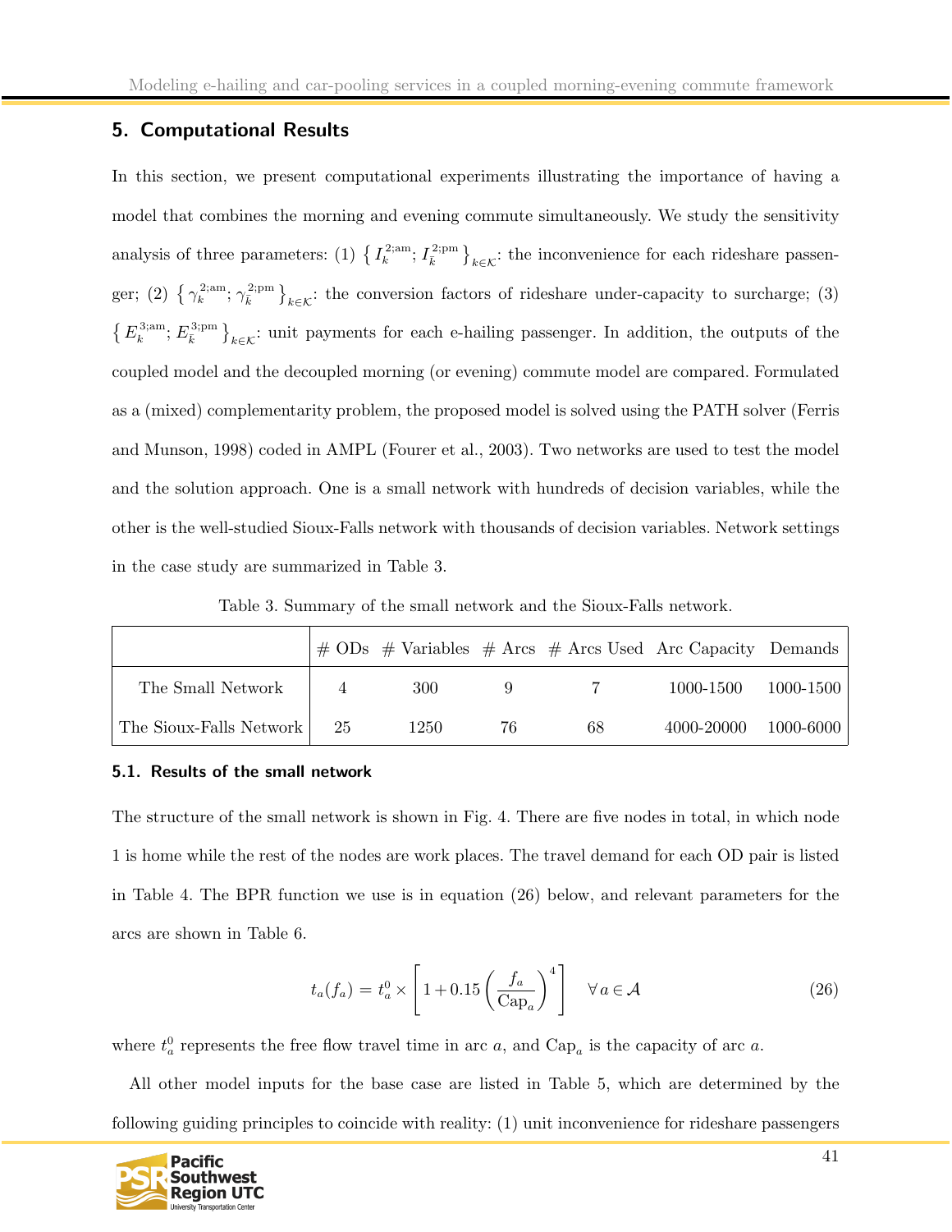## 5. Computational Results

In this section, we present computational experiments illustrating the importance of having a model that combines the morning and evening commute simultaneously. We study the sensitivity analysis of three parameters: (1) $\left\{ I_k^{2;\text{am}}; I_{\bar{k}}^{2;\text{pm}} \right\}_{k \in \mathcal{K}}$: the inconvenience for each rideshare passenger; (2) $\left\{ \gamma_k^{2;\text{am}}; \gamma_{\bar{k}}^{2;\text{pm}} \right\}_{k \in \mathcal{K}}$: the conversion factors of rideshare under-capacity to surcharge; (3) $\left\{ E_k^{3;\text{am}}; E_{\bar{k}}^{3;\text{pm}} \right\}_{k \in \mathcal{K}}$: unit payments for each e-hailing passenger. In addition, the outputs of the coupled model and the decoupled morning (or evening) commute model are compared. Formulated as a (mixed) complementarity problem, the proposed model is solved using the PATH solver (Ferris and Munson, 1998) coded in AMPL (Fourer et al., 2003). Two networks are used to test the model and the solution approach. One is a small network with hundreds of decision variables, while the other is the well-studied Sioux-Falls network with thousands of decision variables. Network settings in the case study are summarized in Table 3.

Table 3. Summary of the small network and the Sioux-Falls network.

| | # ODs | # Variables | # Arcs | # Arcs Used | Arc Capacity | Demands |
|---|---|---|---|---|---|---|
| The Small Network | 4 | 300 | 9 | 7 | 1000-1500 | 1000-1500 |
| The Sioux-Falls Network | 25 | 1250 | 76 | 68 | 4000-20000 | 1000-6000 |

### 5.1. Results of the small network

The structure of the small network is shown in Fig. 4. There are five nodes in total, in which node 1 is home while the rest of the nodes are work places. The travel demand for each OD pair is listed in Table 4. The BPR function we use is in equation (26) below, and relevant parameters for the arcs are shown in Table 6.

$$t_a(f_a) = t_a^0 \times \left[ 1 + 0.15 \left( \frac{f_a}{\text{Cap}_a} \right)^4 \right] \quad \forall\, a \in \mathcal{A} \tag{26}$$

where $t_a^0$ represents the free flow travel time in arc $a$, and $\text{Cap}_a$ is the capacity of arc $a$.

All other model inputs for the base case are listed in Table 5, which are determined by the following guiding principles to coincide with reality: (1) unit inconvenience for rideshare passengers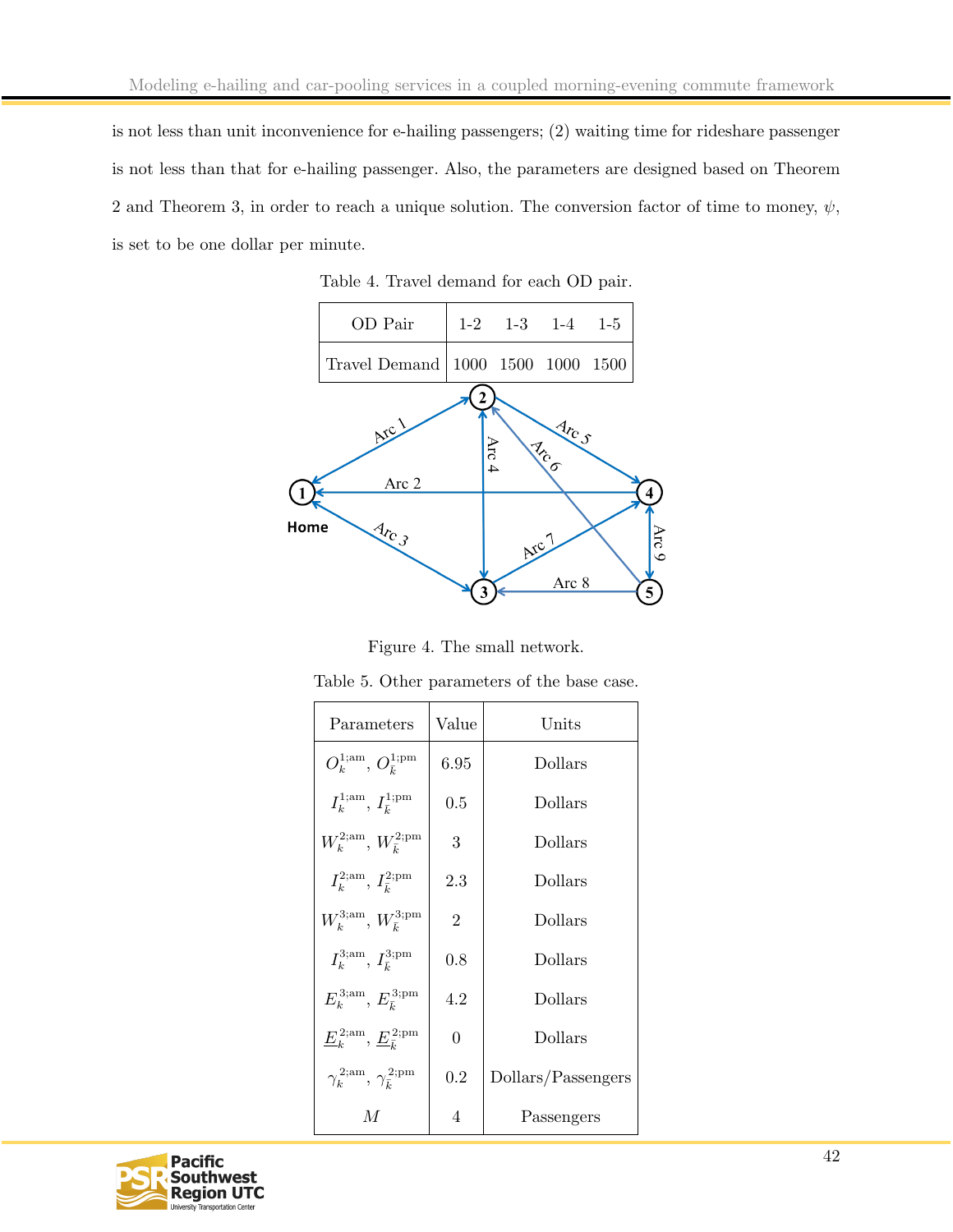is not less than unit inconvenience for e-hailing passengers; (2) waiting time for rideshare passenger is not less than that for e-hailing passenger. Also, the parameters are designed based on Theorem 2 and Theorem 3, in order to reach a unique solution. The conversion factor of time to money, $\psi$, is set to be one dollar per minute.

Table 4. Travel demand for each OD pair.

| OD Pair | 1-2 | 1-3 | 1-4 | 1-5 |
|---|---|---|---|---|
| Travel Demand | 1000 | 1500 | 1000 | 1500 |

Figure 4. The small network.

Table 5. Other parameters of the base case.

| Parameters | Value | Units |
|---|---|---|
| $O_k^{1;\text{am}}$, $O_{\bar{k}}^{1;\text{pm}}$ | 6.95 | Dollars |
| $I_k^{1;\text{am}}$, $I_{\bar{k}}^{1;\text{pm}}$ | 0.5 | Dollars |
| $W_k^{2;\text{am}}$, $W_{\bar{k}}^{2;\text{pm}}$ | 3 | Dollars |
| $I_k^{2;\text{am}}$, $I_{\bar{k}}^{2;\text{pm}}$ | 2.3 | Dollars |
| $W_k^{3;\text{am}}$, $W_{\bar{k}}^{3;\text{pm}}$ | 2 | Dollars |
| $I_k^{3;\text{am}}$, $I_{\bar{k}}^{3;\text{pm}}$ | 0.8 | Dollars |
| $E_k^{3;\text{am}}$, $E_{\bar{k}}^{3;\text{pm}}$ | 4.2 | Dollars |
| $\underline{E}_k^{2;\text{am}}$, $\underline{E}_{\bar{k}}^{2;\text{pm}}$ | 0 | Dollars |
| $\gamma_k^{2;\text{am}}$, $\gamma_{\bar{k}}^{2;\text{pm}}$ | 0.2 | Dollars/Passengers |
| $M$ | 4 | Passengers |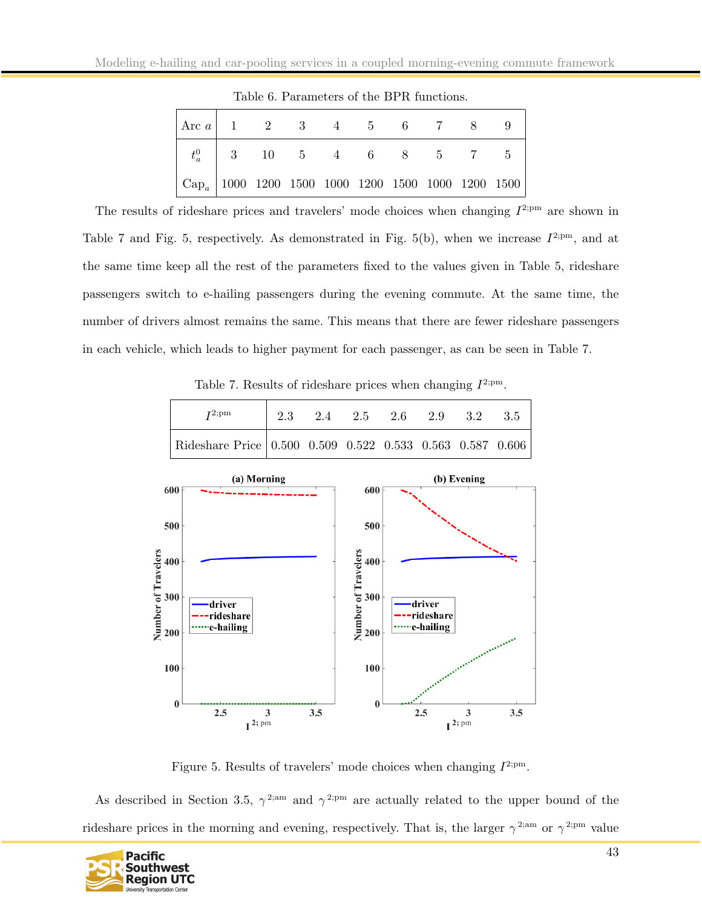Table 6. Parameters of the BPR functions.

| Arc $a$ | 1 | 2 | 3 | 4 | 5 | 6 | 7 | 8 | 9 |
|---|---|---|---|---|---|---|---|---|---|
| $t_a^0$ | 3 | 10 | 5 | 4 | 6 | 8 | 5 | 7 | 5 |
| $\text{Cap}_a$ | 1000 | 1200 | 1500 | 1000 | 1200 | 1500 | 1000 | 1200 | 1500 |

The results of rideshare prices and travelers' mode choices when changing $I^{2;\text{pm}}$ are shown in Table 7 and Fig. 5, respectively. As demonstrated in Fig. 5(b), when we increase $I^{2;\text{pm}}$, and at the same time keep all the rest of the parameters fixed to the values given in Table 5, rideshare passengers switch to e-hailing passengers during the evening commute. At the same time, the number of drivers almost remains the same. This means that there are fewer rideshare passengers in each vehicle, which leads to higher payment for each passenger, as can be seen in Table 7.

Table 7. Results of rideshare prices when changing $I^{2;\text{pm}}$.

| $I^{2;\text{pm}}$ | 2.3 | 2.4 | 2.5 | 2.6 | 2.9 | 3.2 | 3.5 |
|---|---|---|---|---|---|---|---|
| Rideshare Price | 0.500 | 0.509 | 0.522 | 0.533 | 0.563 | 0.587 | 0.606 |

Figure 5. Results of travelers' mode choices when changing $I^{2;\text{pm}}$.

As described in Section 3.5, $\gamma^{2;\text{am}}$ and $\gamma^{2;\text{pm}}$ are actually related to the upper bound of the rideshare prices in the morning and evening, respectively. That is, the larger $\gamma^{2;\text{am}}$ or $\gamma^{2;\text{pm}}$ value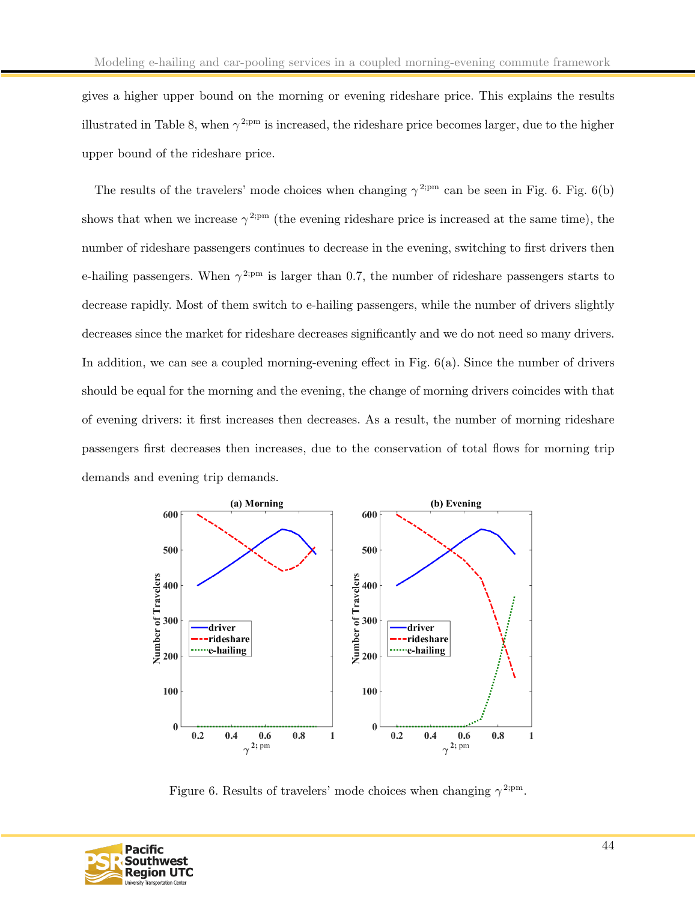gives a higher upper bound on the morning or evening rideshare price. This explains the results illustrated in Table 8, when $\gamma^{2;\text{pm}}$ is increased, the rideshare price becomes larger, due to the higher upper bound of the rideshare price.

The results of the travelers' mode choices when changing $\gamma^{2;\text{pm}}$ can be seen in Fig. 6. Fig. 6(b) shows that when we increase $\gamma^{2;\text{pm}}$ (the evening rideshare price is increased at the same time), the number of rideshare passengers continues to decrease in the evening, switching to first drivers then e-hailing passengers. When $\gamma^{2;\text{pm}}$ is larger than 0.7, the number of rideshare passengers starts to decrease rapidly. Most of them switch to e-hailing passengers, while the number of drivers slightly decreases since the market for rideshare decreases significantly and we do not need so many drivers. In addition, we can see a coupled morning-evening effect in Fig. 6(a). Since the number of drivers should be equal for the morning and the evening, the change of morning drivers coincides with that of evening drivers: it first increases then decreases. As a result, the number of morning rideshare passengers first decreases then increases, due to the conservation of total flows for morning trip demands and evening trip demands.

Figure 6. Results of travelers' mode choices when changing $\gamma^{2;\text{pm}}$.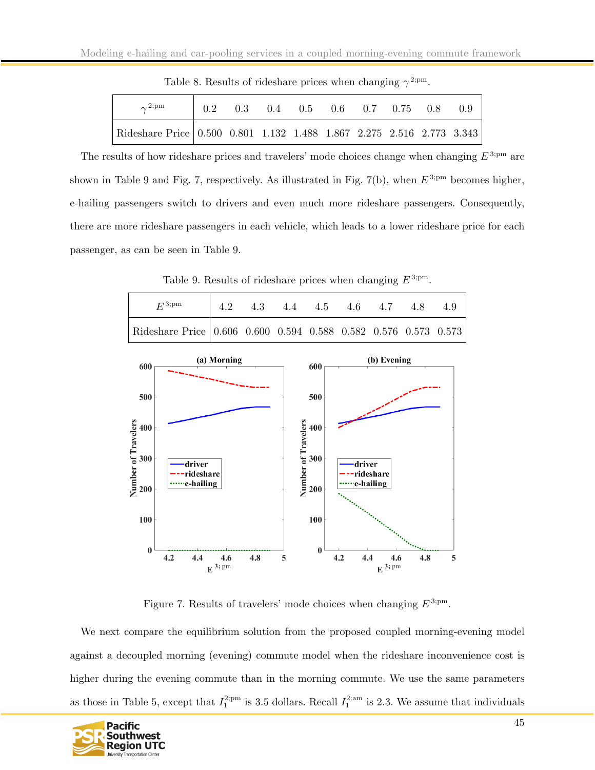Table 8. Results of rideshare prices when changing $\gamma^{2;\text{pm}}$.

| $\gamma^{2;\text{pm}}$ | 0.2 | 0.3 | 0.4 | 0.5 | 0.6 | 0.7 | 0.75 | 0.8 | 0.9 |
|---|---|---|---|---|---|---|---|---|---|
| Rideshare Price | 0.500 | 0.801 | 1.132 | 1.488 | 1.867 | 2.275 | 2.516 | 2.773 | 3.343 |

The results of how rideshare prices and travelers' mode choices change when changing $E^{3;\text{pm}}$ are shown in Table 9 and Fig. 7, respectively. As illustrated in Fig. 7(b), when $E^{3;\text{pm}}$ becomes higher, e-hailing passengers switch to drivers and even much more rideshare passengers. Consequently, there are more rideshare passengers in each vehicle, which leads to a lower rideshare price for each passenger, as can be seen in Table 9.

Table 9. Results of rideshare prices when changing $E^{3;\text{pm}}$.

| $E^{3;\text{pm}}$ | 4.2 | 4.3 | 4.4 | 4.5 | 4.6 | 4.7 | 4.8 | 4.9 |
|---|---|---|---|---|---|---|---|---|
| Rideshare Price | 0.606 | 0.600 | 0.594 | 0.588 | 0.582 | 0.576 | 0.573 | 0.573 |

Figure 7. Results of travelers' mode choices when changing $E^{3;\text{pm}}$.

We next compare the equilibrium solution from the proposed coupled morning-evening model against a decoupled morning (evening) commute model when the rideshare inconvenience cost is higher during the evening commute than in the morning commute. We use the same parameters as those in Table 5, except that $I_1^{2;\text{pm}}$ is 3.5 dollars. Recall $I_1^{2;\text{am}}$ is 2.3. We assume that individuals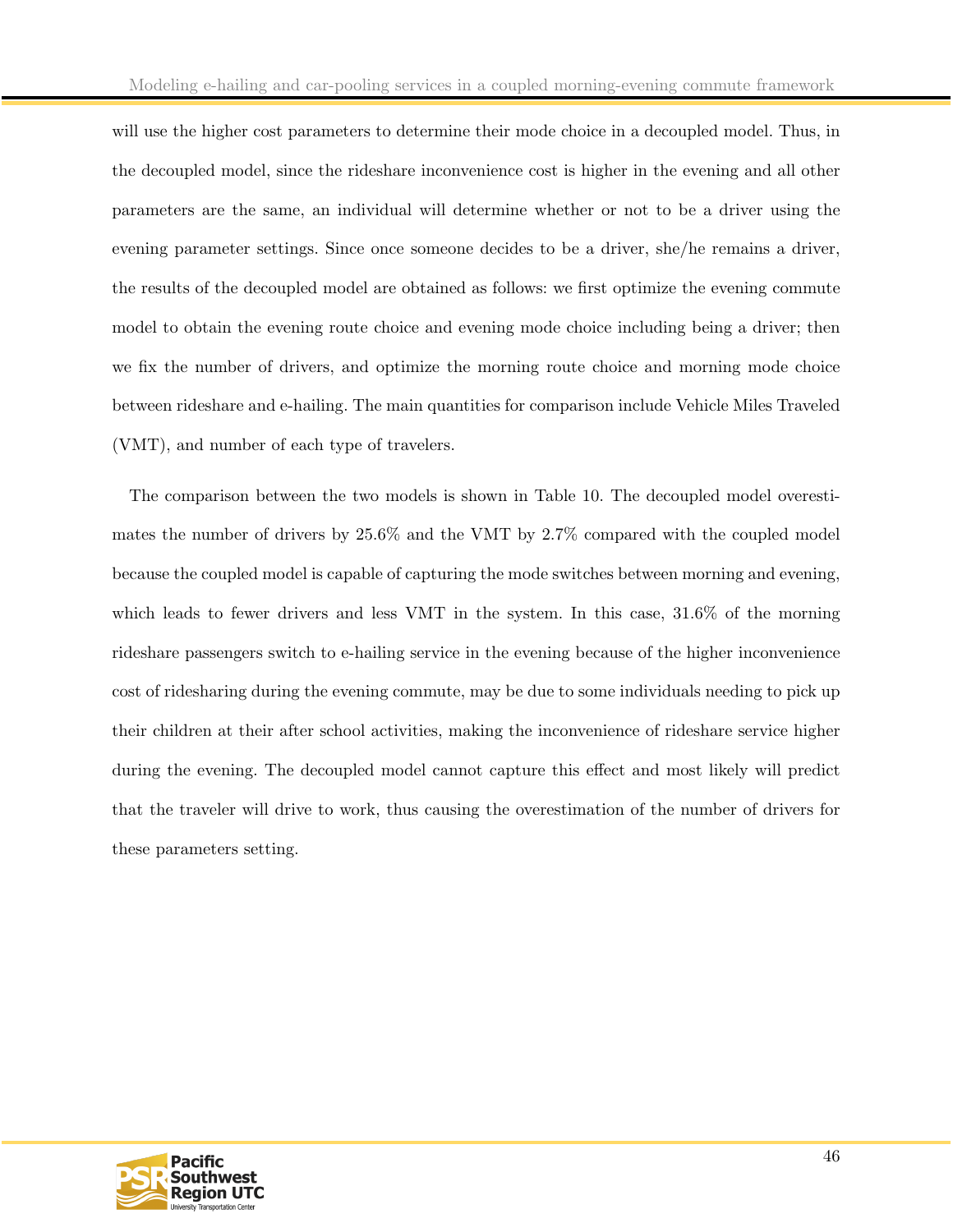will use the higher cost parameters to determine their mode choice in a decoupled model. Thus, in the decoupled model, since the rideshare inconvenience cost is higher in the evening and all other parameters are the same, an individual will determine whether or not to be a driver using the evening parameter settings. Since once someone decides to be a driver, she/he remains a driver, the results of the decoupled model are obtained as follows: we first optimize the evening commute model to obtain the evening route choice and evening mode choice including being a driver; then we fix the number of drivers, and optimize the morning route choice and morning mode choice between rideshare and e-hailing. The main quantities for comparison include Vehicle Miles Traveled (VMT), and number of each type of travelers.

The comparison between the two models is shown in Table 10. The decoupled model overestimates the number of drivers by 25.6% and the VMT by 2.7% compared with the coupled model because the coupled model is capable of capturing the mode switches between morning and evening, which leads to fewer drivers and less VMT in the system. In this case, 31.6% of the morning rideshare passengers switch to e-hailing service in the evening because of the higher inconvenience cost of ridesharing during the evening commute, may be due to some individuals needing to pick up their children at their after school activities, making the inconvenience of rideshare service higher during the evening. The decoupled model cannot capture this effect and most likely will predict that the traveler will drive to work, thus causing the overestimation of the number of drivers for these parameters setting.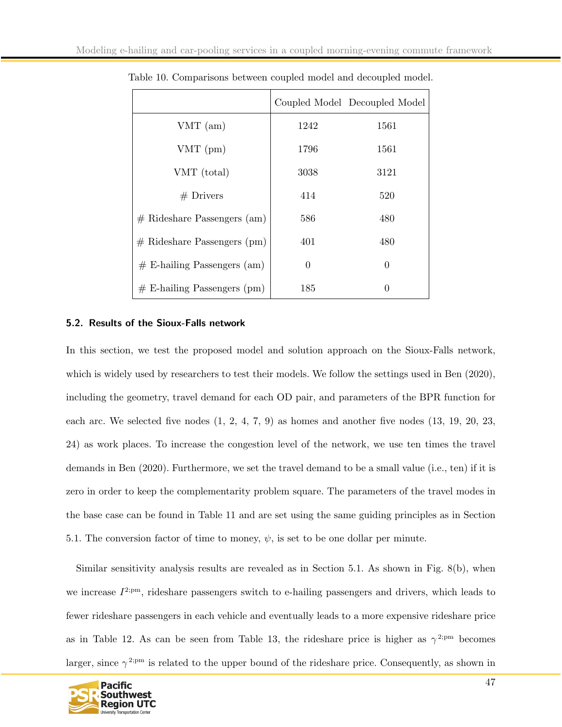Table 10. Comparisons between coupled model and decoupled model.

| | Coupled Model | Decoupled Model |
|---|---|---|
| VMT (am) | 1242 | 1561 |
| VMT (pm) | 1796 | 1561 |
| VMT (total) | 3038 | 3121 |
| # Drivers | 414 | 520 |
| # Rideshare Passengers (am) | 586 | 480 |
| # Rideshare Passengers (pm) | 401 | 480 |
| # E-hailing Passengers (am) | 0 | 0 |
| # E-hailing Passengers (pm) | 185 | 0 |

### 5.2. Results of the Sioux-Falls network

In this section, we test the proposed model and solution approach on the Sioux-Falls network, which is widely used by researchers to test their models. We follow the settings used in Ben (2020), including the geometry, travel demand for each OD pair, and parameters of the BPR function for each arc. We selected five nodes (1, 2, 4, 7, 9) as homes and another five nodes (13, 19, 20, 23, 24) as work places. To increase the congestion level of the network, we use ten times the travel demands in Ben (2020). Furthermore, we set the travel demand to be a small value (i.e., ten) if it is zero in order to keep the complementarity problem square. The parameters of the travel modes in the base case can be found in Table 11 and are set using the same guiding principles as in Section 5.1. The conversion factor of time to money, $\psi$, is set to be one dollar per minute.

Similar sensitivity analysis results are revealed as in Section 5.1. As shown in Fig. 8(b), when we increase $I^{2;\text{pm}}$, rideshare passengers switch to e-hailing passengers and drivers, which leads to fewer rideshare passengers in each vehicle and eventually leads to a more expensive rideshare price as in Table 12. As can be seen from Table 13, the rideshare price is higher as $\gamma^{2;\text{pm}}$ becomes larger, since $\gamma^{2;\text{pm}}$ is related to the upper bound of the rideshare price. Consequently, as shown in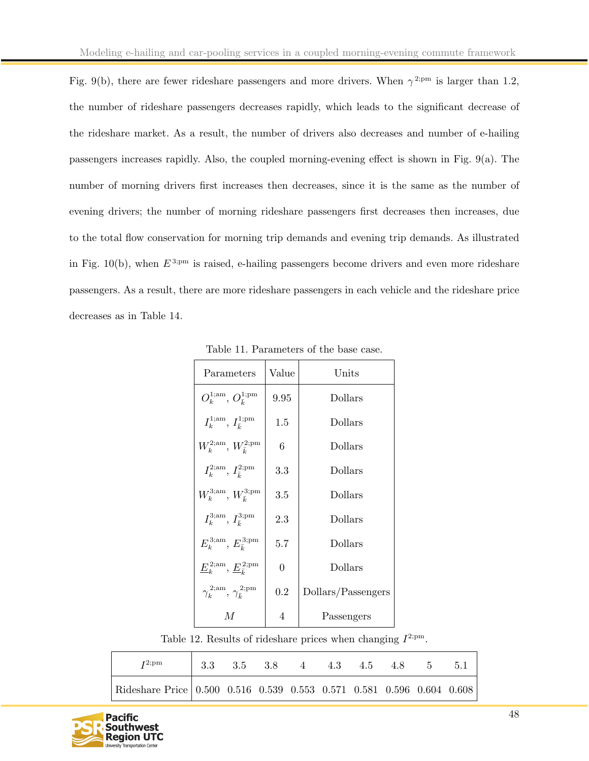Fig. 9(b), there are fewer rideshare passengers and more drivers. When $\gamma^{2;\text{pm}}$ is larger than 1.2, the number of rideshare passengers decreases rapidly, which leads to the significant decrease of the rideshare market. As a result, the number of drivers also decreases and number of e-hailing passengers increases rapidly. Also, the coupled morning-evening effect is shown in Fig. 9(a). The number of morning drivers first increases then decreases, since it is the same as the number of evening drivers; the number of morning rideshare passengers first decreases then increases, due to the total flow conservation for morning trip demands and evening trip demands. As illustrated in Fig. 10(b), when $E^{3;\text{pm}}$ is raised, e-hailing passengers become drivers and even more rideshare passengers. As a result, there are more rideshare passengers in each vehicle and the rideshare price decreases as in Table 14.

Table 11. Parameters of the base case.

| Parameters | Value | Units |
|---|---|---|
| $O_k^{1;\text{am}}$, $O_{\bar{k}}^{1;\text{pm}}$ | 9.95 | Dollars |
| $I_k^{1;\text{am}}$, $I_{\bar{k}}^{1;\text{pm}}$ | 1.5 | Dollars |
| $W_k^{2;\text{am}}$, $W_{\bar{k}}^{2;\text{pm}}$ | 6 | Dollars |
| $I_k^{2;\text{am}}$, $I_{\bar{k}}^{2;\text{pm}}$ | 3.3 | Dollars |
| $W_k^{3;\text{am}}$, $W_{\bar{k}}^{3;\text{pm}}$ | 3.5 | Dollars |
| $I_k^{3;\text{am}}$, $I_{\bar{k}}^{3;\text{pm}}$ | 2.3 | Dollars |
| $E_k^{3;\text{am}}$, $E_{\bar{k}}^{3;\text{pm}}$ | 5.7 | Dollars |
| $\underline{E}_k^{2;\text{am}}$, $\underline{E}_{\bar{k}}^{2;\text{pm}}$ | 0 | Dollars |
| $\gamma_k^{2;\text{am}}$, $\gamma_{\bar{k}}^{2;\text{pm}}$ | 0.2 | Dollars/Passengers |
| $M$ | 4 | Passengers |

Table 12. Results of rideshare prices when changing $I^{2;\text{pm}}$.

| $I^{2;\text{pm}}$ | 3.3 | 3.5 | 3.8 | 4 | 4.3 | 4.5 | 4.8 | 5 | 5.1 |
|---|---|---|---|---|---|---|---|---|---|
| Rideshare Price | 0.500 | 0.516 | 0.539 | 0.553 | 0.571 | 0.581 | 0.596 | 0.604 | 0.608 |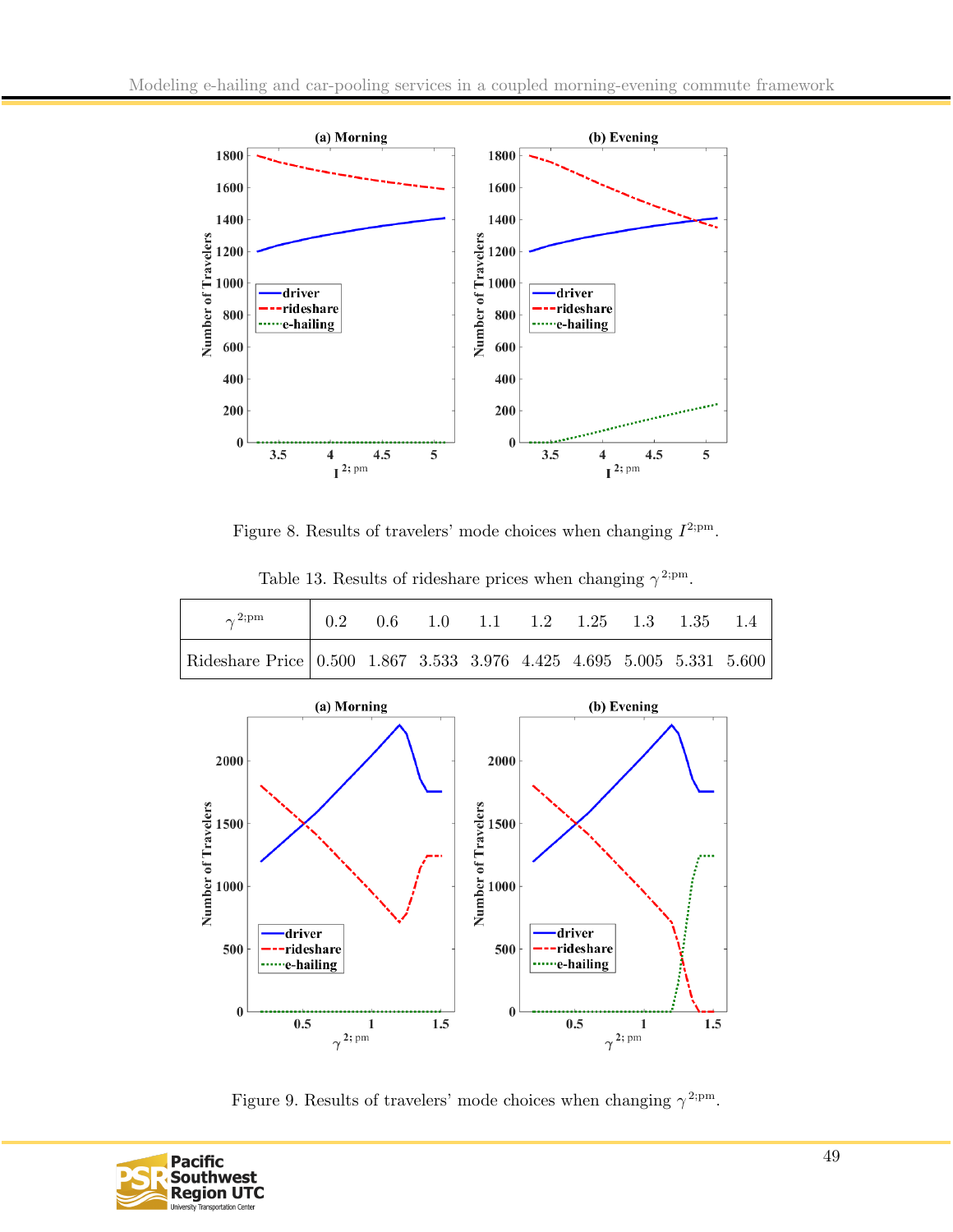Figure 8. Results of travelers' mode choices when changing $I^{2;\text{pm}}$.

Table 13. Results of rideshare prices when changing $\gamma^{2;\text{pm}}$.

| $\gamma^{2;\text{pm}}$ | 0.2 | 0.6 | 1.0 | 1.1 | 1.2 | 1.25 | 1.3 | 1.35 | 1.4 |
|---|---|---|---|---|---|---|---|---|---|
| Rideshare Price | 0.500 | 1.867 | 3.533 | 3.976 | 4.425 | 4.695 | 5.005 | 5.331 | 5.600 |

Figure 9. Results of travelers' mode choices when changing $\gamma^{2;\text{pm}}$.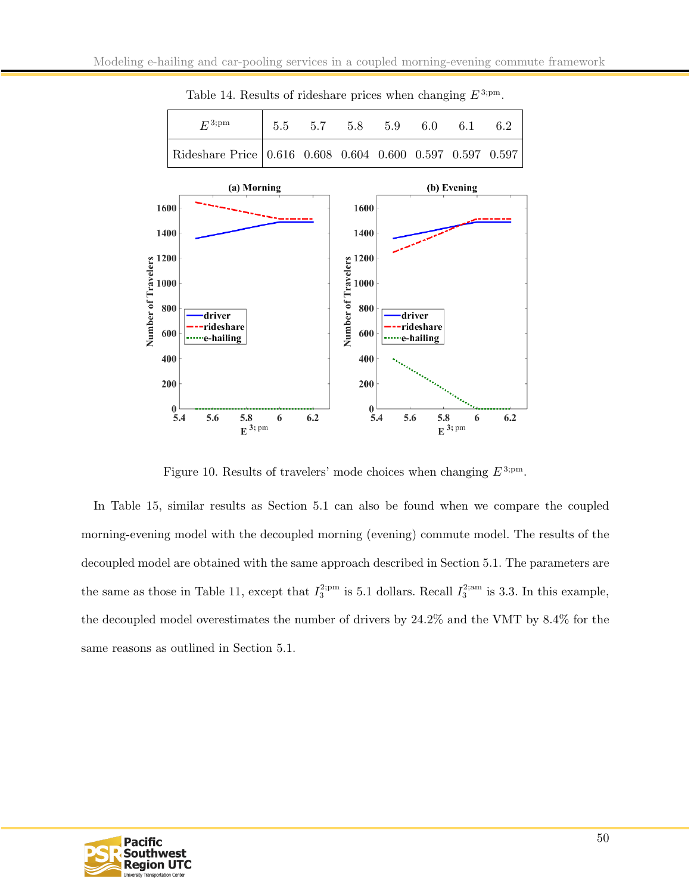Table 14. Results of rideshare prices when changing $E^{3;\text{pm}}$.

| $E^{3;\text{pm}}$ | 5.5 | 5.7 | 5.8 | 5.9 | 6.0 | 6.1 | 6.2 |
|---|---|---|---|---|---|---|---|
| Rideshare Price | 0.616 | 0.608 | 0.604 | 0.600 | 0.597 | 0.597 | 0.597 |

Figure 10. Results of travelers' mode choices when changing $E^{3;\text{pm}}$.

In Table 15, similar results as Section 5.1 can also be found when we compare the coupled morning-evening model with the decoupled morning (evening) commute model. The results of the decoupled model are obtained with the same approach described in Section 5.1. The parameters are the same as those in Table 11, except that $I_3^{2;\text{pm}}$ is 5.1 dollars. Recall $I_3^{2;\text{am}}$ is 3.3. In this example, the decoupled model overestimates the number of drivers by 24.2% and the VMT by 8.4% for the same reasons as outlined in Section 5.1.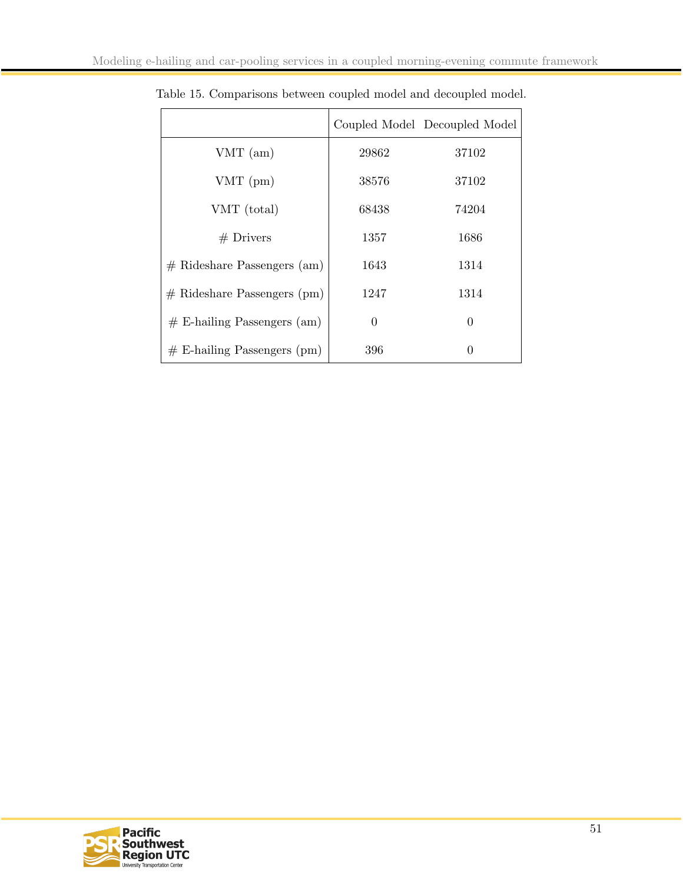Table 15. Comparisons between coupled model and decoupled model.

| | Coupled Model | Decoupled Model |
|---|---|---|
| VMT (am) | 29862 | 37102 |
| VMT (pm) | 38576 | 37102 |
| VMT (total) | 68438 | 74204 |
| # Drivers | 1357 | 1686 |
| # Rideshare Passengers (am) | 1643 | 1314 |
| # Rideshare Passengers (pm) | 1247 | 1314 |
| # E-hailing Passengers (am) | 0 | 0 |
| # E-hailing Passengers (pm) | 396 | 0 |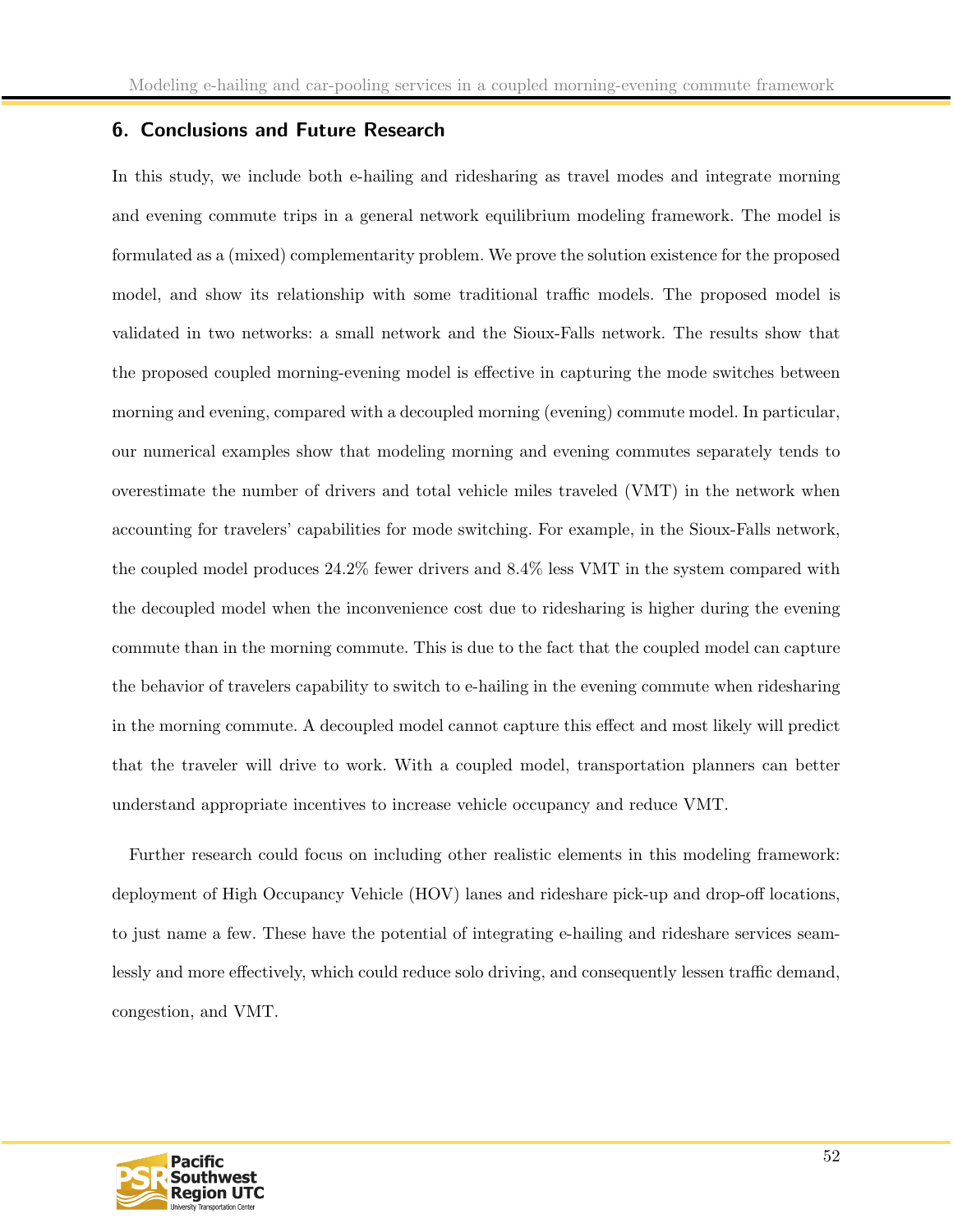## 6. Conclusions and Future Research

In this study, we include both e-hailing and ridesharing as travel modes and integrate morning and evening commute trips in a general network equilibrium modeling framework. The model is formulated as a (mixed) complementarity problem. We prove the solution existence for the proposed model, and show its relationship with some traditional traffic models. The proposed model is validated in two networks: a small network and the Sioux-Falls network. The results show that the proposed coupled morning-evening model is effective in capturing the mode switches between morning and evening, compared with a decoupled morning (evening) commute model. In particular, our numerical examples show that modeling morning and evening commutes separately tends to overestimate the number of drivers and total vehicle miles traveled (VMT) in the network when accounting for travelers' capabilities for mode switching. For example, in the Sioux-Falls network, the coupled model produces 24.2% fewer drivers and 8.4% less VMT in the system compared with the decoupled model when the inconvenience cost due to ridesharing is higher during the evening commute than in the morning commute. This is due to the fact that the coupled model can capture the behavior of travelers capability to switch to e-hailing in the evening commute when ridesharing in the morning commute. A decoupled model cannot capture this effect and most likely will predict that the traveler will drive to work. With a coupled model, transportation planners can better understand appropriate incentives to increase vehicle occupancy and reduce VMT.

Further research could focus on including other realistic elements in this modeling framework: deployment of High Occupancy Vehicle (HOV) lanes and rideshare pick-up and drop-off locations, to just name a few. These have the potential of integrating e-hailing and rideshare services seamlessly and more effectively, which could reduce solo driving, and consequently lessen traffic demand, congestion, and VMT.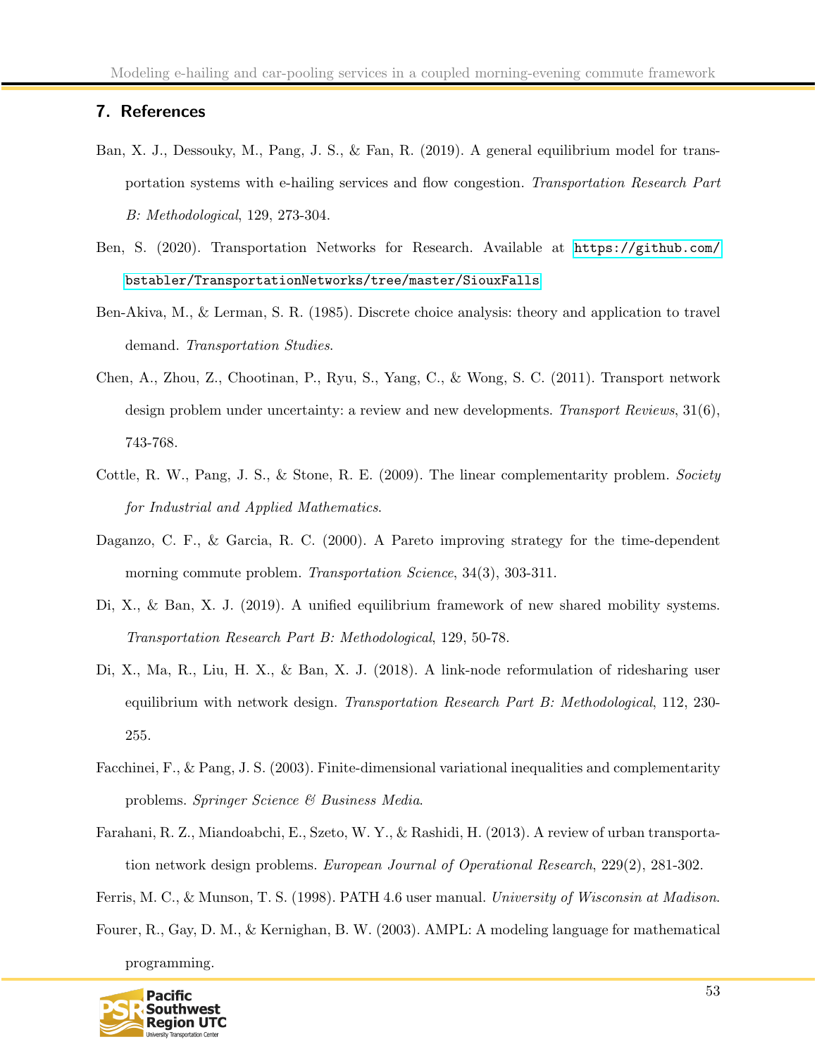## 7. References

Ban, X. J., Dessouky, M., Pang, J. S., & Fan, R. (2019). A general equilibrium model for transportation systems with e-hailing services and flow congestion. *Transportation Research Part B: Methodological*, 129, 273-304.

Ben, S. (2020). Transportation Networks for Research. Available at https://github.com/bstabler/TransportationNetworks/tree/master/SiouxFalls

Ben-Akiva, M., & Lerman, S. R. (1985). Discrete choice analysis: theory and application to travel demand. *Transportation Studies*.

Chen, A., Zhou, Z., Chootinan, P., Ryu, S., Yang, C., & Wong, S. C. (2011). Transport network design problem under uncertainty: a review and new developments. *Transport Reviews*, 31(6), 743-768.

Cottle, R. W., Pang, J. S., & Stone, R. E. (2009). The linear complementarity problem. *Society for Industrial and Applied Mathematics*.

Daganzo, C. F., & Garcia, R. C. (2000). A Pareto improving strategy for the time-dependent morning commute problem. *Transportation Science*, 34(3), 303-311.

Di, X., & Ban, X. J. (2019). A unified equilibrium framework of new shared mobility systems. *Transportation Research Part B: Methodological*, 129, 50-78.

Di, X., Ma, R., Liu, H. X., & Ban, X. J. (2018). A link-node reformulation of ridesharing user equilibrium with network design. *Transportation Research Part B: Methodological*, 112, 230-255.

Facchinei, F., & Pang, J. S. (2003). Finite-dimensional variational inequalities and complementarity problems. *Springer Science & Business Media*.

Farahani, R. Z., Miandoabchi, E., Szeto, W. Y., & Rashidi, H. (2013). A review of urban transportation network design problems. *European Journal of Operational Research*, 229(2), 281-302.

Ferris, M. C., & Munson, T. S. (1998). PATH 4.6 user manual. *University of Wisconsin at Madison*.

Fourer, R., Gay, D. M., & Kernighan, B. W. (2003). AMPL: A modeling language for mathematical programming.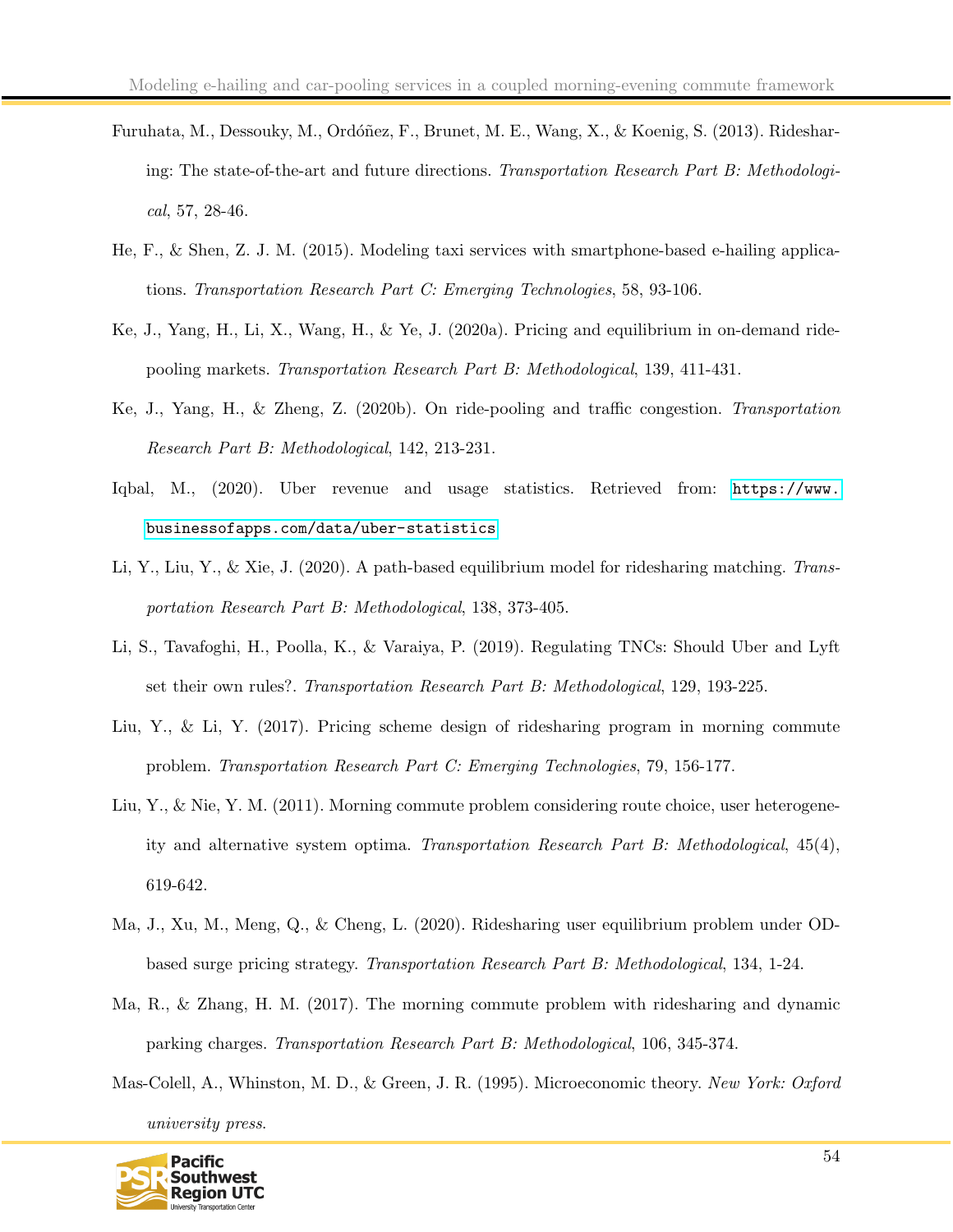Furuhata, M., Dessouky, M., Ordóñez, F., Brunet, M. E., Wang, X., & Koenig, S. (2013). Ridesharing: The state-of-the-art and future directions. *Transportation Research Part B: Methodological*, 57, 28-46.

He, F., & Shen, Z. J. M. (2015). Modeling taxi services with smartphone-based e-hailing applications. *Transportation Research Part C: Emerging Technologies*, 58, 93-106.

Ke, J., Yang, H., Li, X., Wang, H., & Ye, J. (2020a). Pricing and equilibrium in on-demand ride-pooling markets. *Transportation Research Part B: Methodological*, 139, 411-431.

Ke, J., Yang, H., & Zheng, Z. (2020b). On ride-pooling and traffic congestion. *Transportation Research Part B: Methodological*, 142, 213-231.

Iqbal, M., (2020). Uber revenue and usage statistics. Retrieved from: https://www.businessofapps.com/data/uber-statistics

Li, Y., Liu, Y., & Xie, J. (2020). A path-based equilibrium model for ridesharing matching. *Transportation Research Part B: Methodological*, 138, 373-405.

Li, S., Tavafoghi, H., Poolla, K., & Varaiya, P. (2019). Regulating TNCs: Should Uber and Lyft set their own rules?. *Transportation Research Part B: Methodological*, 129, 193-225.

Liu, Y., & Li, Y. (2017). Pricing scheme design of ridesharing program in morning commute problem. *Transportation Research Part C: Emerging Technologies*, 79, 156-177.

Liu, Y., & Nie, Y. M. (2011). Morning commute problem considering route choice, user heterogeneity and alternative system optima. *Transportation Research Part B: Methodological*, 45(4), 619-642.

Ma, J., Xu, M., Meng, Q., & Cheng, L. (2020). Ridesharing user equilibrium problem under OD-based surge pricing strategy. *Transportation Research Part B: Methodological*, 134, 1-24.

Ma, R., & Zhang, H. M. (2017). The morning commute problem with ridesharing and dynamic parking charges. *Transportation Research Part B: Methodological*, 106, 345-374.

Mas-Colell, A., Whinston, M. D., & Green, J. R. (1995). Microeconomic theory. *New York: Oxford university press.*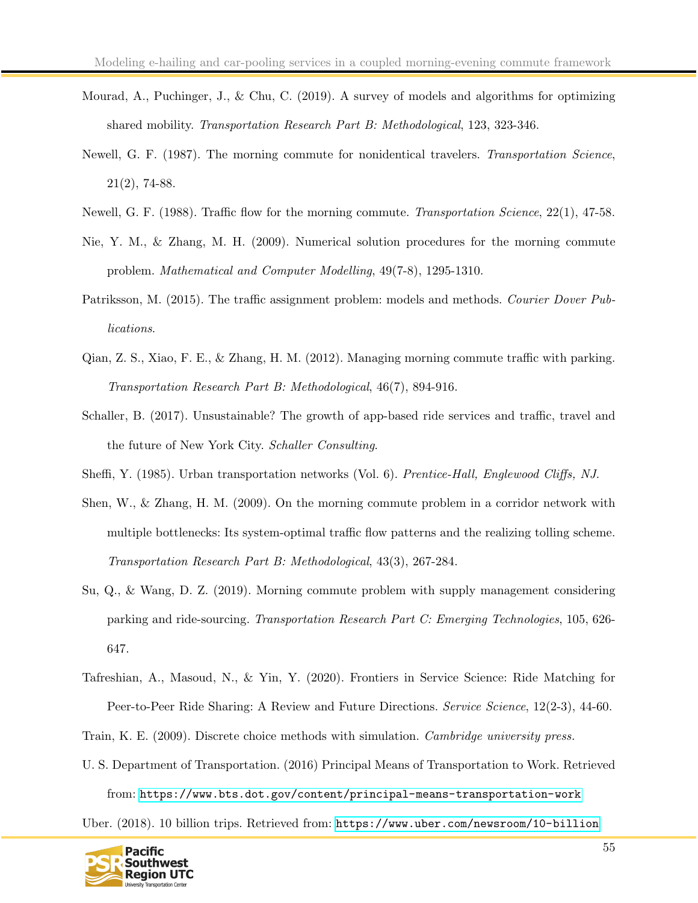Mourad, A., Puchinger, J., & Chu, C. (2019). A survey of models and algorithms for optimizing shared mobility. *Transportation Research Part B: Methodological*, 123, 323-346.

Newell, G. F. (1987). The morning commute for nonidentical travelers. *Transportation Science*, 21(2), 74-88.

Newell, G. F. (1988). Traffic flow for the morning commute. *Transportation Science*, 22(1), 47-58.

Nie, Y. M., & Zhang, M. H. (2009). Numerical solution procedures for the morning commute problem. *Mathematical and Computer Modelling*, 49(7-8), 1295-1310.

Patriksson, M. (2015). The traffic assignment problem: models and methods. *Courier Dover Publications*.

Qian, Z. S., Xiao, F. E., & Zhang, H. M. (2012). Managing morning commute traffic with parking. *Transportation Research Part B: Methodological*, 46(7), 894-916.

Schaller, B. (2017). Unsustainable? The growth of app-based ride services and traffic, travel and the future of New York City. *Schaller Consulting*.

Sheffi, Y. (1985). Urban transportation networks (Vol. 6). *Prentice-Hall, Englewood Cliffs, NJ*.

Shen, W., & Zhang, H. M. (2009). On the morning commute problem in a corridor network with multiple bottlenecks: Its system-optimal traffic flow patterns and the realizing tolling scheme. *Transportation Research Part B: Methodological*, 43(3), 267-284.

Su, Q., & Wang, D. Z. (2019). Morning commute problem with supply management considering parking and ride-sourcing. *Transportation Research Part C: Emerging Technologies*, 105, 626-647.

Tafreshian, A., Masoud, N., & Yin, Y. (2020). Frontiers in Service Science: Ride Matching for Peer-to-Peer Ride Sharing: A Review and Future Directions. *Service Science*, 12(2-3), 44-60.

Train, K. E. (2009). Discrete choice methods with simulation. *Cambridge university press*.

U. S. Department of Transportation. (2016) Principal Means of Transportation to Work. Retrieved from: https://www.bts.dot.gov/content/principal-means-transportation-work

Uber. (2018). 10 billion trips. Retrieved from: https://www.uber.com/newsroom/10-billion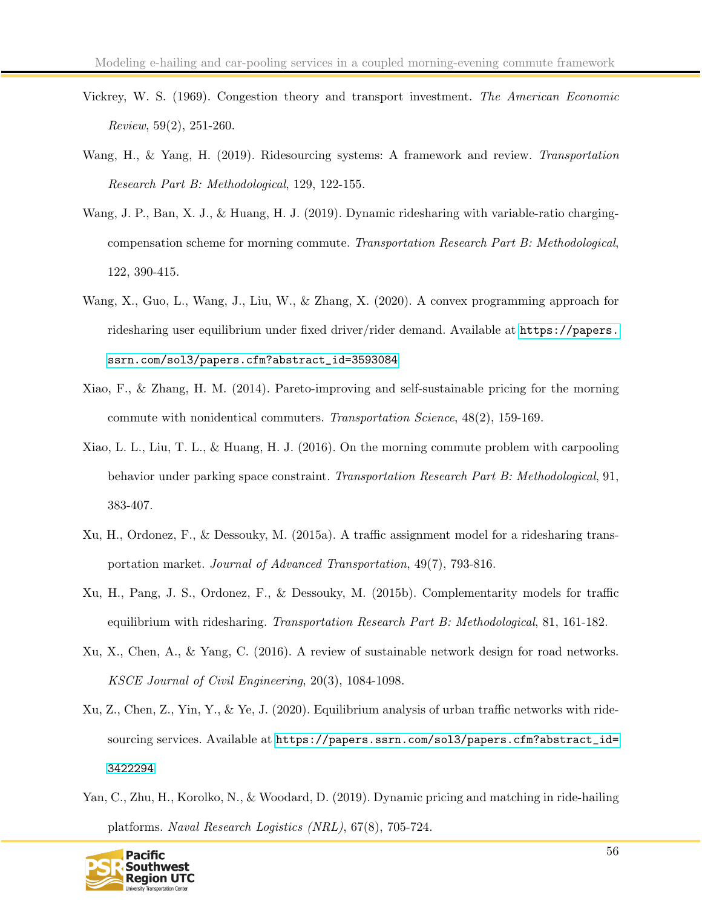Vickrey, W. S. (1969). Congestion theory and transport investment. *The American Economic Review*, 59(2), 251-260.

Wang, H., & Yang, H. (2019). Ridesourcing systems: A framework and review. *Transportation Research Part B: Methodological*, 129, 122-155.

Wang, J. P., Ban, X. J., & Huang, H. J. (2019). Dynamic ridesharing with variable-ratio charging-compensation scheme for morning commute. *Transportation Research Part B: Methodological*, 122, 390-415.

Wang, X., Guo, L., Wang, J., Liu, W., & Zhang, X. (2020). A convex programming approach for ridesharing user equilibrium under fixed driver/rider demand. Available at https://papers.ssrn.com/sol3/papers.cfm?abstract_id=3593084

Xiao, F., & Zhang, H. M. (2014). Pareto-improving and self-sustainable pricing for the morning commute with nonidentical commuters. *Transportation Science*, 48(2), 159-169.

Xiao, L. L., Liu, T. L., & Huang, H. J. (2016). On the morning commute problem with carpooling behavior under parking space constraint. *Transportation Research Part B: Methodological*, 91, 383-407.

Xu, H., Ordonez, F., & Dessouky, M. (2015a). A traffic assignment model for a ridesharing transportation market. *Journal of Advanced Transportation*, 49(7), 793-816.

Xu, H., Pang, J. S., Ordonez, F., & Dessouky, M. (2015b). Complementarity models for traffic equilibrium with ridesharing. *Transportation Research Part B: Methodological*, 81, 161-182.

Xu, X., Chen, A., & Yang, C. (2016). A review of sustainable network design for road networks. *KSCE Journal of Civil Engineering*, 20(3), 1084-1098.

Xu, Z., Chen, Z., Yin, Y., & Ye, J. (2020). Equilibrium analysis of urban traffic networks with ride-sourcing services. Available at https://papers.ssrn.com/sol3/papers.cfm?abstract_id=3422294

Yan, C., Zhu, H., Korolko, N., & Woodard, D. (2019). Dynamic pricing and matching in ride-hailing platforms. *Naval Research Logistics (NRL)*, 67(8), 705-724.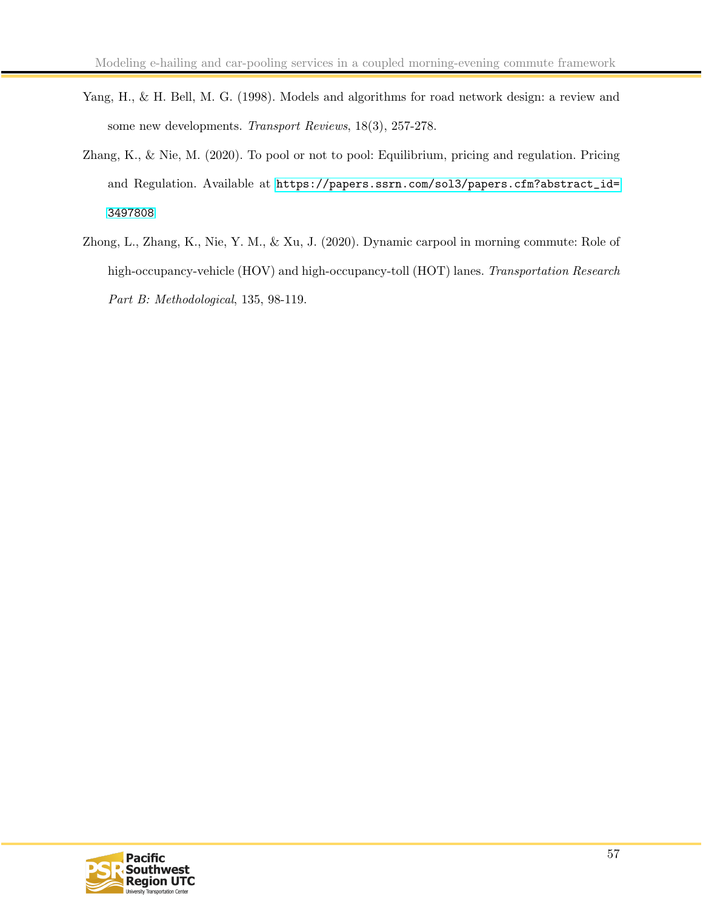Yang, H., & H. Bell, M. G. (1998). Models and algorithms for road network design: a review and some new developments. *Transport Reviews*, 18(3), 257-278.

Zhang, K., & Nie, M. (2020). To pool or not to pool: Equilibrium, pricing and regulation. Pricing and Regulation. Available at https://papers.ssrn.com/sol3/papers.cfm?abstract_id=3497808

Zhong, L., Zhang, K., Nie, Y. M., & Xu, J. (2020). Dynamic carpool in morning commute: Role of high-occupancy-vehicle (HOV) and high-occupancy-toll (HOT) lanes. *Transportation Research Part B: Methodological*, 135, 98-119.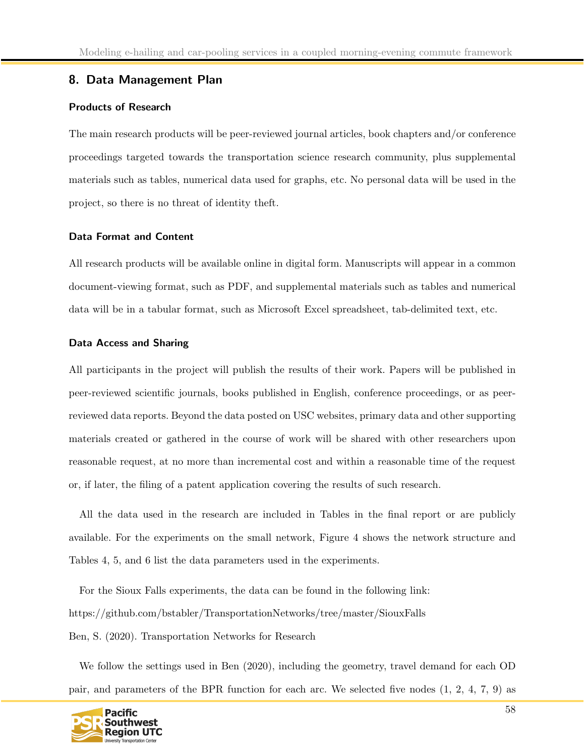## 8. Data Management Plan

### Products of Research

The main research products will be peer-reviewed journal articles, book chapters and/or conference proceedings targeted towards the transportation science research community, plus supplemental materials such as tables, numerical data used for graphs, etc. No personal data will be used in the project, so there is no threat of identity theft.

### Data Format and Content

All research products will be available online in digital form. Manuscripts will appear in a common document-viewing format, such as PDF, and supplemental materials such as tables and numerical data will be in a tabular format, such as Microsoft Excel spreadsheet, tab-delimited text, etc.

### Data Access and Sharing

All participants in the project will publish the results of their work. Papers will be published in peer-reviewed scientific journals, books published in English, conference proceedings, or as peer-reviewed data reports. Beyond the data posted on USC websites, primary data and other supporting materials created or gathered in the course of work will be shared with other researchers upon reasonable request, at no more than incremental cost and within a reasonable time of the request or, if later, the filing of a patent application covering the results of such research.

All the data used in the research are included in Tables in the final report or are publicly available. For the experiments on the small network, Figure 4 shows the network structure and Tables 4, 5, and 6 list the data parameters used in the experiments.

For the Sioux Falls experiments, the data can be found in the following link:
https://github.com/bstabler/TransportationNetworks/tree/master/SiouxFalls
Ben, S. (2020). Transportation Networks for Research

We follow the settings used in Ben (2020), including the geometry, travel demand for each OD pair, and parameters of the BPR function for each arc. We selected five nodes (1, 2, 4, 7, 9) as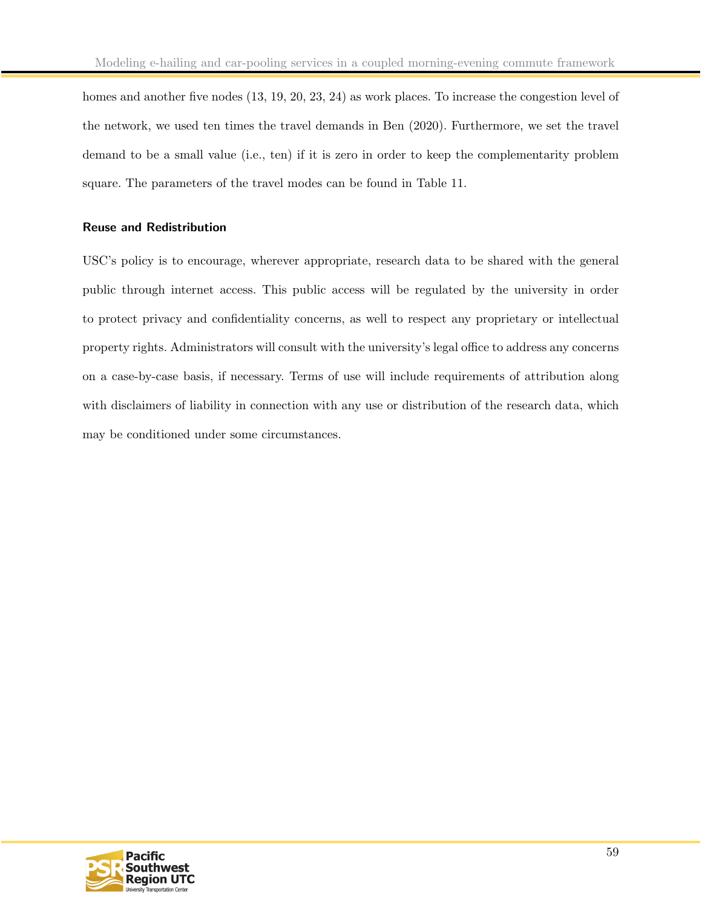homes and another five nodes (13, 19, 20, 23, 24) as work places. To increase the congestion level of the network, we used ten times the travel demands in Ben (2020). Furthermore, we set the travel demand to be a small value (i.e., ten) if it is zero in order to keep the complementarity problem square. The parameters of the travel modes can be found in Table 11.

### Reuse and Redistribution

USC's policy is to encourage, wherever appropriate, research data to be shared with the general public through internet access. This public access will be regulated by the university in order to protect privacy and confidentiality concerns, as well to respect any proprietary or intellectual property rights. Administrators will consult with the university's legal office to address any concerns on a case-by-case basis, if necessary. Terms of use will include requirements of attribution along with disclaimers of liability in connection with any use or distribution of the research data, which may be conditioned under some circumstances.